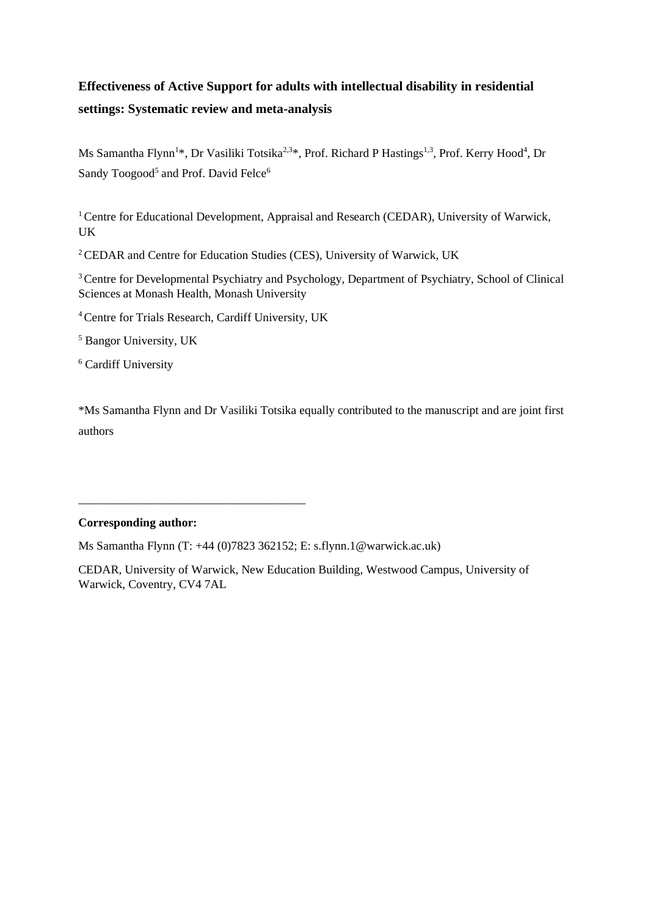# Effectiveness of Active Support for adults with intellectual disability in residential settings: Systematic review and meta-analysis

Ms Samantha Flynn[1]*, Dr Vasiliki Totsika[2,3]*, Prof. Richard P Hastings[1,3], Prof. Kerry Hood[4], Dr Sandy Toogood[5] and Prof. David Felce[6]

[1] Centre for Educational Development, Appraisal and Research (CEDAR), University of Warwick, UK

[2] CEDAR and Centre for Education Studies (CES), University of Warwick, UK

[3] Centre for Developmental Psychiatry and Psychology, Department of Psychiatry, School of Clinical Sciences at Monash Health, Monash University

[4] Centre for Trials Research, Cardiff University, UK

[5] Bangor University, UK

[6] Cardiff University

*Ms Samantha Flynn and Dr Vasiliki Totsika equally contributed to the manuscript and are joint first authors

---

**Corresponding author:**

Ms Samantha Flynn (T: +44 (0)7823 362152; E: s.flynn.1@warwick.ac.uk)

CEDAR, University of Warwick, New Education Building, Westwood Campus, University of Warwick, Coventry, CV4 7AL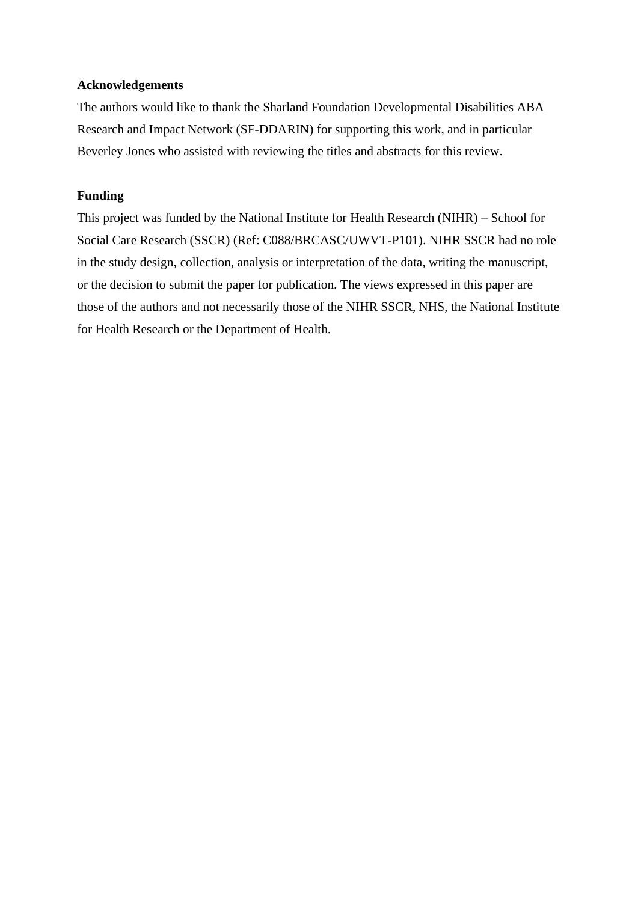**Acknowledgements**

The authors would like to thank the Sharland Foundation Developmental Disabilities ABA Research and Impact Network (SF-DDARIN) for supporting this work, and in particular Beverley Jones who assisted with reviewing the titles and abstracts for this review.

**Funding**

This project was funded by the National Institute for Health Research (NIHR) – School for Social Care Research (SSCR) (Ref: C088/BRCASC/UWVT-P101). NIHR SSCR had no role in the study design, collection, analysis or interpretation of the data, writing the manuscript, or the decision to submit the paper for publication. The views expressed in this paper are those of the authors and not necessarily those of the NIHR SSCR, NHS, the National Institute for Health Research or the Department of Health.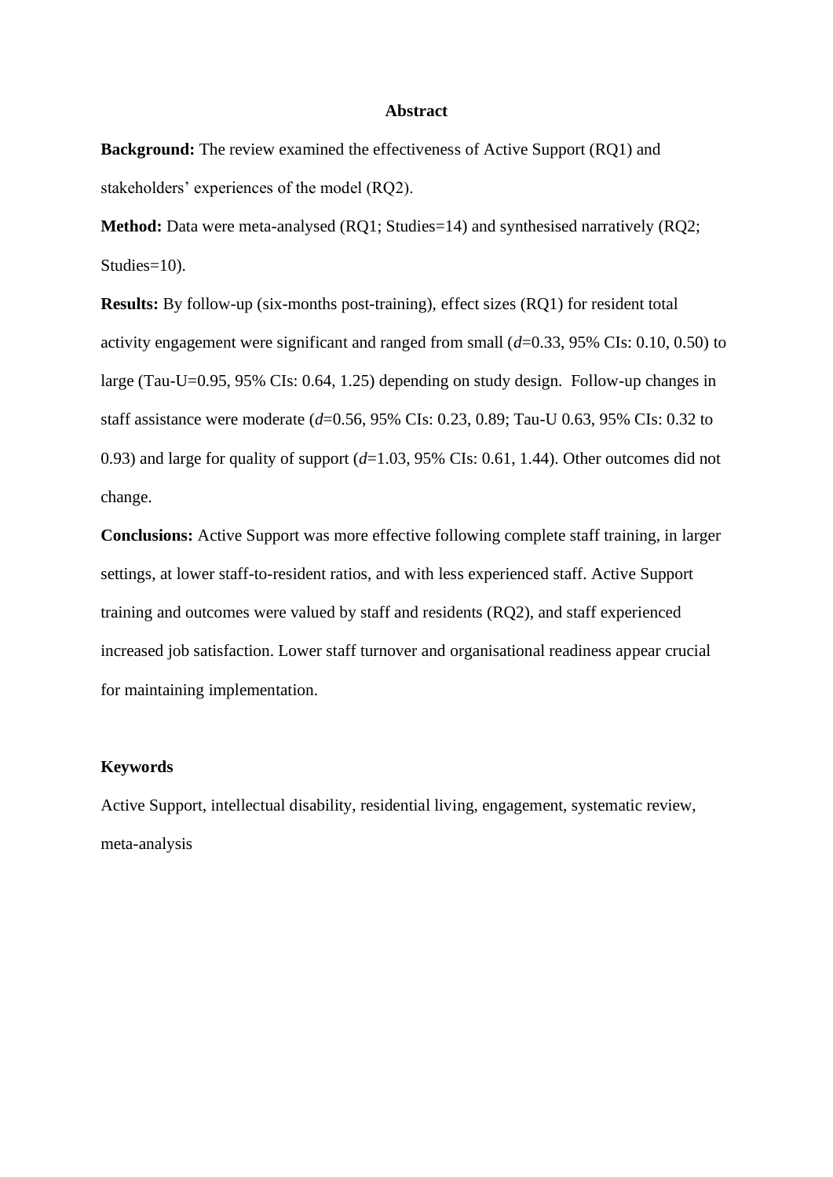# Abstract

**Background:** The review examined the effectiveness of Active Support (RQ1) and stakeholders' experiences of the model (RQ2).

**Method:** Data were meta-analysed (RQ1; Studies=14) and synthesised narratively (RQ2; Studies=10).

**Results:** By follow-up (six-months post-training), effect sizes (RQ1) for resident total activity engagement were significant and ranged from small ($d$=0.33, 95% CIs: 0.10, 0.50) to large (Tau-U=0.95, 95% CIs: 0.64, 1.25) depending on study design. Follow-up changes in staff assistance were moderate ($d$=0.56, 95% CIs: 0.23, 0.89; Tau-U 0.63, 95% CIs: 0.32 to 0.93) and large for quality of support ($d$=1.03, 95% CIs: 0.61, 1.44). Other outcomes did not change.

**Conclusions:** Active Support was more effective following complete staff training, in larger settings, at lower staff-to-resident ratios, and with less experienced staff. Active Support training and outcomes were valued by staff and residents (RQ2), and staff experienced increased job satisfaction. Lower staff turnover and organisational readiness appear crucial for maintaining implementation.

**Keywords**

Active Support, intellectual disability, residential living, engagement, systematic review, meta-analysis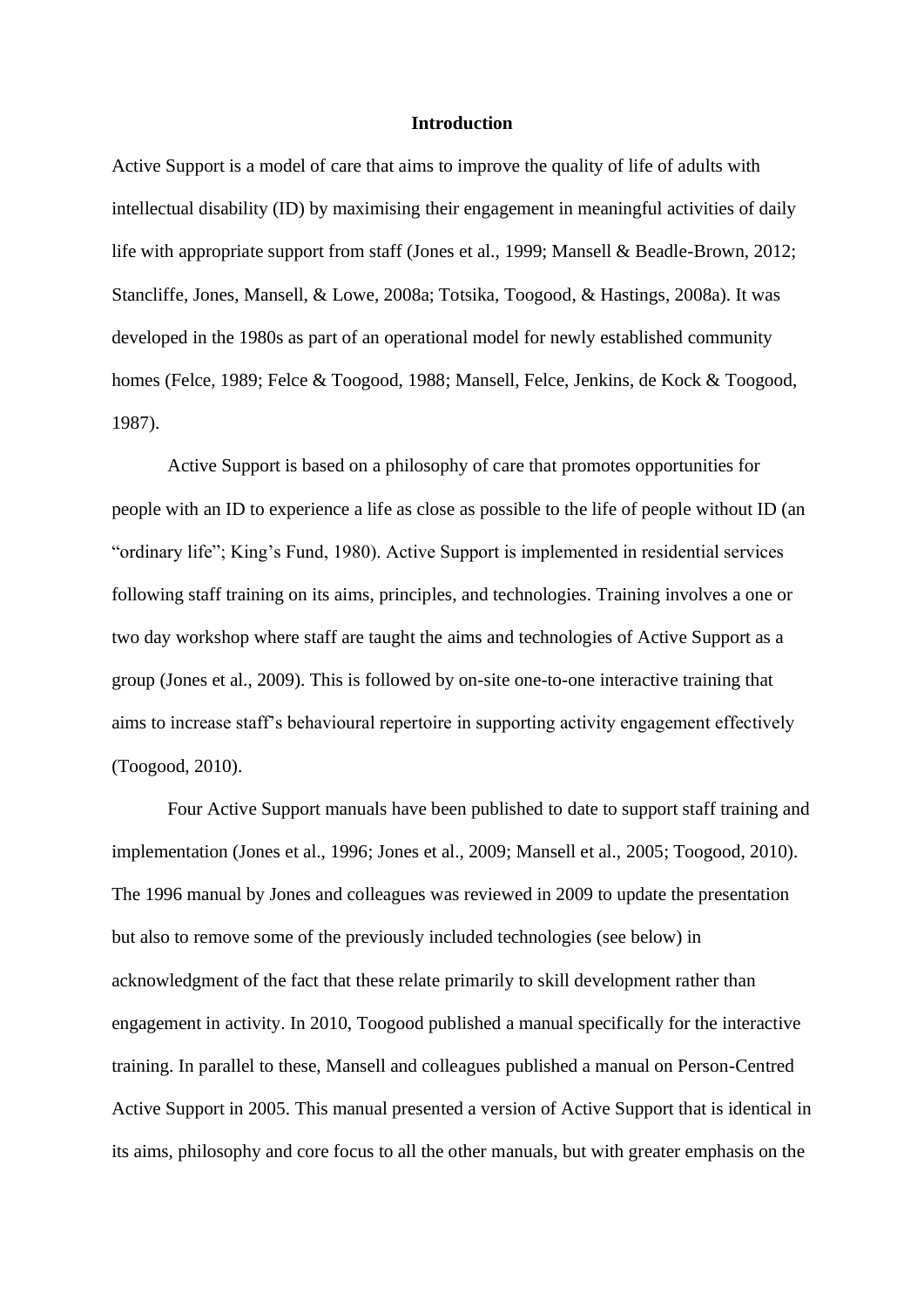# Introduction

Active Support is a model of care that aims to improve the quality of life of adults with intellectual disability (ID) by maximising their engagement in meaningful activities of daily life with appropriate support from staff (Jones et al., 1999; Mansell & Beadle-Brown, 2012; Stancliffe, Jones, Mansell, & Lowe, 2008a; Totsika, Toogood, & Hastings, 2008a). It was developed in the 1980s as part of an operational model for newly established community homes (Felce, 1989; Felce & Toogood, 1988; Mansell, Felce, Jenkins, de Kock & Toogood, 1987).

Active Support is based on a philosophy of care that promotes opportunities for people with an ID to experience a life as close as possible to the life of people without ID (an "ordinary life"; King's Fund, 1980). Active Support is implemented in residential services following staff training on its aims, principles, and technologies. Training involves a one or two day workshop where staff are taught the aims and technologies of Active Support as a group (Jones et al., 2009). This is followed by on-site one-to-one interactive training that aims to increase staff's behavioural repertoire in supporting activity engagement effectively (Toogood, 2010).

Four Active Support manuals have been published to date to support staff training and implementation (Jones et al., 1996; Jones et al., 2009; Mansell et al., 2005; Toogood, 2010). The 1996 manual by Jones and colleagues was reviewed in 2009 to update the presentation but also to remove some of the previously included technologies (see below) in acknowledgment of the fact that these relate primarily to skill development rather than engagement in activity. In 2010, Toogood published a manual specifically for the interactive training. In parallel to these, Mansell and colleagues published a manual on Person-Centred Active Support in 2005. This manual presented a version of Active Support that is identical in its aims, philosophy and core focus to all the other manuals, but with greater emphasis on the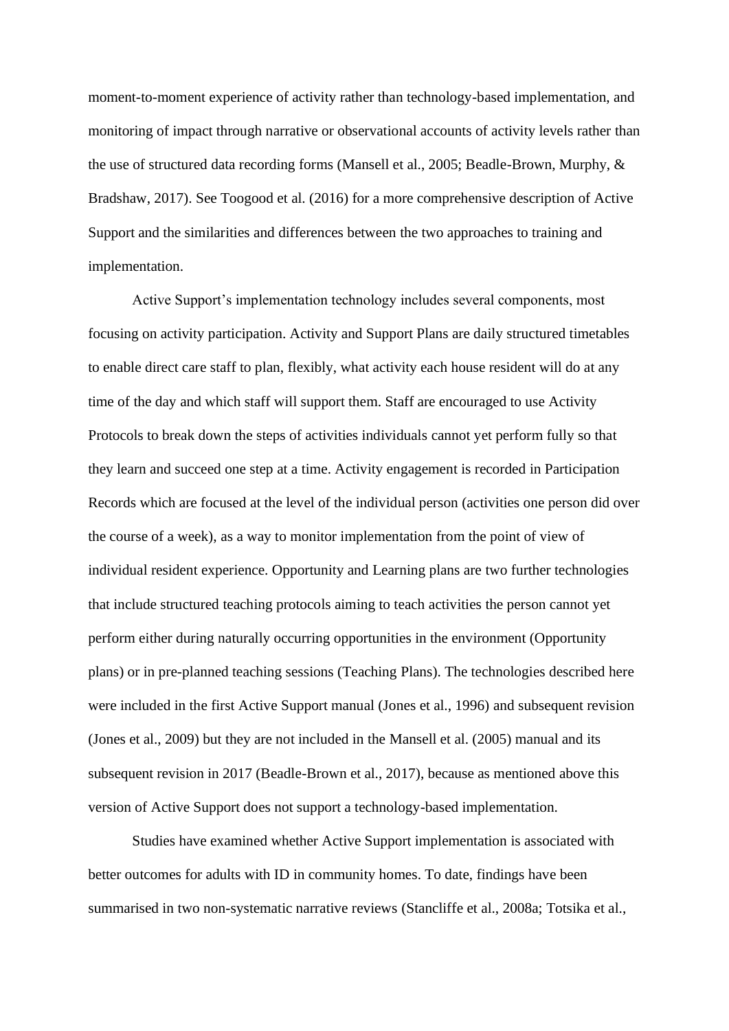moment-to-moment experience of activity rather than technology-based implementation, and monitoring of impact through narrative or observational accounts of activity levels rather than the use of structured data recording forms (Mansell et al., 2005; Beadle-Brown, Murphy, & Bradshaw, 2017). See Toogood et al. (2016) for a more comprehensive description of Active Support and the similarities and differences between the two approaches to training and implementation.

Active Support's implementation technology includes several components, most focusing on activity participation. Activity and Support Plans are daily structured timetables to enable direct care staff to plan, flexibly, what activity each house resident will do at any time of the day and which staff will support them. Staff are encouraged to use Activity Protocols to break down the steps of activities individuals cannot yet perform fully so that they learn and succeed one step at a time. Activity engagement is recorded in Participation Records which are focused at the level of the individual person (activities one person did over the course of a week), as a way to monitor implementation from the point of view of individual resident experience. Opportunity and Learning plans are two further technologies that include structured teaching protocols aiming to teach activities the person cannot yet perform either during naturally occurring opportunities in the environment (Opportunity plans) or in pre-planned teaching sessions (Teaching Plans). The technologies described here were included in the first Active Support manual (Jones et al., 1996) and subsequent revision (Jones et al., 2009) but they are not included in the Mansell et al. (2005) manual and its subsequent revision in 2017 (Beadle-Brown et al., 2017), because as mentioned above this version of Active Support does not support a technology-based implementation.

Studies have examined whether Active Support implementation is associated with better outcomes for adults with ID in community homes. To date, findings have been summarised in two non-systematic narrative reviews (Stancliffe et al., 2008a; Totsika et al.,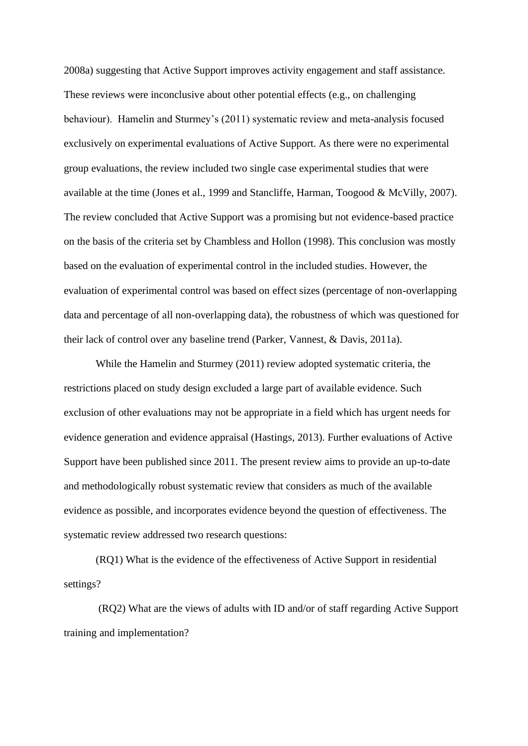2008a) suggesting that Active Support improves activity engagement and staff assistance. These reviews were inconclusive about other potential effects (e.g., on challenging behaviour). Hamelin and Sturmey's (2011) systematic review and meta-analysis focused exclusively on experimental evaluations of Active Support. As there were no experimental group evaluations, the review included two single case experimental studies that were available at the time (Jones et al., 1999 and Stancliffe, Harman, Toogood & McVilly, 2007). The review concluded that Active Support was a promising but not evidence-based practice on the basis of the criteria set by Chambless and Hollon (1998). This conclusion was mostly based on the evaluation of experimental control in the included studies. However, the evaluation of experimental control was based on effect sizes (percentage of non-overlapping data and percentage of all non-overlapping data), the robustness of which was questioned for their lack of control over any baseline trend (Parker, Vannest, & Davis, 2011a).

While the Hamelin and Sturmey (2011) review adopted systematic criteria, the restrictions placed on study design excluded a large part of available evidence. Such exclusion of other evaluations may not be appropriate in a field which has urgent needs for evidence generation and evidence appraisal (Hastings, 2013). Further evaluations of Active Support have been published since 2011. The present review aims to provide an up-to-date and methodologically robust systematic review that considers as much of the available evidence as possible, and incorporates evidence beyond the question of effectiveness. The systematic review addressed two research questions:

(RQ1) What is the evidence of the effectiveness of Active Support in residential settings?

(RQ2) What are the views of adults with ID and/or of staff regarding Active Support training and implementation?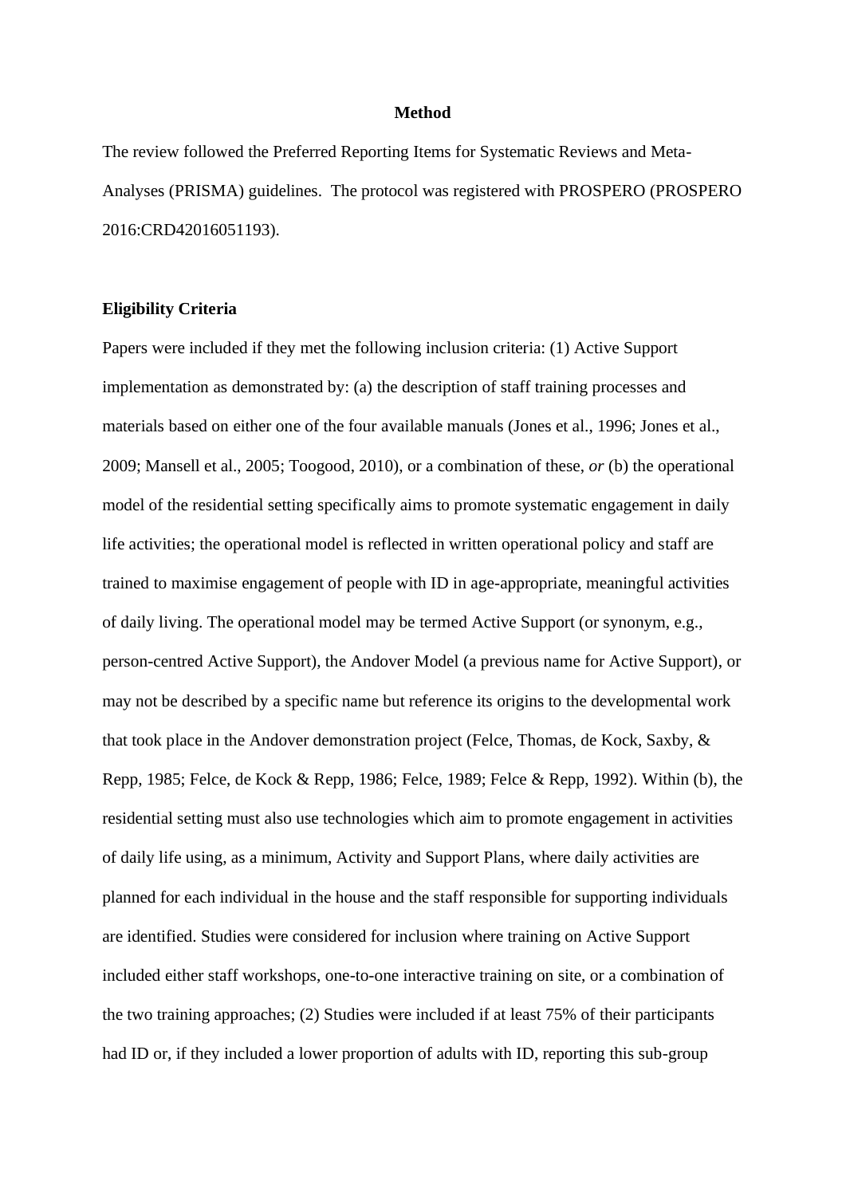## Method

The review followed the Preferred Reporting Items for Systematic Reviews and Meta-Analyses (PRISMA) guidelines. The protocol was registered with PROSPERO (PROSPERO 2016:CRD42016051193).

### Eligibility Criteria

Papers were included if they met the following inclusion criteria: (1) Active Support implementation as demonstrated by: (a) the description of staff training processes and materials based on either one of the four available manuals (Jones et al., 1996; Jones et al., 2009; Mansell et al., 2005; Toogood, 2010), or a combination of these, *or* (b) the operational model of the residential setting specifically aims to promote systematic engagement in daily life activities; the operational model is reflected in written operational policy and staff are trained to maximise engagement of people with ID in age-appropriate, meaningful activities of daily living. The operational model may be termed Active Support (or synonym, e.g., person-centred Active Support), the Andover Model (a previous name for Active Support), or may not be described by a specific name but reference its origins to the developmental work that took place in the Andover demonstration project (Felce, Thomas, de Kock, Saxby, & Repp, 1985; Felce, de Kock & Repp, 1986; Felce, 1989; Felce & Repp, 1992). Within (b), the residential setting must also use technologies which aim to promote engagement in activities of daily life using, as a minimum, Activity and Support Plans, where daily activities are planned for each individual in the house and the staff responsible for supporting individuals are identified. Studies were considered for inclusion where training on Active Support included either staff workshops, one-to-one interactive training on site, or a combination of the two training approaches; (2) Studies were included if at least 75% of their participants had ID or, if they included a lower proportion of adults with ID, reporting this sub-group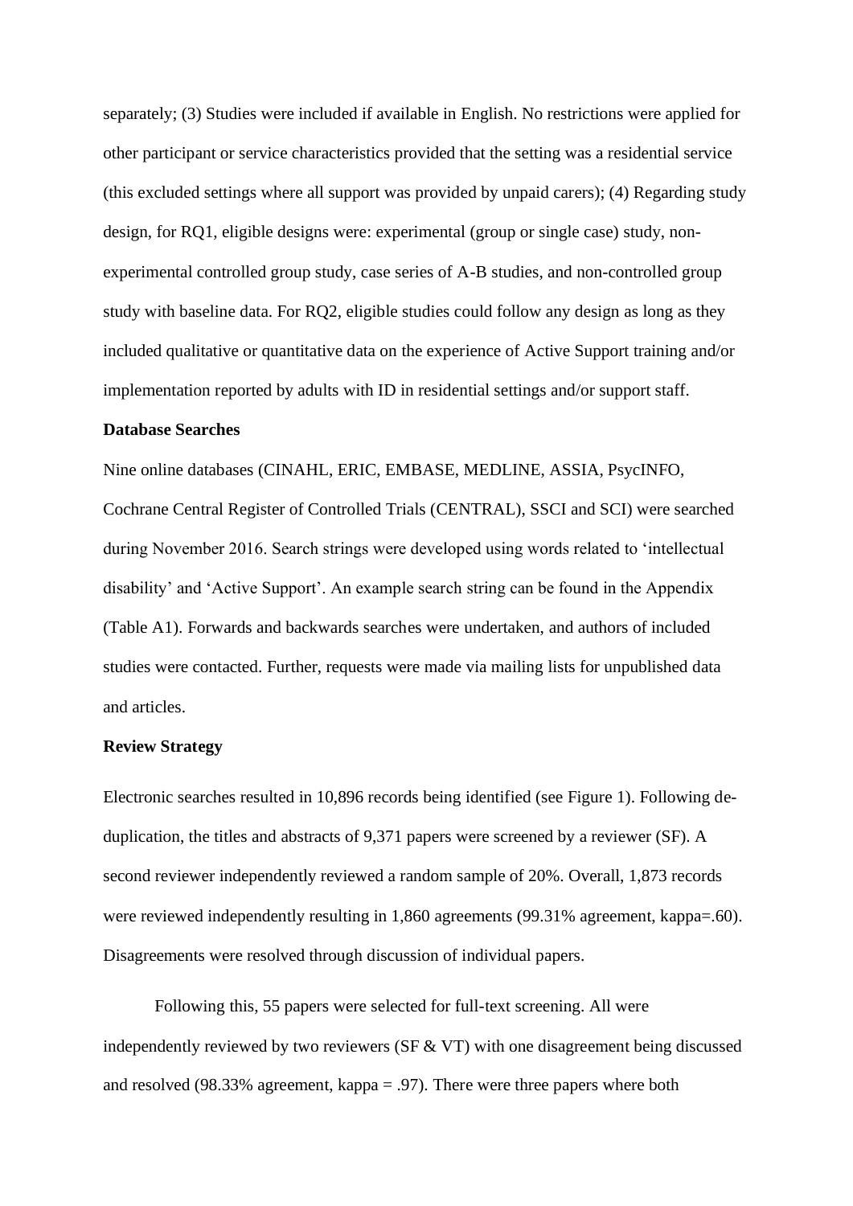separately; (3) Studies were included if available in English. No restrictions were applied for other participant or service characteristics provided that the setting was a residential service (this excluded settings where all support was provided by unpaid carers); (4) Regarding study design, for RQ1, eligible designs were: experimental (group or single case) study, non-experimental controlled group study, case series of A-B studies, and non-controlled group study with baseline data. For RQ2, eligible studies could follow any design as long as they included qualitative or quantitative data on the experience of Active Support training and/or implementation reported by adults with ID in residential settings and/or support staff.

**Database Searches**

Nine online databases (CINAHL, ERIC, EMBASE, MEDLINE, ASSIA, PsycINFO, Cochrane Central Register of Controlled Trials (CENTRAL), SSCI and SCI) were searched during November 2016. Search strings were developed using words related to 'intellectual disability' and 'Active Support'. An example search string can be found in the Appendix (Table A1). Forwards and backwards searches were undertaken, and authors of included studies were contacted. Further, requests were made via mailing lists for unpublished data and articles.

**Review Strategy**

Electronic searches resulted in 10,896 records being identified (see Figure 1). Following de-duplication, the titles and abstracts of 9,371 papers were screened by a reviewer (SF). A second reviewer independently reviewed a random sample of 20%. Overall, 1,873 records were reviewed independently resulting in 1,860 agreements (99.31% agreement, kappa=.60). Disagreements were resolved through discussion of individual papers.

Following this, 55 papers were selected for full-text screening. All were independently reviewed by two reviewers (SF & VT) with one disagreement being discussed and resolved (98.33% agreement, kappa = .97). There were three papers where both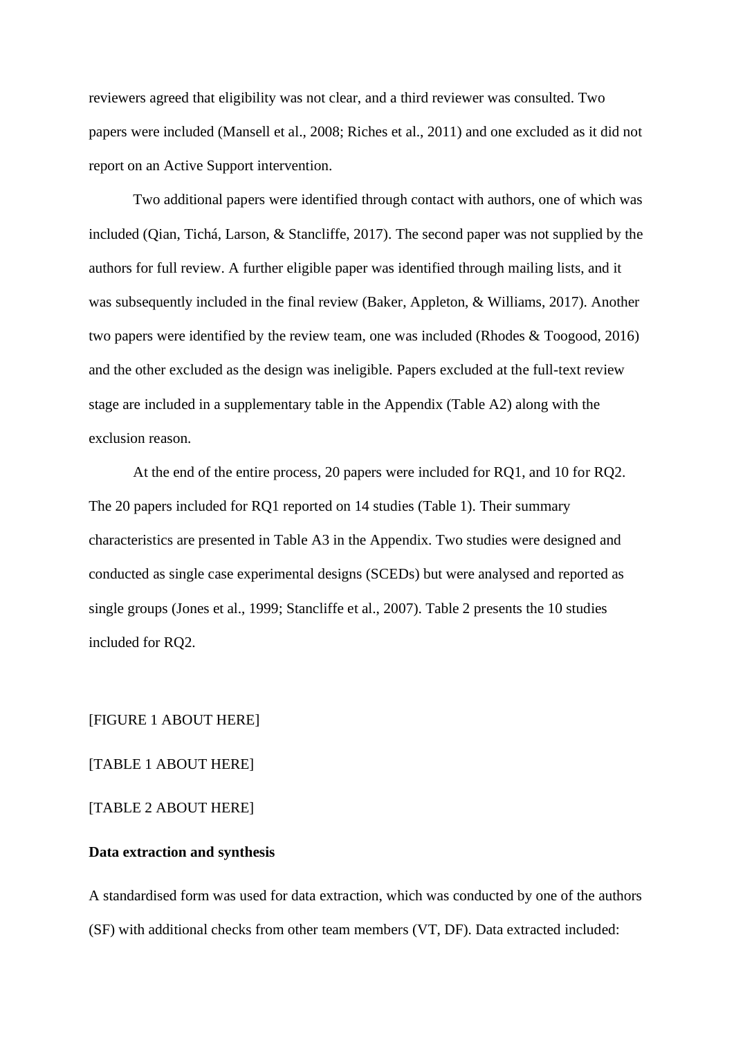reviewers agreed that eligibility was not clear, and a third reviewer was consulted. Two papers were included (Mansell et al., 2008; Riches et al., 2011) and one excluded as it did not report on an Active Support intervention.

Two additional papers were identified through contact with authors, one of which was included (Qian, Tichá, Larson, & Stancliffe, 2017). The second paper was not supplied by the authors for full review. A further eligible paper was identified through mailing lists, and it was subsequently included in the final review (Baker, Appleton, & Williams, 2017). Another two papers were identified by the review team, one was included (Rhodes & Toogood, 2016) and the other excluded as the design was ineligible. Papers excluded at the full-text review stage are included in a supplementary table in the Appendix (Table A2) along with the exclusion reason.

At the end of the entire process, 20 papers were included for RQ1, and 10 for RQ2. The 20 papers included for RQ1 reported on 14 studies (Table 1). Their summary characteristics are presented in Table A3 in the Appendix. Two studies were designed and conducted as single case experimental designs (SCEDs) but were analysed and reported as single groups (Jones et al., 1999; Stancliffe et al., 2007). Table 2 presents the 10 studies included for RQ2.

[FIGURE 1 ABOUT HERE]

[TABLE 1 ABOUT HERE]

[TABLE 2 ABOUT HERE]

**Data extraction and synthesis**

A standardised form was used for data extraction, which was conducted by one of the authors (SF) with additional checks from other team members (VT, DF). Data extracted included: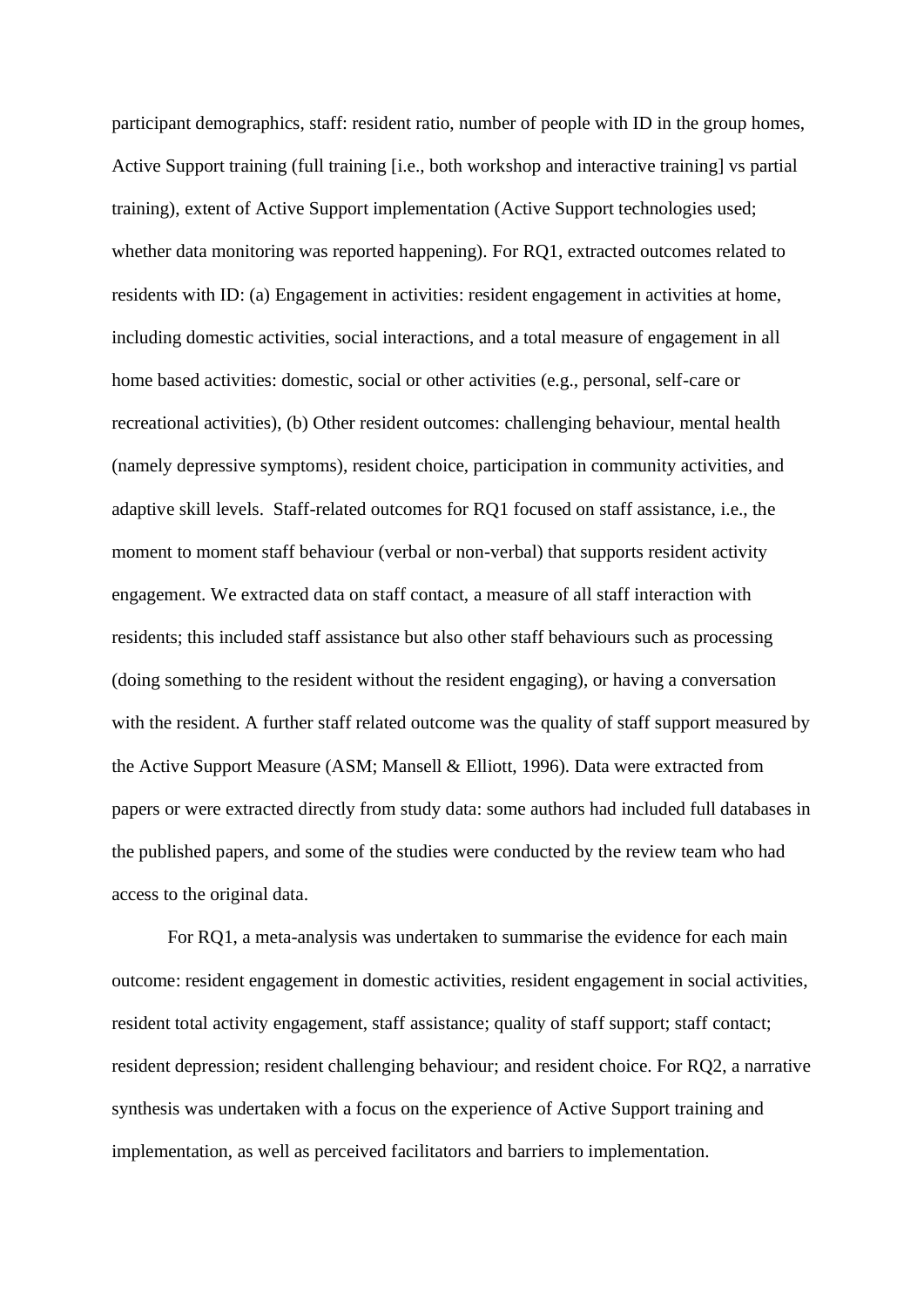participant demographics, staff: resident ratio, number of people with ID in the group homes, Active Support training (full training [i.e., both workshop and interactive training] vs partial training), extent of Active Support implementation (Active Support technologies used; whether data monitoring was reported happening). For RQ1, extracted outcomes related to residents with ID: (a) Engagement in activities: resident engagement in activities at home, including domestic activities, social interactions, and a total measure of engagement in all home based activities: domestic, social or other activities (e.g., personal, self-care or recreational activities), (b) Other resident outcomes: challenging behaviour, mental health (namely depressive symptoms), resident choice, participation in community activities, and adaptive skill levels. Staff-related outcomes for RQ1 focused on staff assistance, i.e., the moment to moment staff behaviour (verbal or non-verbal) that supports resident activity engagement. We extracted data on staff contact, a measure of all staff interaction with residents; this included staff assistance but also other staff behaviours such as processing (doing something to the resident without the resident engaging), or having a conversation with the resident. A further staff related outcome was the quality of staff support measured by the Active Support Measure (ASM; Mansell & Elliott, 1996). Data were extracted from papers or were extracted directly from study data: some authors had included full databases in the published papers, and some of the studies were conducted by the review team who had access to the original data.

For RQ1, a meta-analysis was undertaken to summarise the evidence for each main outcome: resident engagement in domestic activities, resident engagement in social activities, resident total activity engagement, staff assistance; quality of staff support; staff contact; resident depression; resident challenging behaviour; and resident choice. For RQ2, a narrative synthesis was undertaken with a focus on the experience of Active Support training and implementation, as well as perceived facilitators and barriers to implementation.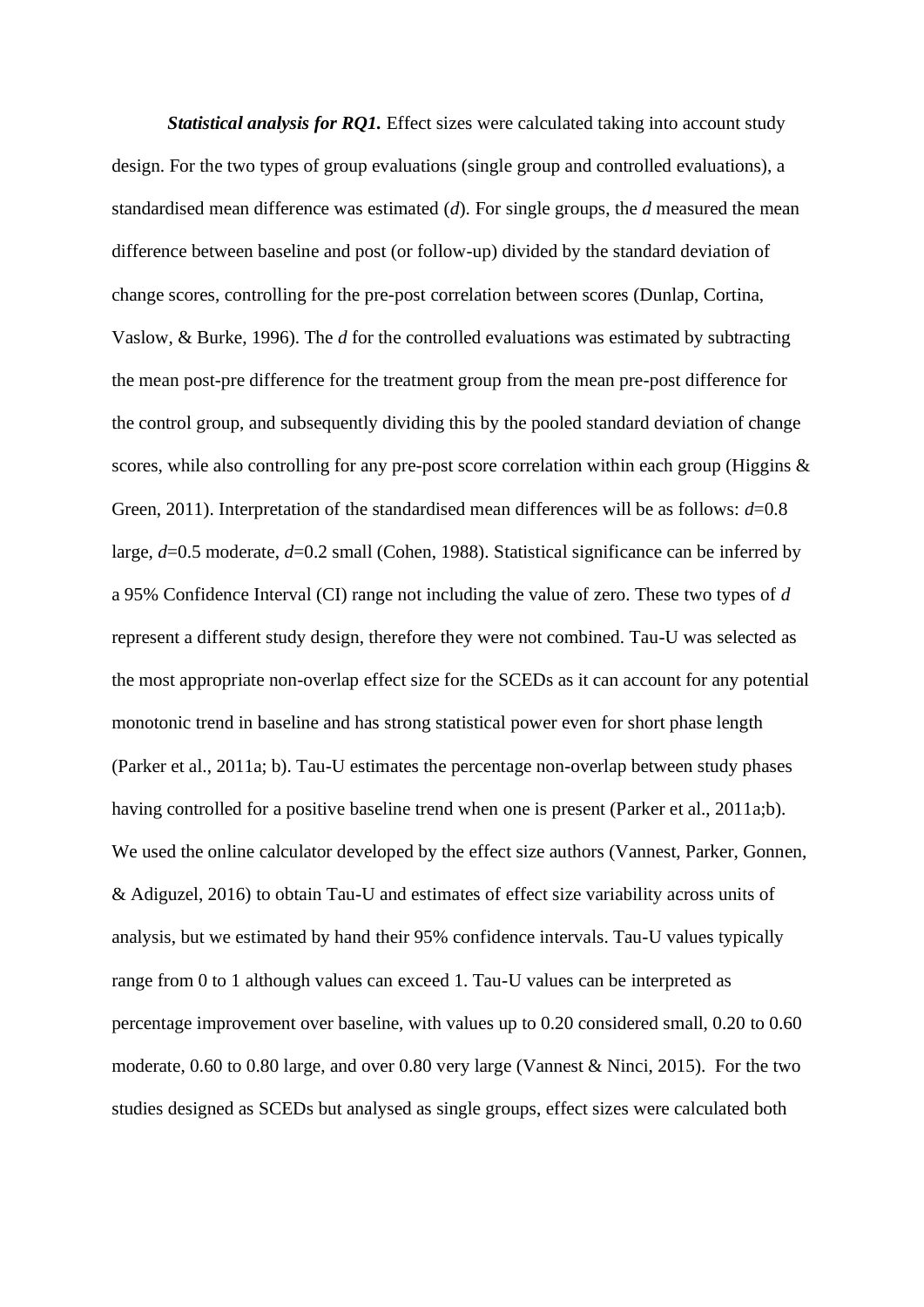***Statistical analysis for RQ1.*** Effect sizes were calculated taking into account study design. For the two types of group evaluations (single group and controlled evaluations), a standardised mean difference was estimated (*d*). For single groups, the *d* measured the mean difference between baseline and post (or follow-up) divided by the standard deviation of change scores, controlling for the pre-post correlation between scores (Dunlap, Cortina, Vaslow, & Burke, 1996). The *d* for the controlled evaluations was estimated by subtracting the mean post-pre difference for the treatment group from the mean pre-post difference for the control group, and subsequently dividing this by the pooled standard deviation of change scores, while also controlling for any pre-post score correlation within each group (Higgins & Green, 2011). Interpretation of the standardised mean differences will be as follows: *d*=0.8 large, *d*=0.5 moderate, *d*=0.2 small (Cohen, 1988). Statistical significance can be inferred by a 95% Confidence Interval (CI) range not including the value of zero. These two types of *d* represent a different study design, therefore they were not combined. Tau-U was selected as the most appropriate non-overlap effect size for the SCEDs as it can account for any potential monotonic trend in baseline and has strong statistical power even for short phase length (Parker et al., 2011a; b). Tau-U estimates the percentage non-overlap between study phases having controlled for a positive baseline trend when one is present (Parker et al., 2011a;b). We used the online calculator developed by the effect size authors (Vannest, Parker, Gonnen, & Adiguzel, 2016) to obtain Tau-U and estimates of effect size variability across units of analysis, but we estimated by hand their 95% confidence intervals. Tau-U values typically range from 0 to 1 although values can exceed 1. Tau-U values can be interpreted as percentage improvement over baseline, with values up to 0.20 considered small, 0.20 to 0.60 moderate, 0.60 to 0.80 large, and over 0.80 very large (Vannest & Ninci, 2015). For the two studies designed as SCEDs but analysed as single groups, effect sizes were calculated both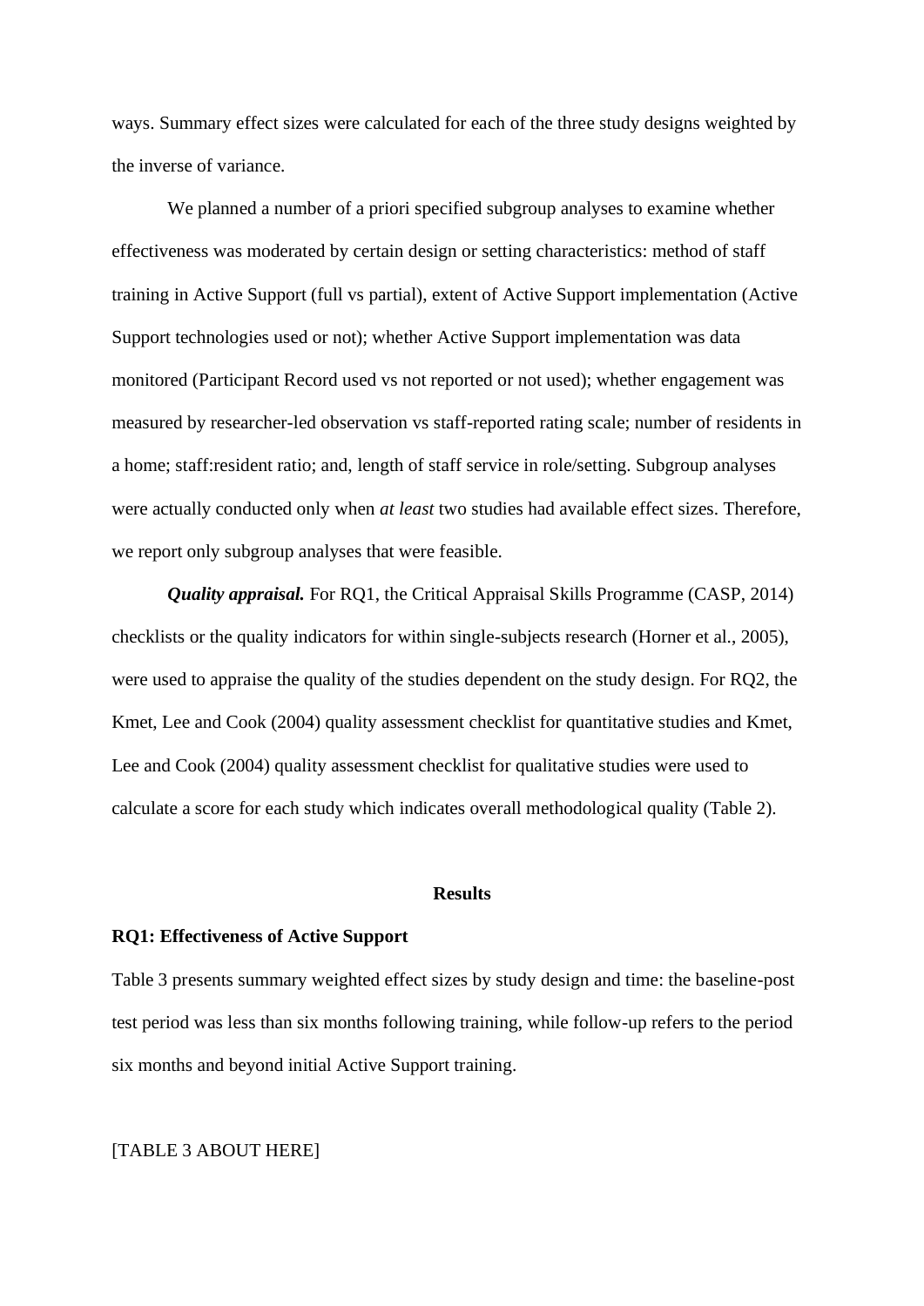ways. Summary effect sizes were calculated for each of the three study designs weighted by the inverse of variance.

We planned a number of a priori specified subgroup analyses to examine whether effectiveness was moderated by certain design or setting characteristics: method of staff training in Active Support (full vs partial), extent of Active Support implementation (Active Support technologies used or not); whether Active Support implementation was data monitored (Participant Record used vs not reported or not used); whether engagement was measured by researcher-led observation vs staff-reported rating scale; number of residents in a home; staff:resident ratio; and, length of staff service in role/setting. Subgroup analyses were actually conducted only when *at least* two studies had available effect sizes. Therefore, we report only subgroup analyses that were feasible.

***Quality appraisal.*** For RQ1, the Critical Appraisal Skills Programme (CASP, 2014) checklists or the quality indicators for within single-subjects research (Horner et al., 2005), were used to appraise the quality of the studies dependent on the study design. For RQ2, the Kmet, Lee and Cook (2004) quality assessment checklist for quantitative studies and Kmet, Lee and Cook (2004) quality assessment checklist for qualitative studies were used to calculate a score for each study which indicates overall methodological quality (Table 2).

## Results

### RQ1: Effectiveness of Active Support

Table 3 presents summary weighted effect sizes by study design and time: the baseline-post test period was less than six months following training, while follow-up refers to the period six months and beyond initial Active Support training.

[TABLE 3 ABOUT HERE]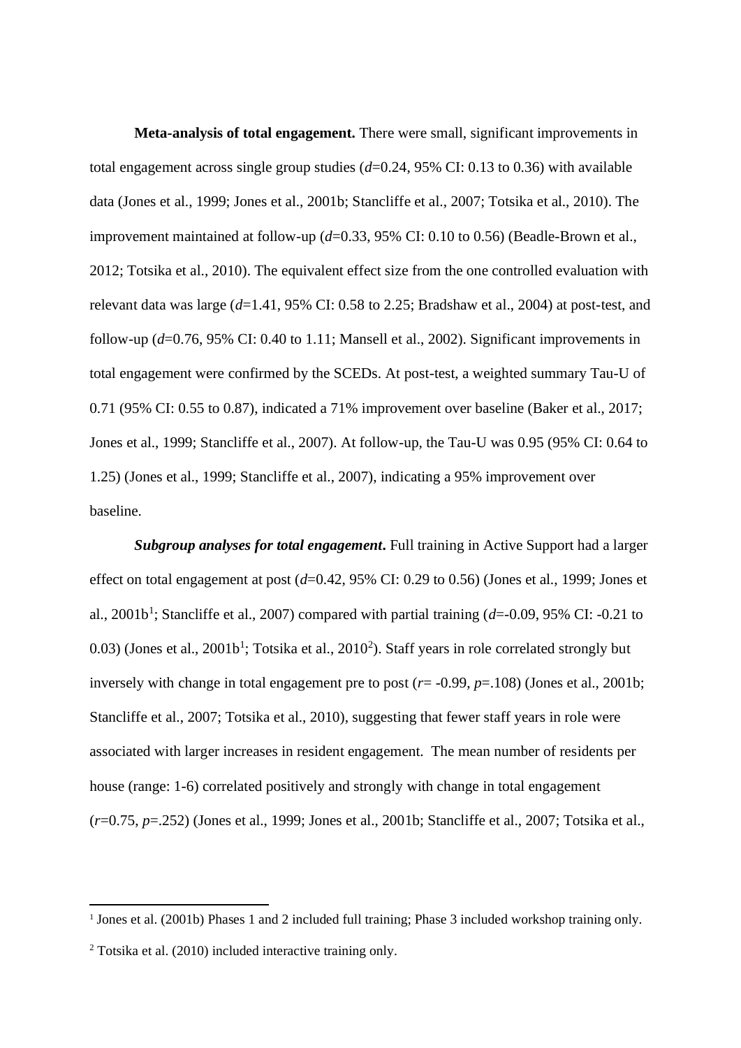**Meta-analysis of total engagement.** There were small, significant improvements in total engagement across single group studies (*d*=0.24, 95% CI: 0.13 to 0.36) with available data (Jones et al., 1999; Jones et al., 2001b; Stancliffe et al., 2007; Totsika et al., 2010). The improvement maintained at follow-up (*d*=0.33, 95% CI: 0.10 to 0.56) (Beadle-Brown et al., 2012; Totsika et al., 2010). The equivalent effect size from the one controlled evaluation with relevant data was large (*d*=1.41, 95% CI: 0.58 to 2.25; Bradshaw et al., 2004) at post-test, and follow-up (*d*=0.76, 95% CI: 0.40 to 1.11; Mansell et al., 2002). Significant improvements in total engagement were confirmed by the SCEDs. At post-test, a weighted summary Tau-U of 0.71 (95% CI: 0.55 to 0.87), indicated a 71% improvement over baseline (Baker et al., 2017; Jones et al., 1999; Stancliffe et al., 2007). At follow-up, the Tau-U was 0.95 (95% CI: 0.64 to 1.25) (Jones et al., 1999; Stancliffe et al., 2007), indicating a 95% improvement over baseline.

***Subgroup analyses for total engagement***. Full training in Active Support had a larger effect on total engagement at post (*d*=0.42, 95% CI: 0.29 to 0.56) (Jones et al., 1999; Jones et al., 2001b[1]; Stancliffe et al., 2007) compared with partial training (*d*=-0.09, 95% CI: -0.21 to 0.03) (Jones et al., 2001b[1]; Totsika et al., 2010[2]). Staff years in role correlated strongly but inversely with change in total engagement pre to post (*r*= -0.99, *p*=.108) (Jones et al., 2001b; Stancliffe et al., 2007; Totsika et al., 2010), suggesting that fewer staff years in role were associated with larger increases in resident engagement. The mean number of residents per house (range: 1-6) correlated positively and strongly with change in total engagement (*r*=0.75, *p*=.252) (Jones et al., 1999; Jones et al., 2001b; Stancliffe et al., 2007; Totsika et al.,

[1] Jones et al. (2001b) Phases 1 and 2 included full training; Phase 3 included workshop training only.

[2] Totsika et al. (2010) included interactive training only.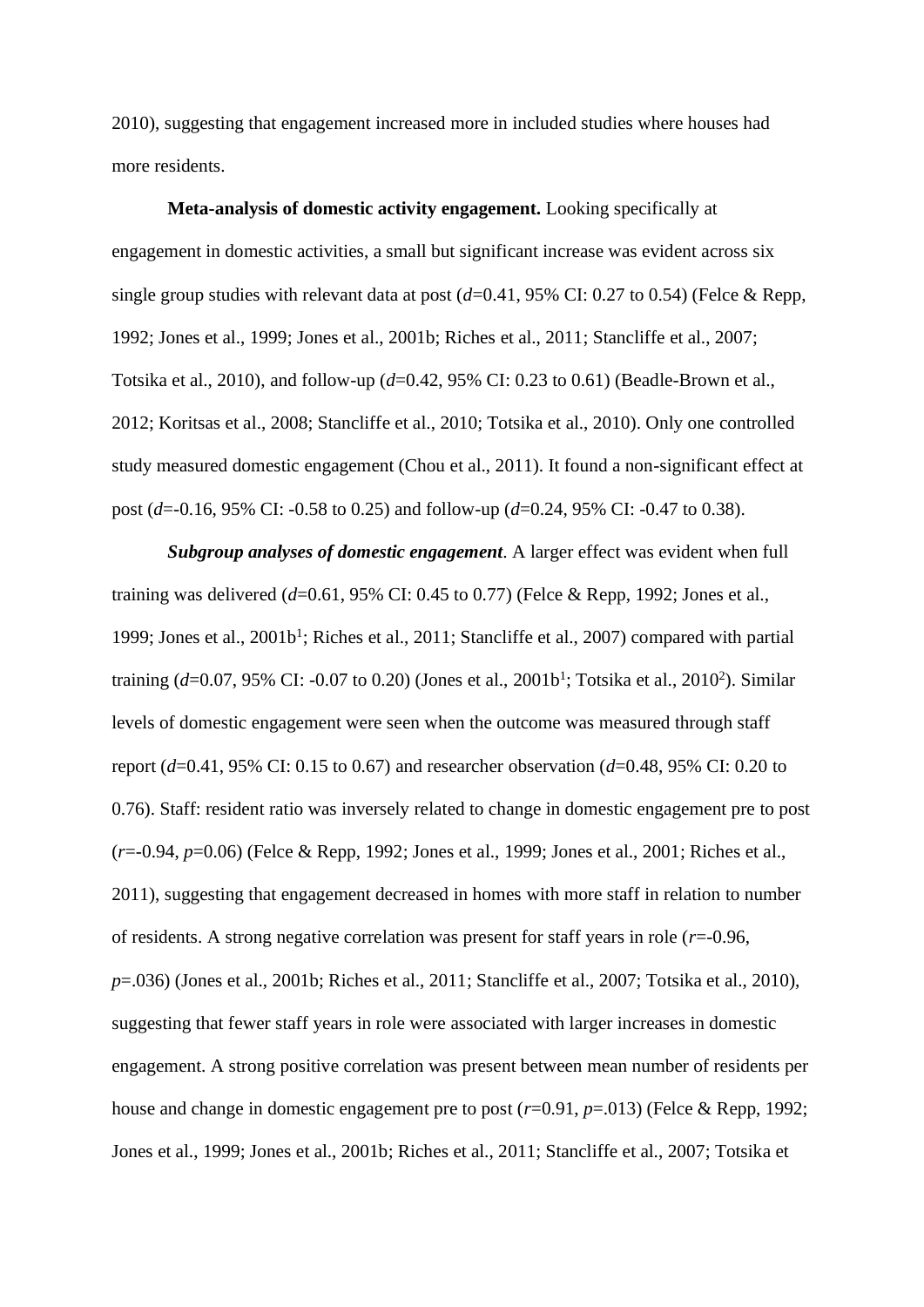2010), suggesting that engagement increased more in included studies where houses had more residents.

**Meta-analysis of domestic activity engagement.** Looking specifically at engagement in domestic activities, a small but significant increase was evident across six single group studies with relevant data at post ($d$=0.41, 95% CI: 0.27 to 0.54) (Felce & Repp, 1992; Jones et al., 1999; Jones et al., 2001b; Riches et al., 2011; Stancliffe et al., 2007; Totsika et al., 2010), and follow-up ($d$=0.42, 95% CI: 0.23 to 0.61) (Beadle-Brown et al., 2012; Koritsas et al., 2008; Stancliffe et al., 2010; Totsika et al., 2010). Only one controlled study measured domestic engagement (Chou et al., 2011). It found a non-significant effect at post ($d$=-0.16, 95% CI: -0.58 to 0.25) and follow-up ($d$=0.24, 95% CI: -0.47 to 0.38).

***Subgroup analyses of domestic engagement***. A larger effect was evident when full training was delivered ($d$=0.61, 95% CI: 0.45 to 0.77) (Felce & Repp, 1992; Jones et al., 1999; Jones et al., 2001b[1]; Riches et al., 2011; Stancliffe et al., 2007) compared with partial training ($d$=0.07, 95% CI: -0.07 to 0.20) (Jones et al., 2001b[1]; Totsika et al., 2010[2]). Similar levels of domestic engagement were seen when the outcome was measured through staff report ($d$=0.41, 95% CI: 0.15 to 0.67) and researcher observation ($d$=0.48, 95% CI: 0.20 to 0.76). Staff: resident ratio was inversely related to change in domestic engagement pre to post ($r$=-0.94, $p$=0.06) (Felce & Repp, 1992; Jones et al., 1999; Jones et al., 2001; Riches et al., 2011), suggesting that engagement decreased in homes with more staff in relation to number of residents. A strong negative correlation was present for staff years in role ($r$=-0.96, $p$=.036) (Jones et al., 2001b; Riches et al., 2011; Stancliffe et al., 2007; Totsika et al., 2010), suggesting that fewer staff years in role were associated with larger increases in domestic engagement. A strong positive correlation was present between mean number of residents per house and change in domestic engagement pre to post ($r$=0.91, $p$=.013) (Felce & Repp, 1992; Jones et al., 1999; Jones et al., 2001b; Riches et al., 2011; Stancliffe et al., 2007; Totsika et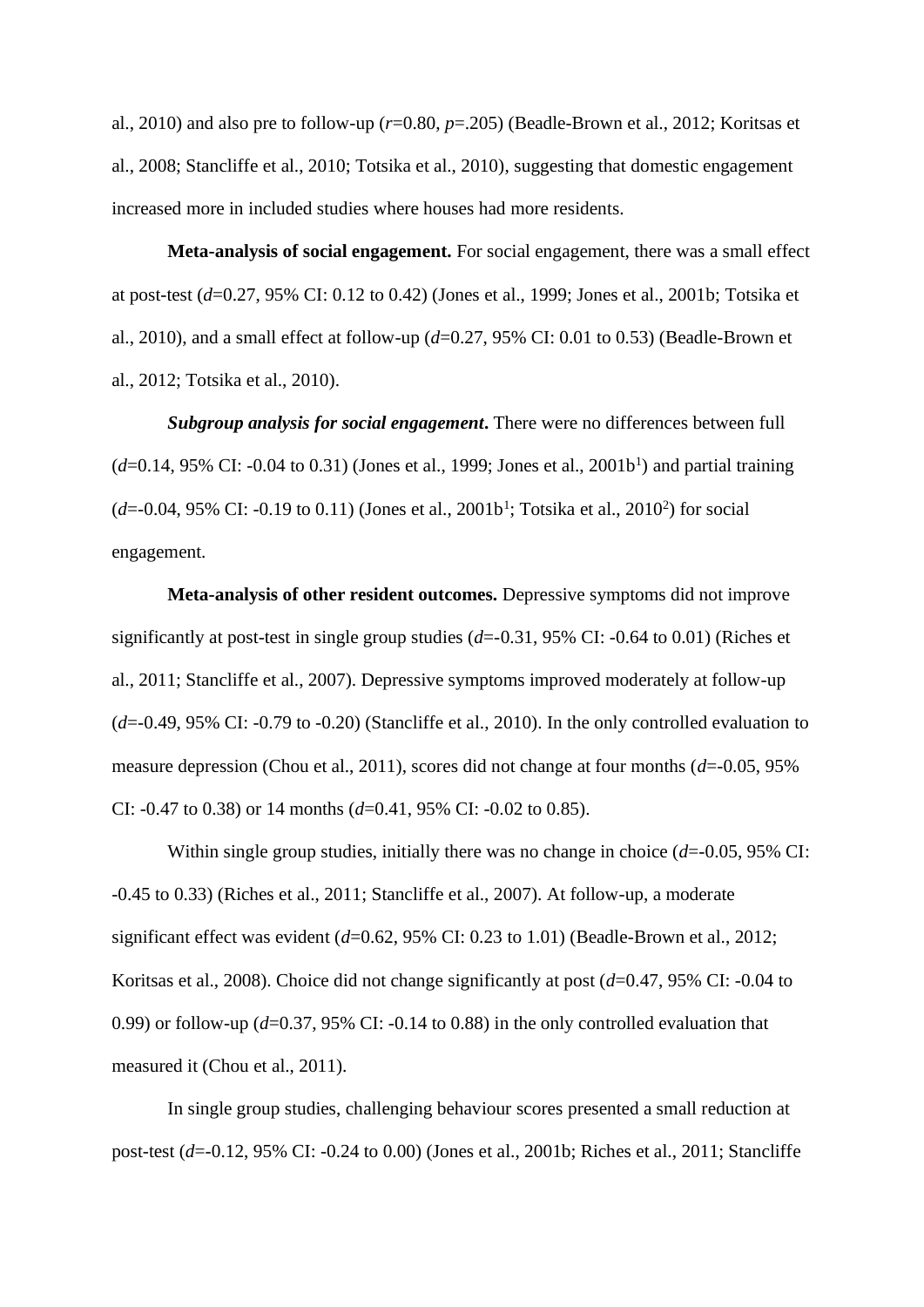al., 2010) and also pre to follow-up ($r$=0.80, $p$=.205) (Beadle-Brown et al., 2012; Koritsas et al., 2008; Stancliffe et al., 2010; Totsika et al., 2010), suggesting that domestic engagement increased more in included studies where houses had more residents.

**Meta-analysis of social engagement.** For social engagement, there was a small effect at post-test ($d$=0.27, 95% CI: 0.12 to 0.42) (Jones et al., 1999; Jones et al., 2001b; Totsika et al., 2010), and a small effect at follow-up ($d$=0.27, 95% CI: 0.01 to 0.53) (Beadle-Brown et al., 2012; Totsika et al., 2010).

***Subgroup analysis for social engagement*.** There were no differences between full ($d$=0.14, 95% CI: -0.04 to 0.31) (Jones et al., 1999; Jones et al., 2001b[1]) and partial training ($d$=-0.04, 95% CI: -0.19 to 0.11) (Jones et al., 2001b[1]; Totsika et al., 2010[2]) for social engagement.

**Meta-analysis of other resident outcomes.** Depressive symptoms did not improve significantly at post-test in single group studies ($d$=-0.31, 95% CI: -0.64 to 0.01) (Riches et al., 2011; Stancliffe et al., 2007). Depressive symptoms improved moderately at follow-up ($d$=-0.49, 95% CI: -0.79 to -0.20) (Stancliffe et al., 2010). In the only controlled evaluation to measure depression (Chou et al., 2011), scores did not change at four months ($d$=-0.05, 95% CI: -0.47 to 0.38) or 14 months ($d$=0.41, 95% CI: -0.02 to 0.85).

Within single group studies, initially there was no change in choice ($d$=-0.05, 95% CI: -0.45 to 0.33) (Riches et al., 2011; Stancliffe et al., 2007). At follow-up, a moderate significant effect was evident ($d$=0.62, 95% CI: 0.23 to 1.01) (Beadle-Brown et al., 2012; Koritsas et al., 2008). Choice did not change significantly at post ($d$=0.47, 95% CI: -0.04 to 0.99) or follow-up ($d$=0.37, 95% CI: -0.14 to 0.88) in the only controlled evaluation that measured it (Chou et al., 2011).

In single group studies, challenging behaviour scores presented a small reduction at post-test ($d$=-0.12, 95% CI: -0.24 to 0.00) (Jones et al., 2001b; Riches et al., 2011; Stancliffe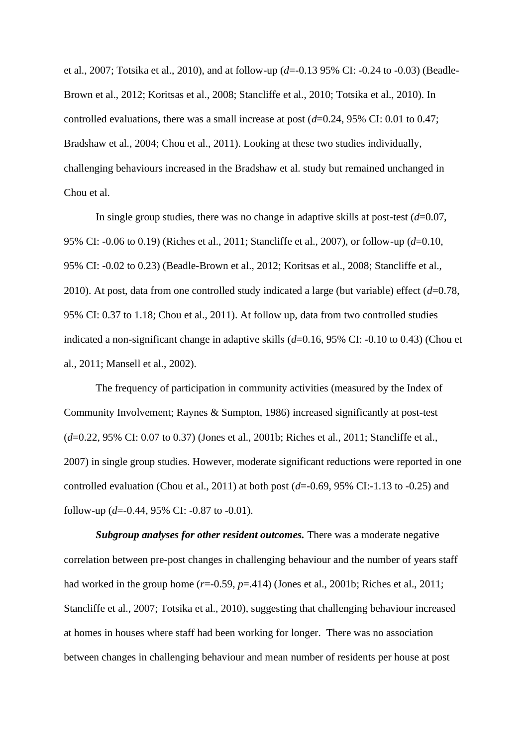et al., 2007; Totsika et al., 2010), and at follow-up (*d*=-0.13 95% CI: -0.24 to -0.03) (Beadle-Brown et al., 2012; Koritsas et al., 2008; Stancliffe et al., 2010; Totsika et al., 2010). In controlled evaluations, there was a small increase at post (*d*=0.24, 95% CI: 0.01 to 0.47; Bradshaw et al., 2004; Chou et al., 2011). Looking at these two studies individually, challenging behaviours increased in the Bradshaw et al. study but remained unchanged in Chou et al.

In single group studies, there was no change in adaptive skills at post-test (*d*=0.07, 95% CI: -0.06 to 0.19) (Riches et al., 2011; Stancliffe et al., 2007), or follow-up (*d*=0.10, 95% CI: -0.02 to 0.23) (Beadle-Brown et al., 2012; Koritsas et al., 2008; Stancliffe et al., 2010). At post, data from one controlled study indicated a large (but variable) effect (*d*=0.78, 95% CI: 0.37 to 1.18; Chou et al., 2011). At follow up, data from two controlled studies indicated a non-significant change in adaptive skills (*d*=0.16, 95% CI: -0.10 to 0.43) (Chou et al., 2011; Mansell et al., 2002).

The frequency of participation in community activities (measured by the Index of Community Involvement; Raynes & Sumpton, 1986) increased significantly at post-test (*d*=0.22, 95% CI: 0.07 to 0.37) (Jones et al., 2001b; Riches et al., 2011; Stancliffe et al., 2007) in single group studies. However, moderate significant reductions were reported in one controlled evaluation (Chou et al., 2011) at both post (*d*=-0.69, 95% CI:-1.13 to -0.25) and follow-up (*d*=-0.44, 95% CI: -0.87 to -0.01).

***Subgroup analyses for other resident outcomes.*** There was a moderate negative correlation between pre-post changes in challenging behaviour and the number of years staff had worked in the group home (*r*=-0.59, *p*=.414) (Jones et al., 2001b; Riches et al., 2011; Stancliffe et al., 2007; Totsika et al., 2010), suggesting that challenging behaviour increased at homes in houses where staff had been working for longer. There was no association between changes in challenging behaviour and mean number of residents per house at post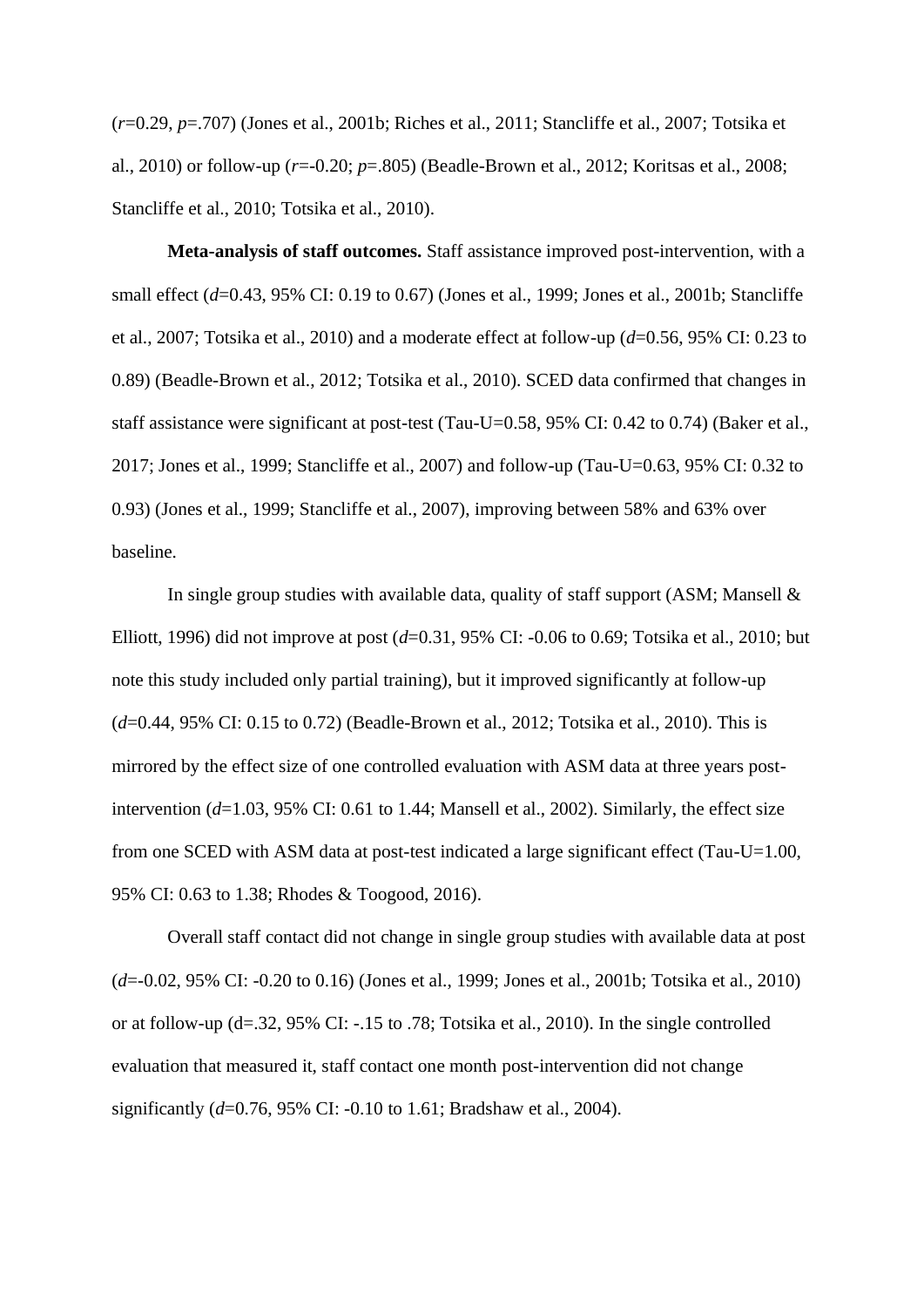($r$=0.29, $p$=.707) (Jones et al., 2001b; Riches et al., 2011; Stancliffe et al., 2007; Totsika et al., 2010) or follow-up ($r$=-0.20; $p$=.805) (Beadle-Brown et al., 2012; Koritsas et al., 2008; Stancliffe et al., 2010; Totsika et al., 2010).

**Meta-analysis of staff outcomes.** Staff assistance improved post-intervention, with a small effect ($d$=0.43, 95% CI: 0.19 to 0.67) (Jones et al., 1999; Jones et al., 2001b; Stancliffe et al., 2007; Totsika et al., 2010) and a moderate effect at follow-up ($d$=0.56, 95% CI: 0.23 to 0.89) (Beadle-Brown et al., 2012; Totsika et al., 2010). SCED data confirmed that changes in staff assistance were significant at post-test (Tau-U=0.58, 95% CI: 0.42 to 0.74) (Baker et al., 2017; Jones et al., 1999; Stancliffe et al., 2007) and follow-up (Tau-U=0.63, 95% CI: 0.32 to 0.93) (Jones et al., 1999; Stancliffe et al., 2007), improving between 58% and 63% over baseline.

In single group studies with available data, quality of staff support (ASM; Mansell & Elliott, 1996) did not improve at post ($d$=0.31, 95% CI: -0.06 to 0.69; Totsika et al., 2010; but note this study included only partial training), but it improved significantly at follow-up ($d$=0.44, 95% CI: 0.15 to 0.72) (Beadle-Brown et al., 2012; Totsika et al., 2010). This is mirrored by the effect size of one controlled evaluation with ASM data at three years post-intervention ($d$=1.03, 95% CI: 0.61 to 1.44; Mansell et al., 2002). Similarly, the effect size from one SCED with ASM data at post-test indicated a large significant effect (Tau-U=1.00, 95% CI: 0.63 to 1.38; Rhodes & Toogood, 2016).

Overall staff contact did not change in single group studies with available data at post ($d$=-0.02, 95% CI: -0.20 to 0.16) (Jones et al., 1999; Jones et al., 2001b; Totsika et al., 2010) or at follow-up (d=.32, 95% CI: -.15 to .78; Totsika et al., 2010). In the single controlled evaluation that measured it, staff contact one month post-intervention did not change significantly ($d$=0.76, 95% CI: -0.10 to 1.61; Bradshaw et al., 2004).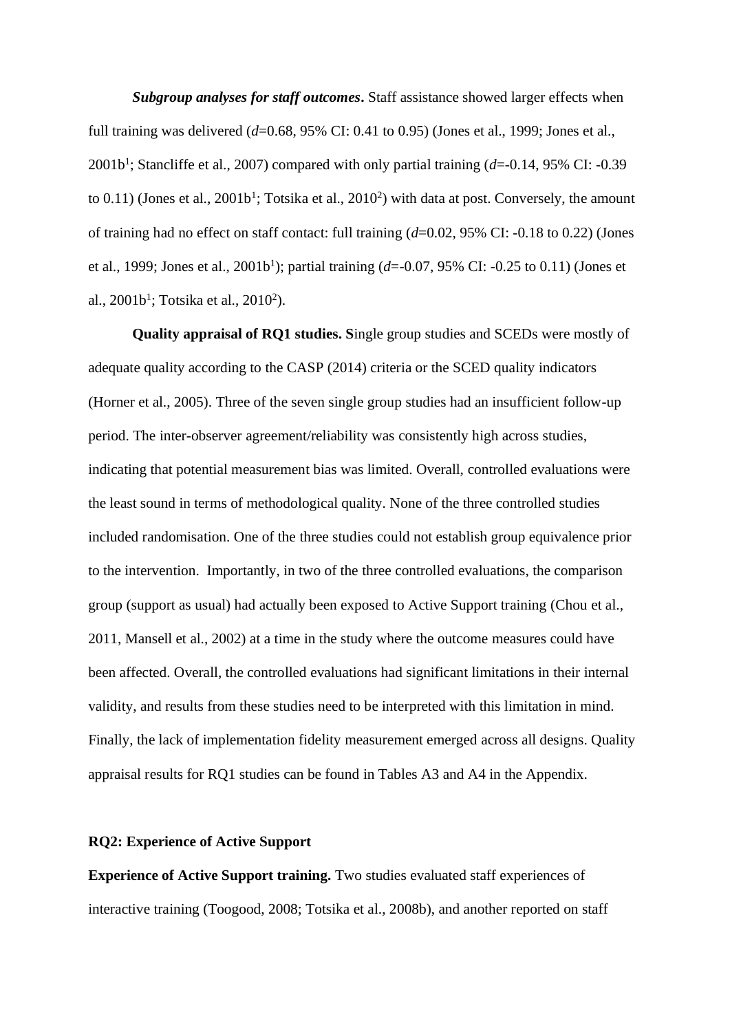***Subgroup analyses for staff outcomes*.** Staff assistance showed larger effects when full training was delivered (*d*=0.68, 95% CI: 0.41 to 0.95) (Jones et al., 1999; Jones et al., 2001b[1]; Stancliffe et al., 2007) compared with only partial training (*d*=-0.14, 95% CI: -0.39 to 0.11) (Jones et al., 2001b[1]; Totsika et al., 2010[2]) with data at post. Conversely, the amount of training had no effect on staff contact: full training (*d*=0.02, 95% CI: -0.18 to 0.22) (Jones et al., 1999; Jones et al., 2001b[1]); partial training (*d*=-0.07, 95% CI: -0.25 to 0.11) (Jones et al., 2001b[1]; Totsika et al., 2010[2]).

**Quality appraisal of RQ1 studies. S**ingle group studies and SCEDs were mostly of adequate quality according to the CASP (2014) criteria or the SCED quality indicators (Horner et al., 2005). Three of the seven single group studies had an insufficient follow-up period. The inter-observer agreement/reliability was consistently high across studies, indicating that potential measurement bias was limited. Overall, controlled evaluations were the least sound in terms of methodological quality. None of the three controlled studies included randomisation. One of the three studies could not establish group equivalence prior to the intervention. Importantly, in two of the three controlled evaluations, the comparison group (support as usual) had actually been exposed to Active Support training (Chou et al., 2011, Mansell et al., 2002) at a time in the study where the outcome measures could have been affected. Overall, the controlled evaluations had significant limitations in their internal validity, and results from these studies need to be interpreted with this limitation in mind. Finally, the lack of implementation fidelity measurement emerged across all designs. Quality appraisal results for RQ1 studies can be found in Tables A3 and A4 in the Appendix.

**RQ2: Experience of Active Support**

**Experience of Active Support training.** Two studies evaluated staff experiences of interactive training (Toogood, 2008; Totsika et al., 2008b), and another reported on staff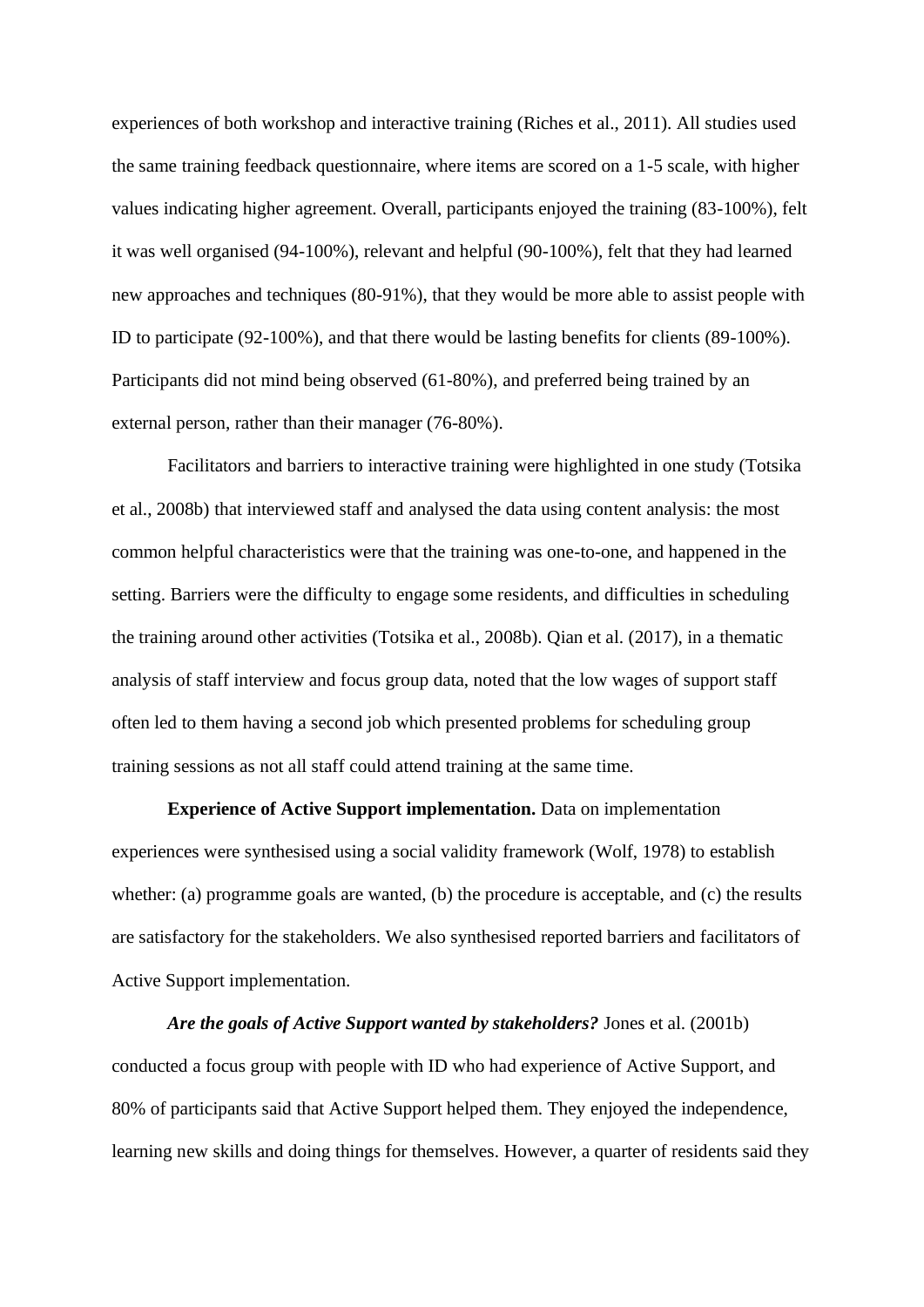experiences of both workshop and interactive training (Riches et al., 2011). All studies used the same training feedback questionnaire, where items are scored on a 1-5 scale, with higher values indicating higher agreement. Overall, participants enjoyed the training (83-100%), felt it was well organised (94-100%), relevant and helpful (90-100%), felt that they had learned new approaches and techniques (80-91%), that they would be more able to assist people with ID to participate (92-100%), and that there would be lasting benefits for clients (89-100%). Participants did not mind being observed (61-80%), and preferred being trained by an external person, rather than their manager (76-80%).

Facilitators and barriers to interactive training were highlighted in one study (Totsika et al., 2008b) that interviewed staff and analysed the data using content analysis: the most common helpful characteristics were that the training was one-to-one, and happened in the setting. Barriers were the difficulty to engage some residents, and difficulties in scheduling the training around other activities (Totsika et al., 2008b). Qian et al. (2017), in a thematic analysis of staff interview and focus group data, noted that the low wages of support staff often led to them having a second job which presented problems for scheduling group training sessions as not all staff could attend training at the same time.

**Experience of Active Support implementation.** Data on implementation experiences were synthesised using a social validity framework (Wolf, 1978) to establish whether: (a) programme goals are wanted, (b) the procedure is acceptable, and (c) the results are satisfactory for the stakeholders. We also synthesised reported barriers and facilitators of Active Support implementation.

***Are the goals of Active Support wanted by stakeholders?*** Jones et al. (2001b) conducted a focus group with people with ID who had experience of Active Support, and 80% of participants said that Active Support helped them. They enjoyed the independence, learning new skills and doing things for themselves. However, a quarter of residents said they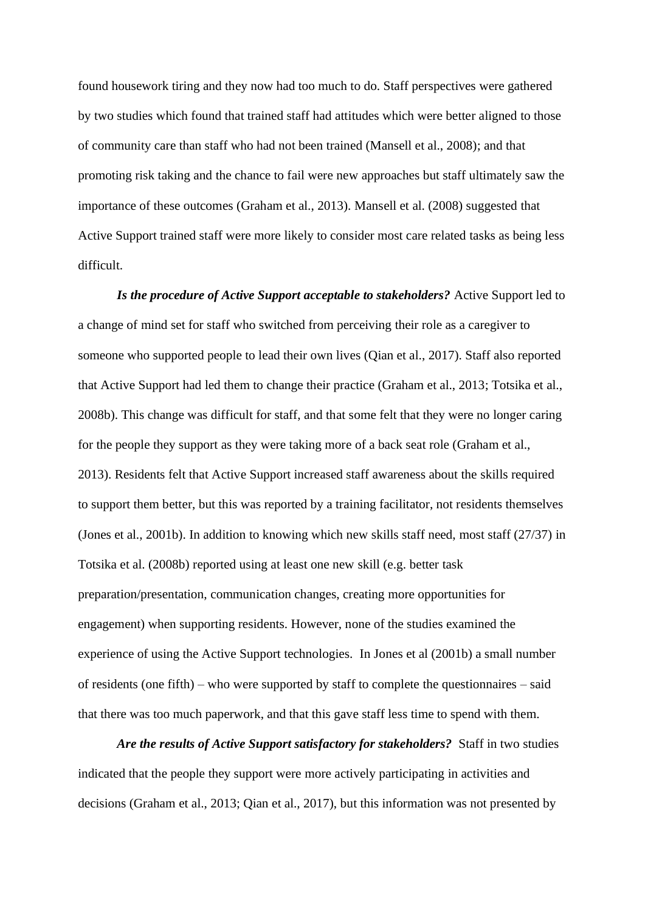found housework tiring and they now had too much to do. Staff perspectives were gathered by two studies which found that trained staff had attitudes which were better aligned to those of community care than staff who had not been trained (Mansell et al., 2008); and that promoting risk taking and the chance to fail were new approaches but staff ultimately saw the importance of these outcomes (Graham et al., 2013). Mansell et al. (2008) suggested that Active Support trained staff were more likely to consider most care related tasks as being less difficult.

***Is the procedure of Active Support acceptable to stakeholders?*** Active Support led to a change of mind set for staff who switched from perceiving their role as a caregiver to someone who supported people to lead their own lives (Qian et al., 2017). Staff also reported that Active Support had led them to change their practice (Graham et al., 2013; Totsika et al., 2008b). This change was difficult for staff, and that some felt that they were no longer caring for the people they support as they were taking more of a back seat role (Graham et al., 2013). Residents felt that Active Support increased staff awareness about the skills required to support them better, but this was reported by a training facilitator, not residents themselves (Jones et al., 2001b). In addition to knowing which new skills staff need, most staff (27/37) in Totsika et al. (2008b) reported using at least one new skill (e.g. better task preparation/presentation, communication changes, creating more opportunities for engagement) when supporting residents. However, none of the studies examined the experience of using the Active Support technologies. In Jones et al (2001b) a small number of residents (one fifth) – who were supported by staff to complete the questionnaires – said that there was too much paperwork, and that this gave staff less time to spend with them.

***Are the results of Active Support satisfactory for stakeholders?*** Staff in two studies indicated that the people they support were more actively participating in activities and decisions (Graham et al., 2013; Qian et al., 2017), but this information was not presented by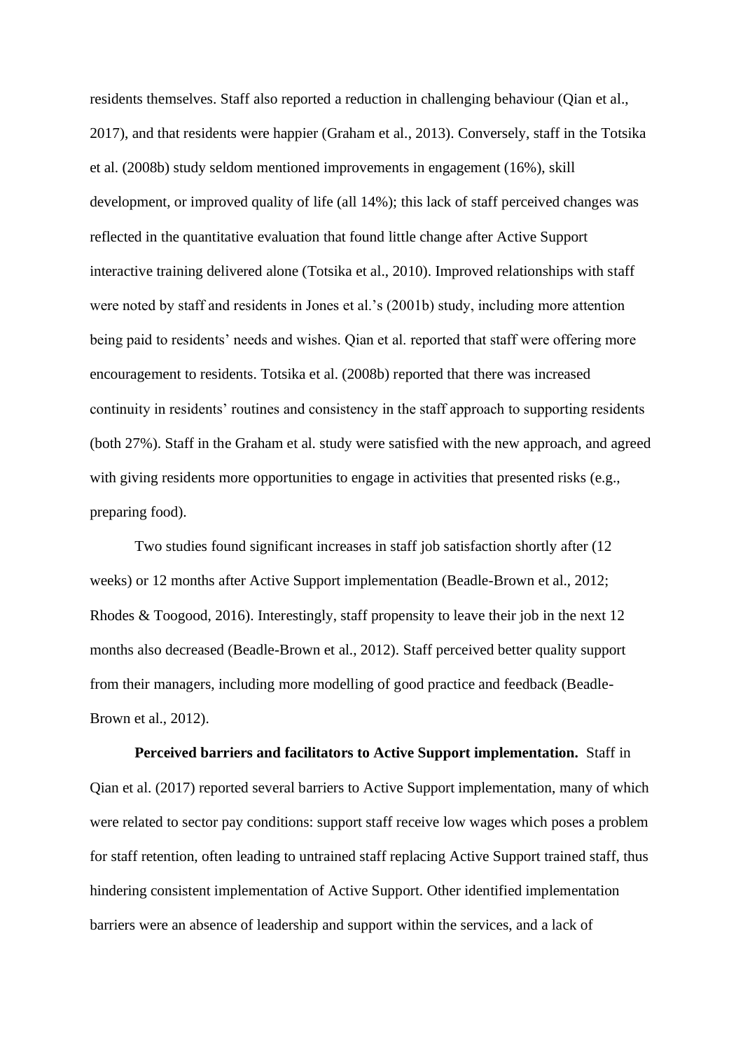residents themselves. Staff also reported a reduction in challenging behaviour (Qian et al., 2017), and that residents were happier (Graham et al., 2013). Conversely, staff in the Totsika et al. (2008b) study seldom mentioned improvements in engagement (16%), skill development, or improved quality of life (all 14%); this lack of staff perceived changes was reflected in the quantitative evaluation that found little change after Active Support interactive training delivered alone (Totsika et al., 2010). Improved relationships with staff were noted by staff and residents in Jones et al.'s (2001b) study, including more attention being paid to residents' needs and wishes. Qian et al. reported that staff were offering more encouragement to residents. Totsika et al. (2008b) reported that there was increased continuity in residents' routines and consistency in the staff approach to supporting residents (both 27%). Staff in the Graham et al. study were satisfied with the new approach, and agreed with giving residents more opportunities to engage in activities that presented risks (e.g., preparing food).

Two studies found significant increases in staff job satisfaction shortly after (12 weeks) or 12 months after Active Support implementation (Beadle-Brown et al., 2012; Rhodes & Toogood, 2016). Interestingly, staff propensity to leave their job in the next 12 months also decreased (Beadle-Brown et al., 2012). Staff perceived better quality support from their managers, including more modelling of good practice and feedback (Beadle-Brown et al., 2012).

**Perceived barriers and facilitators to Active Support implementation.** Staff in Qian et al. (2017) reported several barriers to Active Support implementation, many of which were related to sector pay conditions: support staff receive low wages which poses a problem for staff retention, often leading to untrained staff replacing Active Support trained staff, thus hindering consistent implementation of Active Support. Other identified implementation barriers were an absence of leadership and support within the services, and a lack of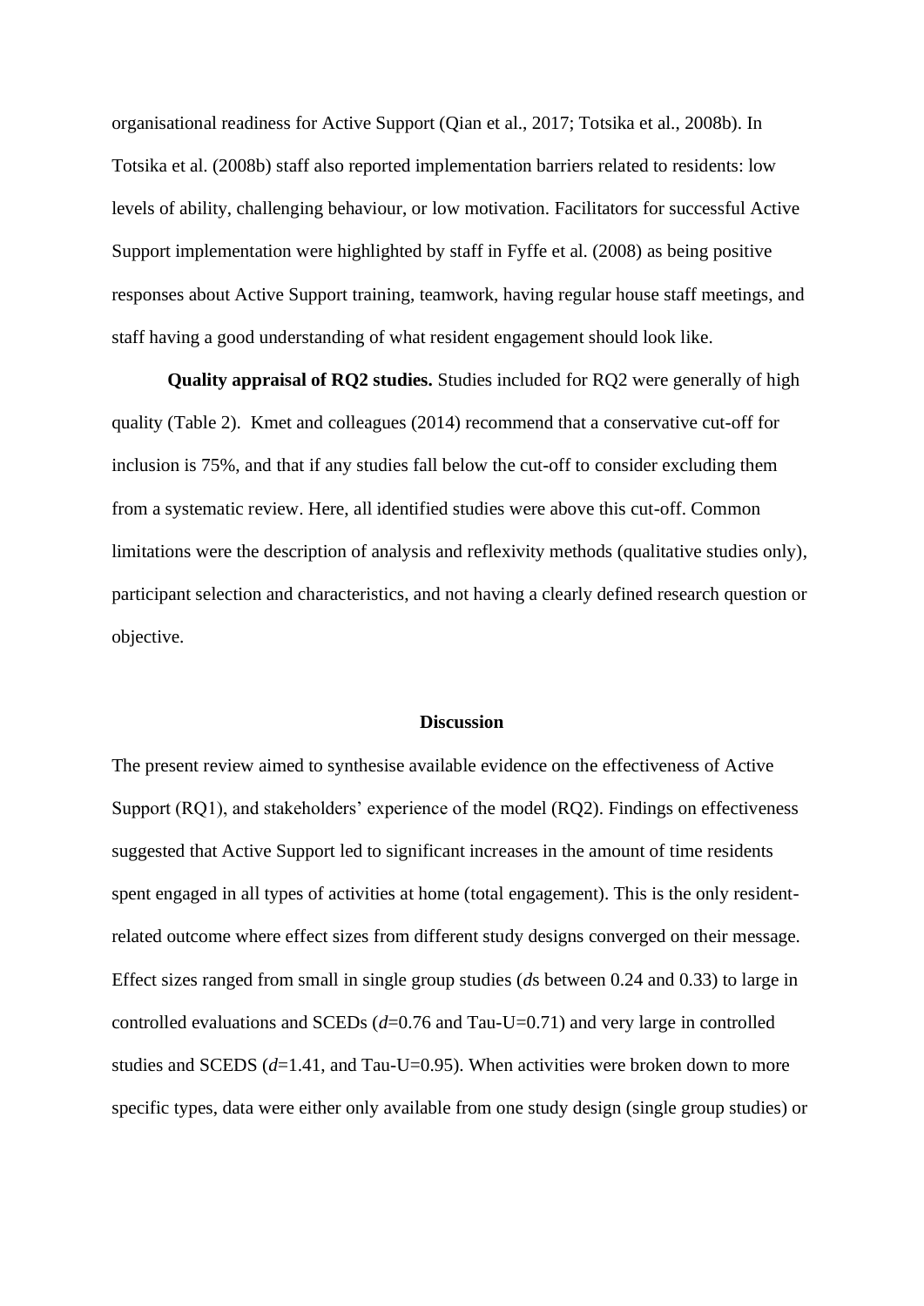organisational readiness for Active Support (Qian et al., 2017; Totsika et al., 2008b). In Totsika et al. (2008b) staff also reported implementation barriers related to residents: low levels of ability, challenging behaviour, or low motivation. Facilitators for successful Active Support implementation were highlighted by staff in Fyffe et al. (2008) as being positive responses about Active Support training, teamwork, having regular house staff meetings, and staff having a good understanding of what resident engagement should look like.

**Quality appraisal of RQ2 studies.** Studies included for RQ2 were generally of high quality (Table 2). Kmet and colleagues (2014) recommend that a conservative cut-off for inclusion is 75%, and that if any studies fall below the cut-off to consider excluding them from a systematic review. Here, all identified studies were above this cut-off. Common limitations were the description of analysis and reflexivity methods (qualitative studies only), participant selection and characteristics, and not having a clearly defined research question or objective.

## Discussion

The present review aimed to synthesise available evidence on the effectiveness of Active Support (RQ1), and stakeholders' experience of the model (RQ2). Findings on effectiveness suggested that Active Support led to significant increases in the amount of time residents spent engaged in all types of activities at home (total engagement). This is the only resident-related outcome where effect sizes from different study designs converged on their message. Effect sizes ranged from small in single group studies (*d*s between 0.24 and 0.33) to large in controlled evaluations and SCEDs ($d$=0.76 and Tau-U=0.71) and very large in controlled studies and SCEDS ($d$=1.41, and Tau-U=0.95). When activities were broken down to more specific types, data were either only available from one study design (single group studies) or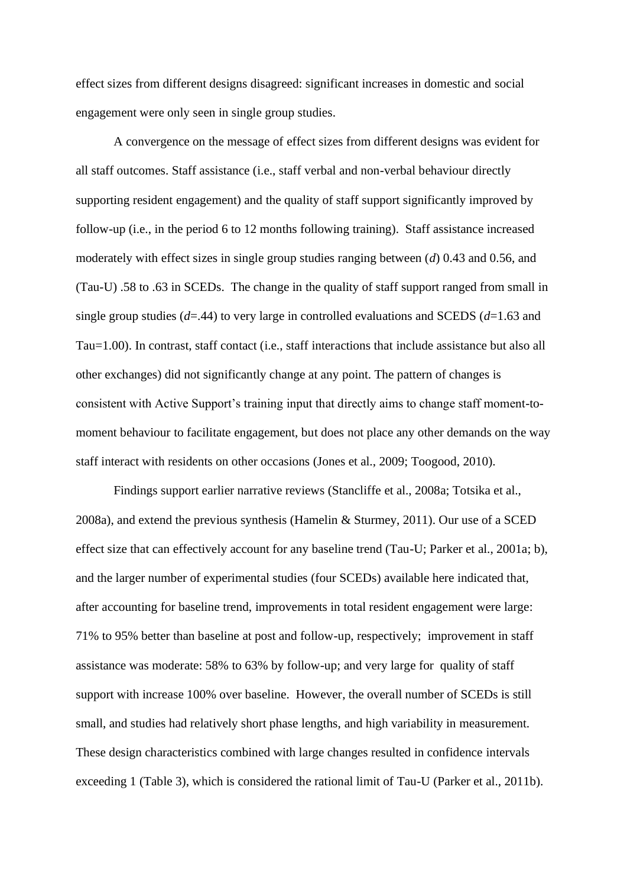effect sizes from different designs disagreed: significant increases in domestic and social engagement were only seen in single group studies.

A convergence on the message of effect sizes from different designs was evident for all staff outcomes. Staff assistance (i.e., staff verbal and non-verbal behaviour directly supporting resident engagement) and the quality of staff support significantly improved by follow-up (i.e., in the period 6 to 12 months following training). Staff assistance increased moderately with effect sizes in single group studies ranging between ($d$) 0.43 and 0.56, and (Tau-U) .58 to .63 in SCEDs. The change in the quality of staff support ranged from small in single group studies ($d$=.44) to very large in controlled evaluations and SCEDS ($d$=1.63 and Tau=1.00). In contrast, staff contact (i.e., staff interactions that include assistance but also all other exchanges) did not significantly change at any point. The pattern of changes is consistent with Active Support's training input that directly aims to change staff moment-to-moment behaviour to facilitate engagement, but does not place any other demands on the way staff interact with residents on other occasions (Jones et al., 2009; Toogood, 2010).

Findings support earlier narrative reviews (Stancliffe et al., 2008a; Totsika et al., 2008a), and extend the previous synthesis (Hamelin & Sturmey, 2011). Our use of a SCED effect size that can effectively account for any baseline trend (Tau-U; Parker et al., 2001a; b), and the larger number of experimental studies (four SCEDs) available here indicated that, after accounting for baseline trend, improvements in total resident engagement were large: 71% to 95% better than baseline at post and follow-up, respectively; improvement in staff assistance was moderate: 58% to 63% by follow-up; and very large for quality of staff support with increase 100% over baseline. However, the overall number of SCEDs is still small, and studies had relatively short phase lengths, and high variability in measurement. These design characteristics combined with large changes resulted in confidence intervals exceeding 1 (Table 3), which is considered the rational limit of Tau-U (Parker et al., 2011b).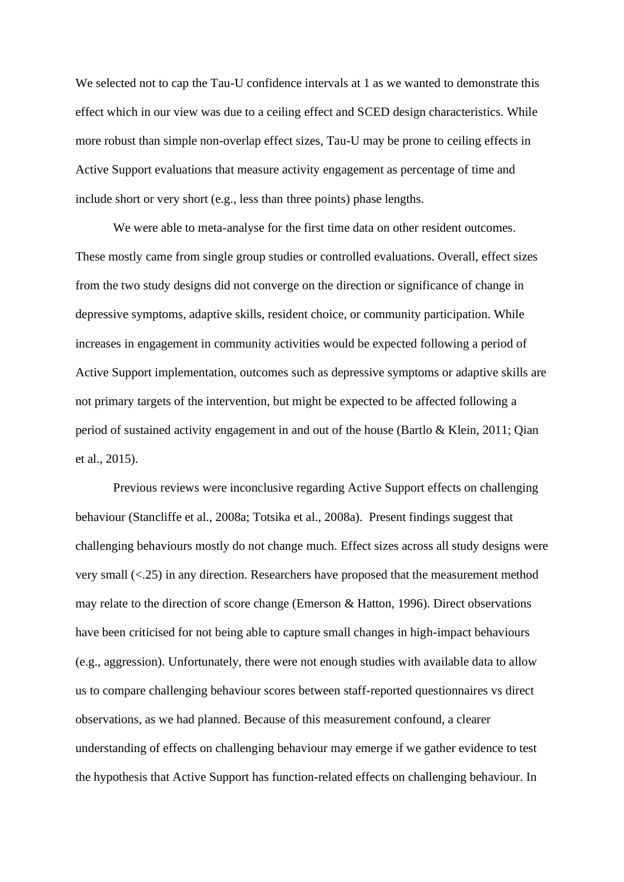We selected not to cap the Tau-U confidence intervals at 1 as we wanted to demonstrate this effect which in our view was due to a ceiling effect and SCED design characteristics. While more robust than simple non-overlap effect sizes, Tau-U may be prone to ceiling effects in Active Support evaluations that measure activity engagement as percentage of time and include short or very short (e.g., less than three points) phase lengths.

We were able to meta-analyse for the first time data on other resident outcomes. These mostly came from single group studies or controlled evaluations. Overall, effect sizes from the two study designs did not converge on the direction or significance of change in depressive symptoms, adaptive skills, resident choice, or community participation. While increases in engagement in community activities would be expected following a period of Active Support implementation, outcomes such as depressive symptoms or adaptive skills are not primary targets of the intervention, but might be expected to be affected following a period of sustained activity engagement in and out of the house (Bartlo & Klein, 2011; Qian et al., 2015).

Previous reviews were inconclusive regarding Active Support effects on challenging behaviour (Stancliffe et al., 2008a; Totsika et al., 2008a). Present findings suggest that challenging behaviours mostly do not change much. Effect sizes across all study designs were very small (<.25) in any direction. Researchers have proposed that the measurement method may relate to the direction of score change (Emerson & Hatton, 1996). Direct observations have been criticised for not being able to capture small changes in high-impact behaviours (e.g., aggression). Unfortunately, there were not enough studies with available data to allow us to compare challenging behaviour scores between staff-reported questionnaires vs direct observations, as we had planned. Because of this measurement confound, a clearer understanding of effects on challenging behaviour may emerge if we gather evidence to test the hypothesis that Active Support has function-related effects on challenging behaviour. In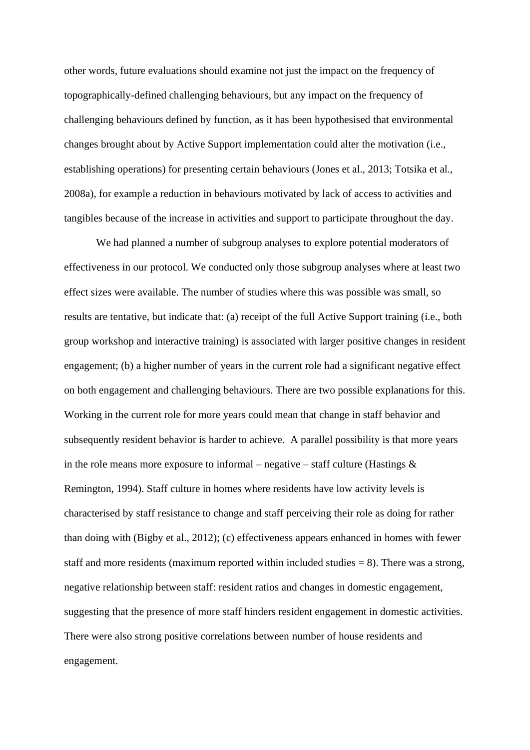other words, future evaluations should examine not just the impact on the frequency of topographically-defined challenging behaviours, but any impact on the frequency of challenging behaviours defined by function, as it has been hypothesised that environmental changes brought about by Active Support implementation could alter the motivation (i.e., establishing operations) for presenting certain behaviours (Jones et al., 2013; Totsika et al., 2008a), for example a reduction in behaviours motivated by lack of access to activities and tangibles because of the increase in activities and support to participate throughout the day.

We had planned a number of subgroup analyses to explore potential moderators of effectiveness in our protocol. We conducted only those subgroup analyses where at least two effect sizes were available. The number of studies where this was possible was small, so results are tentative, but indicate that: (a) receipt of the full Active Support training (i.e., both group workshop and interactive training) is associated with larger positive changes in resident engagement; (b) a higher number of years in the current role had a significant negative effect on both engagement and challenging behaviours. There are two possible explanations for this. Working in the current role for more years could mean that change in staff behavior and subsequently resident behavior is harder to achieve. A parallel possibility is that more years in the role means more exposure to informal – negative – staff culture (Hastings & Remington, 1994). Staff culture in homes where residents have low activity levels is characterised by staff resistance to change and staff perceiving their role as doing for rather than doing with (Bigby et al., 2012); (c) effectiveness appears enhanced in homes with fewer staff and more residents (maximum reported within included studies = 8). There was a strong, negative relationship between staff: resident ratios and changes in domestic engagement, suggesting that the presence of more staff hinders resident engagement in domestic activities. There were also strong positive correlations between number of house residents and engagement.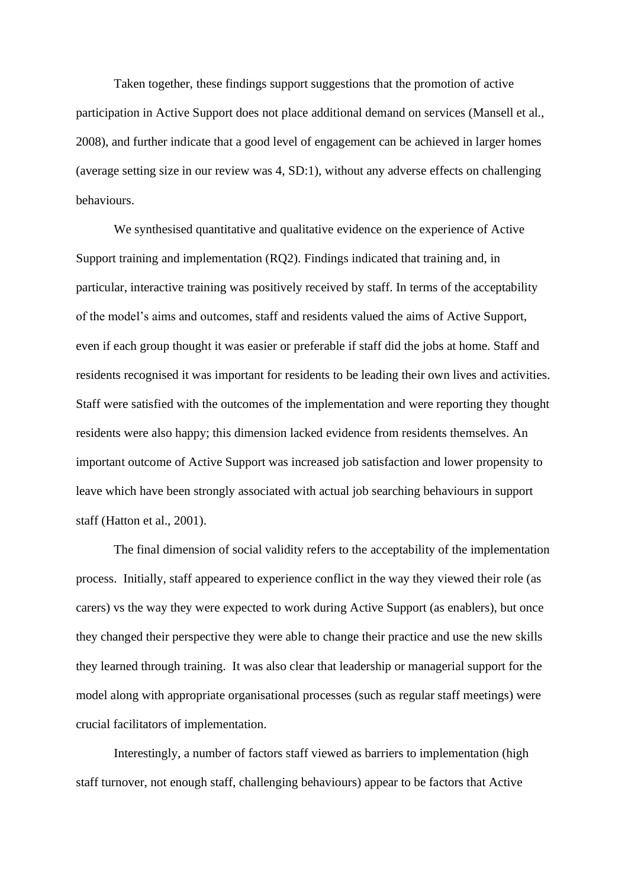Taken together, these findings support suggestions that the promotion of active participation in Active Support does not place additional demand on services (Mansell et al., 2008), and further indicate that a good level of engagement can be achieved in larger homes (average setting size in our review was 4, SD:1), without any adverse effects on challenging behaviours.

We synthesised quantitative and qualitative evidence on the experience of Active Support training and implementation (RQ2). Findings indicated that training and, in particular, interactive training was positively received by staff. In terms of the acceptability of the model's aims and outcomes, staff and residents valued the aims of Active Support, even if each group thought it was easier or preferable if staff did the jobs at home. Staff and residents recognised it was important for residents to be leading their own lives and activities. Staff were satisfied with the outcomes of the implementation and were reporting they thought residents were also happy; this dimension lacked evidence from residents themselves. An important outcome of Active Support was increased job satisfaction and lower propensity to leave which have been strongly associated with actual job searching behaviours in support staff (Hatton et al., 2001).

The final dimension of social validity refers to the acceptability of the implementation process. Initially, staff appeared to experience conflict in the way they viewed their role (as carers) vs the way they were expected to work during Active Support (as enablers), but once they changed their perspective they were able to change their practice and use the new skills they learned through training. It was also clear that leadership or managerial support for the model along with appropriate organisational processes (such as regular staff meetings) were crucial facilitators of implementation.

Interestingly, a number of factors staff viewed as barriers to implementation (high staff turnover, not enough staff, challenging behaviours) appear to be factors that Active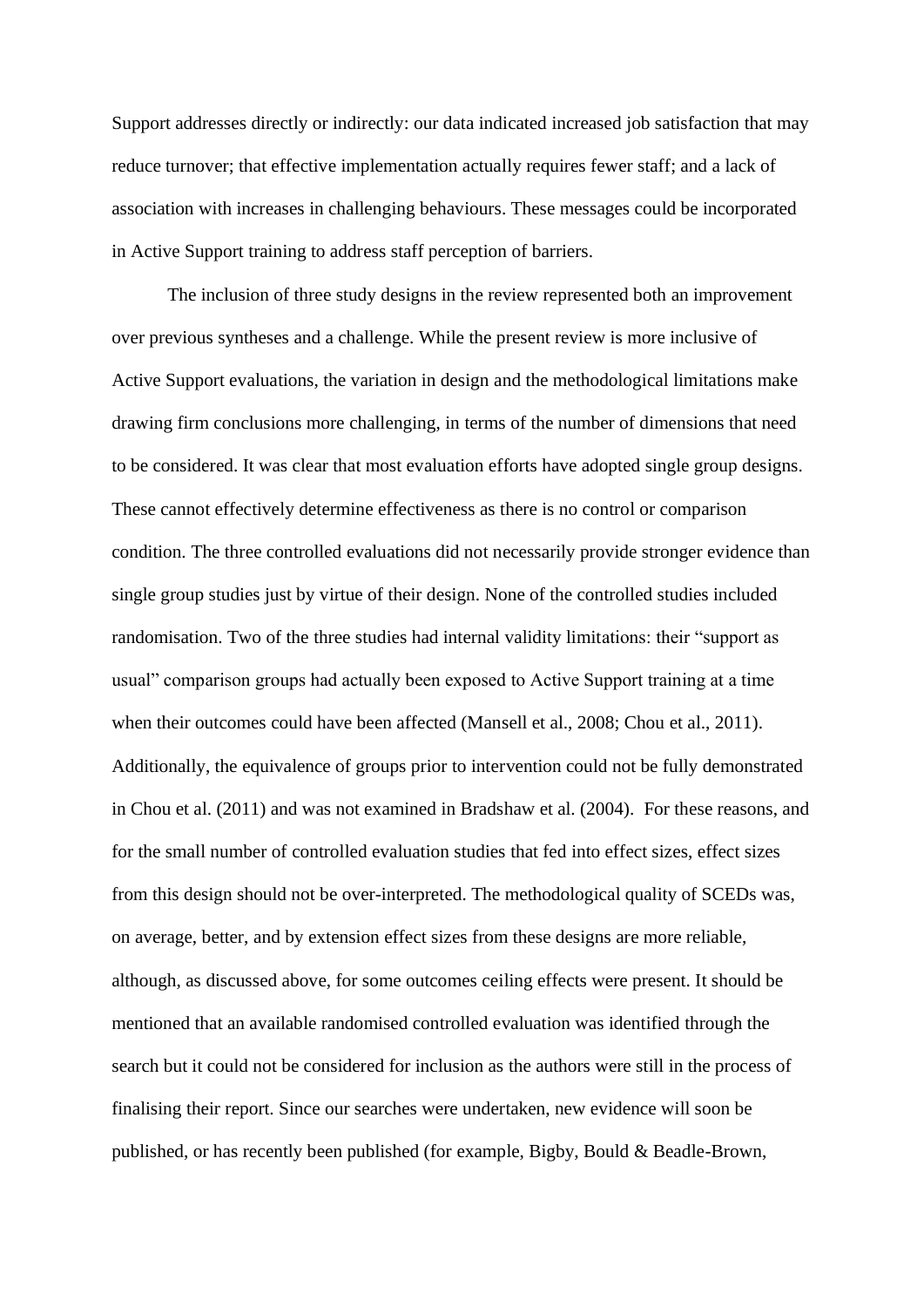Support addresses directly or indirectly: our data indicated increased job satisfaction that may reduce turnover; that effective implementation actually requires fewer staff; and a lack of association with increases in challenging behaviours. These messages could be incorporated in Active Support training to address staff perception of barriers.

The inclusion of three study designs in the review represented both an improvement over previous syntheses and a challenge. While the present review is more inclusive of Active Support evaluations, the variation in design and the methodological limitations make drawing firm conclusions more challenging, in terms of the number of dimensions that need to be considered. It was clear that most evaluation efforts have adopted single group designs. These cannot effectively determine effectiveness as there is no control or comparison condition. The three controlled evaluations did not necessarily provide stronger evidence than single group studies just by virtue of their design. None of the controlled studies included randomisation. Two of the three studies had internal validity limitations: their "support as usual" comparison groups had actually been exposed to Active Support training at a time when their outcomes could have been affected (Mansell et al., 2008; Chou et al., 2011). Additionally, the equivalence of groups prior to intervention could not be fully demonstrated in Chou et al. (2011) and was not examined in Bradshaw et al. (2004). For these reasons, and for the small number of controlled evaluation studies that fed into effect sizes, effect sizes from this design should not be over-interpreted. The methodological quality of SCEDs was, on average, better, and by extension effect sizes from these designs are more reliable, although, as discussed above, for some outcomes ceiling effects were present. It should be mentioned that an available randomised controlled evaluation was identified through the search but it could not be considered for inclusion as the authors were still in the process of finalising their report. Since our searches were undertaken, new evidence will soon be published, or has recently been published (for example, Bigby, Bould & Beadle-Brown,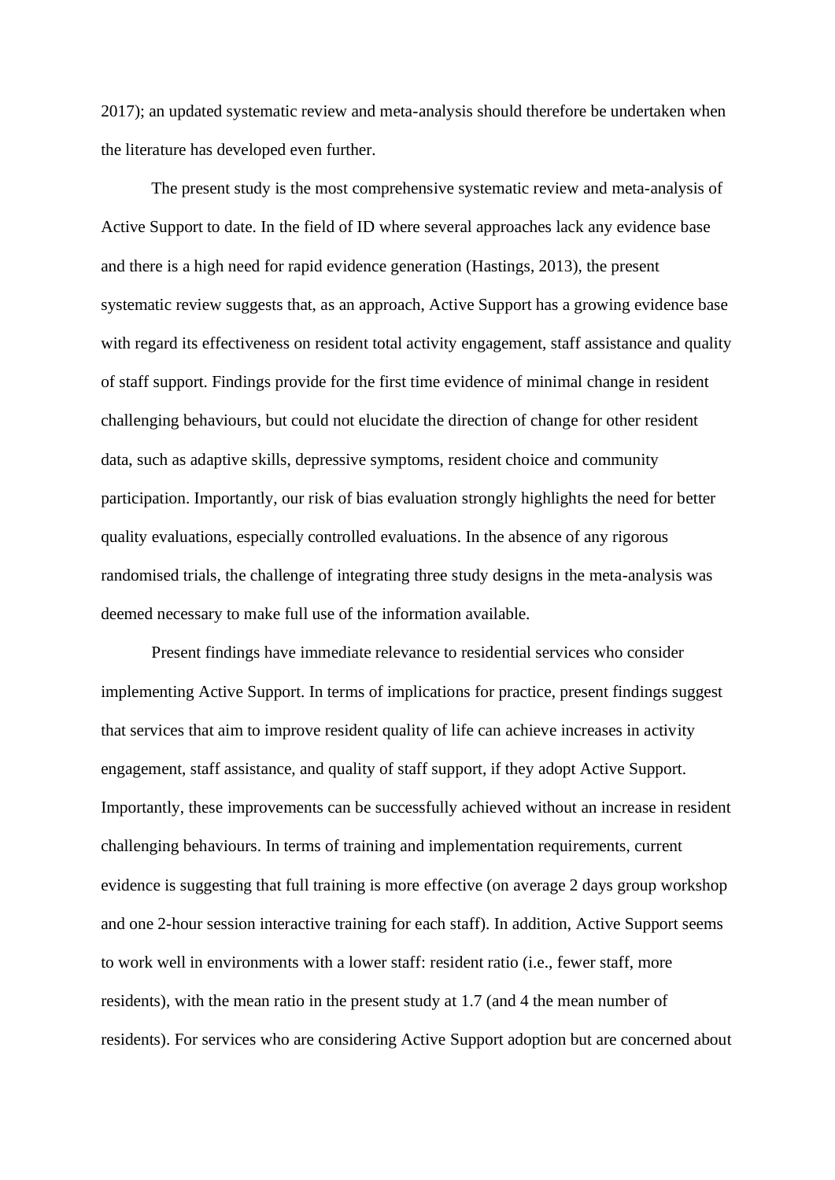2017); an updated systematic review and meta-analysis should therefore be undertaken when the literature has developed even further.

The present study is the most comprehensive systematic review and meta-analysis of Active Support to date. In the field of ID where several approaches lack any evidence base and there is a high need for rapid evidence generation (Hastings, 2013), the present systematic review suggests that, as an approach, Active Support has a growing evidence base with regard its effectiveness on resident total activity engagement, staff assistance and quality of staff support. Findings provide for the first time evidence of minimal change in resident challenging behaviours, but could not elucidate the direction of change for other resident data, such as adaptive skills, depressive symptoms, resident choice and community participation. Importantly, our risk of bias evaluation strongly highlights the need for better quality evaluations, especially controlled evaluations. In the absence of any rigorous randomised trials, the challenge of integrating three study designs in the meta-analysis was deemed necessary to make full use of the information available.

Present findings have immediate relevance to residential services who consider implementing Active Support. In terms of implications for practice, present findings suggest that services that aim to improve resident quality of life can achieve increases in activity engagement, staff assistance, and quality of staff support, if they adopt Active Support. Importantly, these improvements can be successfully achieved without an increase in resident challenging behaviours. In terms of training and implementation requirements, current evidence is suggesting that full training is more effective (on average 2 days group workshop and one 2-hour session interactive training for each staff). In addition, Active Support seems to work well in environments with a lower staff: resident ratio (i.e., fewer staff, more residents), with the mean ratio in the present study at 1.7 (and 4 the mean number of residents). For services who are considering Active Support adoption but are concerned about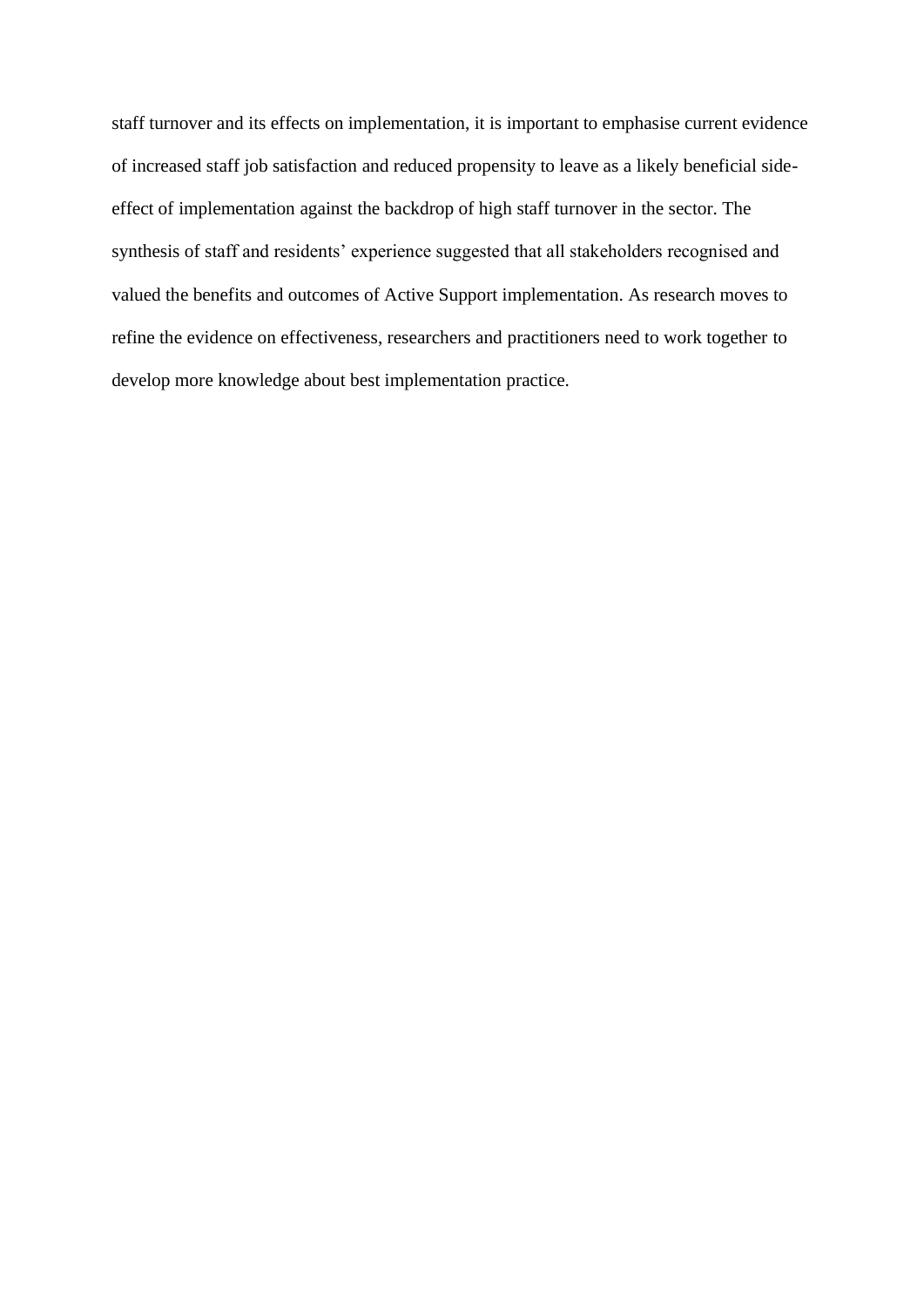staff turnover and its effects on implementation, it is important to emphasise current evidence of increased staff job satisfaction and reduced propensity to leave as a likely beneficial side-effect of implementation against the backdrop of high staff turnover in the sector. The synthesis of staff and residents' experience suggested that all stakeholders recognised and valued the benefits and outcomes of Active Support implementation. As research moves to refine the evidence on effectiveness, researchers and practitioners need to work together to develop more knowledge about best implementation practice.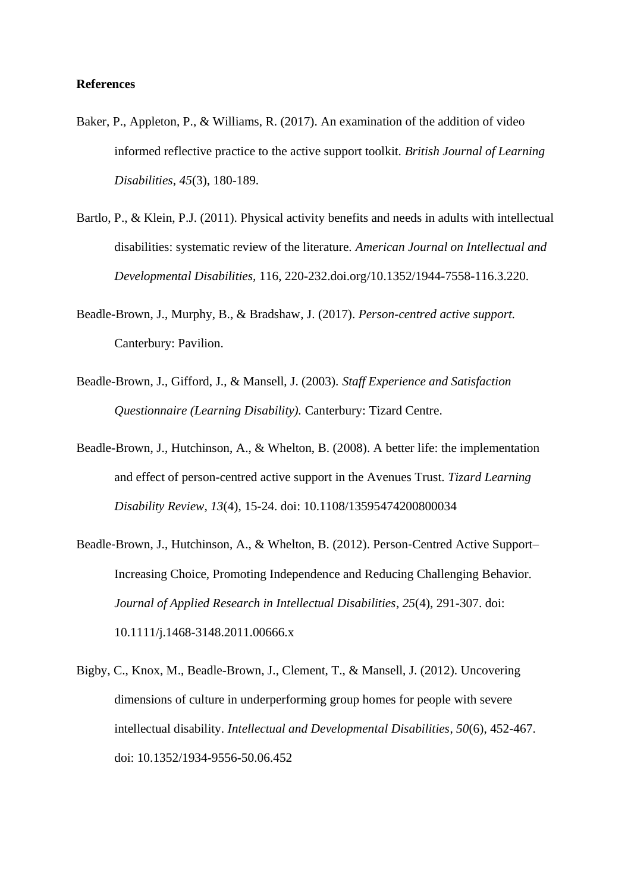**References**

Baker, P., Appleton, P., & Williams, R. (2017). An examination of the addition of video informed reflective practice to the active support toolkit. *British Journal of Learning Disabilities*, *45*(3), 180-189.

Bartlo, P., & Klein, P.J. (2011). Physical activity benefits and needs in adults with intellectual disabilities: systematic review of the literature. *American Journal on Intellectual and Developmental Disabilities,* 116, 220-232.doi.org/10.1352/1944-7558-116.3.220.

Beadle-Brown, J., Murphy, B., & Bradshaw, J. (2017). *Person-centred active support.* Canterbury: Pavilion.

Beadle-Brown, J., Gifford, J., & Mansell, J. (2003). *Staff Experience and Satisfaction Questionnaire (Learning Disability).* Canterbury: Tizard Centre.

Beadle-Brown, J., Hutchinson, A., & Whelton, B. (2008). A better life: the implementation and effect of person-centred active support in the Avenues Trust. *Tizard Learning Disability Review*, *13*(4), 15-24. doi: 10.1108/13595474200800034

Beadle-Brown, J., Hutchinson, A., & Whelton, B. (2012). Person-Centred Active Support–Increasing Choice, Promoting Independence and Reducing Challenging Behavior. *Journal of Applied Research in Intellectual Disabilities*, *25*(4), 291-307. doi: 10.1111/j.1468-3148.2011.00666.x

Bigby, C., Knox, M., Beadle-Brown, J., Clement, T., & Mansell, J. (2012). Uncovering dimensions of culture in underperforming group homes for people with severe intellectual disability. *Intellectual and Developmental Disabilities*, *50*(6), 452-467. doi: 10.1352/1934-9556-50.06.452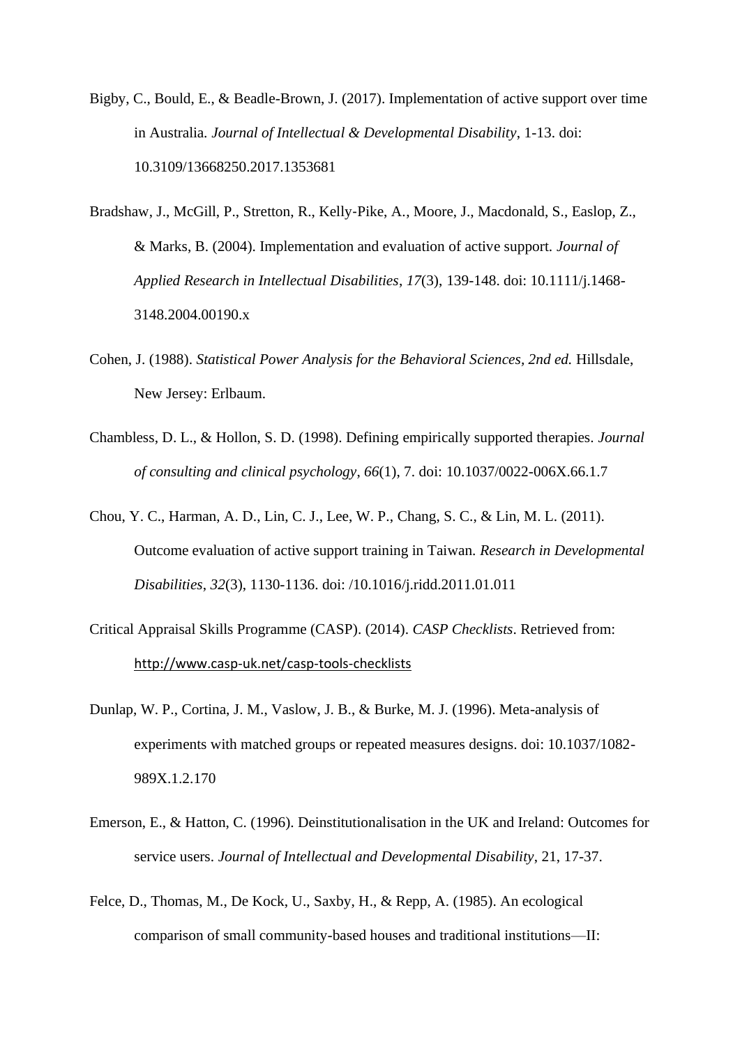Bigby, C., Bould, E., & Beadle-Brown, J. (2017). Implementation of active support over time in Australia. *Journal of Intellectual & Developmental Disability*, 1-13. doi: 10.3109/13668250.2017.1353681

Bradshaw, J., McGill, P., Stretton, R., Kelly-Pike, A., Moore, J., Macdonald, S., Easlop, Z., & Marks, B. (2004). Implementation and evaluation of active support. *Journal of Applied Research in Intellectual Disabilities*, *17*(3), 139-148. doi: 10.1111/j.1468-3148.2004.00190.x

Cohen, J. (1988). *Statistical Power Analysis for the Behavioral Sciences, 2nd ed.* Hillsdale, New Jersey: Erlbaum.

Chambless, D. L., & Hollon, S. D. (1998). Defining empirically supported therapies. *Journal of consulting and clinical psychology*, *66*(1), 7. doi: 10.1037/0022-006X.66.1.7

Chou, Y. C., Harman, A. D., Lin, C. J., Lee, W. P., Chang, S. C., & Lin, M. L. (2011). Outcome evaluation of active support training in Taiwan. *Research in Developmental Disabilities*, *32*(3), 1130-1136. doi: /10.1016/j.ridd.2011.01.011

Critical Appraisal Skills Programme (CASP). (2014). *CASP Checklists*. Retrieved from: http://www.casp-uk.net/casp-tools-checklists

Dunlap, W. P., Cortina, J. M., Vaslow, J. B., & Burke, M. J. (1996). Meta-analysis of experiments with matched groups or repeated measures designs. doi: 10.1037/1082-989X.1.2.170

Emerson, E., & Hatton, C. (1996). Deinstitutionalisation in the UK and Ireland: Outcomes for service users. *Journal of Intellectual and Developmental Disability*, 21, 17-37.

Felce, D., Thomas, M., De Kock, U., Saxby, H., & Repp, A. (1985). An ecological comparison of small community-based houses and traditional institutions—II: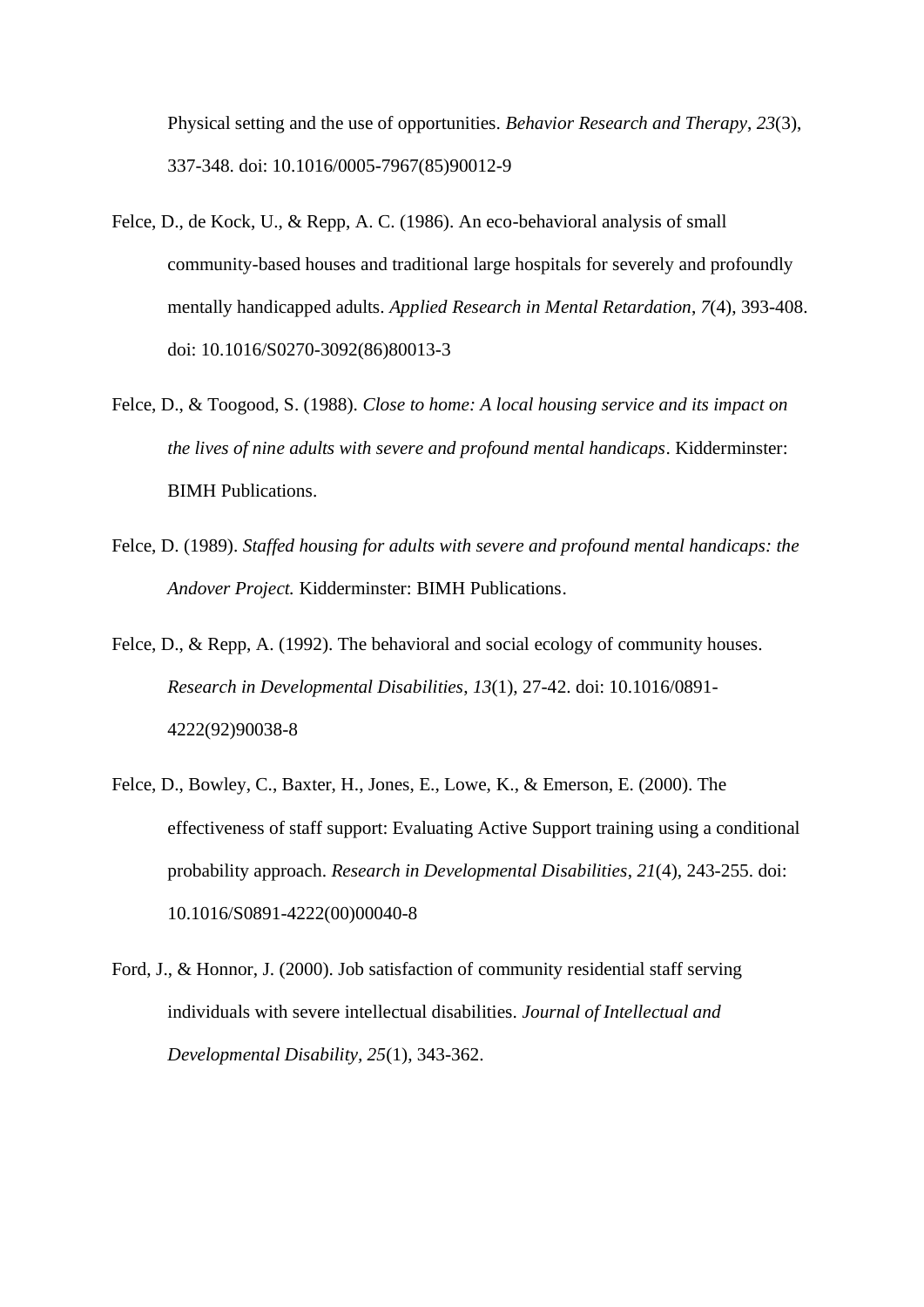Physical setting and the use of opportunities. *Behavior Research and Therapy*, *23*(3), 337-348. doi: 10.1016/0005-7967(85)90012-9

Felce, D., de Kock, U., & Repp, A. C. (1986). An eco-behavioral analysis of small community-based houses and traditional large hospitals for severely and profoundly mentally handicapped adults. *Applied Research in Mental Retardation*, *7*(4), 393-408. doi: 10.1016/S0270-3092(86)80013-3

Felce, D., & Toogood, S. (1988). *Close to home: A local housing service and its impact on the lives of nine adults with severe and profound mental handicaps*. Kidderminster: BIMH Publications.

Felce, D. (1989). *Staffed housing for adults with severe and profound mental handicaps: the Andover Project.* Kidderminster: BIMH Publications.

Felce, D., & Repp, A. (1992). The behavioral and social ecology of community houses. *Research in Developmental Disabilities*, *13*(1), 27-42. doi: 10.1016/0891-4222(92)90038-8

Felce, D., Bowley, C., Baxter, H., Jones, E., Lowe, K., & Emerson, E. (2000). The effectiveness of staff support: Evaluating Active Support training using a conditional probability approach. *Research in Developmental Disabilities*, *21*(4), 243-255. doi: 10.1016/S0891-4222(00)00040-8

Ford, J., & Honnor, J. (2000). Job satisfaction of community residential staff serving individuals with severe intellectual disabilities. *Journal of Intellectual and Developmental Disability*, *25*(1), 343-362.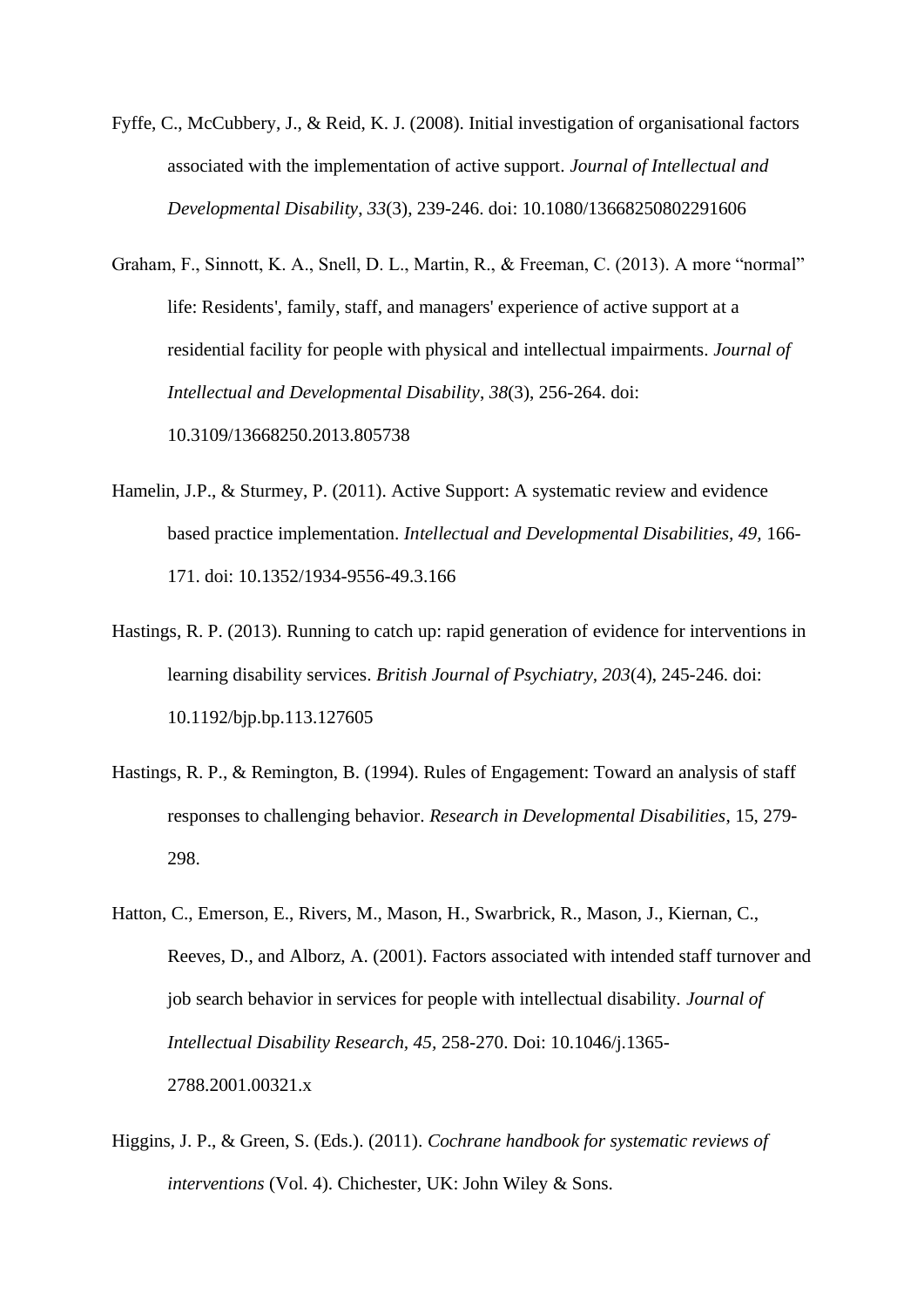Fyffe, C., McCubbery, J., & Reid, K. J. (2008). Initial investigation of organisational factors associated with the implementation of active support. *Journal of Intellectual and Developmental Disability*, *33*(3), 239-246. doi: 10.1080/13668250802291606

Graham, F., Sinnott, K. A., Snell, D. L., Martin, R., & Freeman, C. (2013). A more "normal" life: Residents', family, staff, and managers' experience of active support at a residential facility for people with physical and intellectual impairments. *Journal of Intellectual and Developmental Disability*, *38*(3), 256-264. doi: 10.3109/13668250.2013.805738

Hamelin, J.P., & Sturmey, P. (2011). Active Support: A systematic review and evidence based practice implementation. *Intellectual and Developmental Disabilities, 49,* 166-171. doi: 10.1352/1934-9556-49.3.166

Hastings, R. P. (2013). Running to catch up: rapid generation of evidence for interventions in learning disability services. *British Journal of Psychiatry*, *203*(4), 245-246. doi: 10.1192/bjp.bp.113.127605

Hastings, R. P., & Remington, B. (1994). Rules of Engagement: Toward an analysis of staff responses to challenging behavior. *Research in Developmental Disabilities*, 15, 279-298.

Hatton, C., Emerson, E., Rivers, M., Mason, H., Swarbrick, R., Mason, J., Kiernan, C., Reeves, D., and Alborz, A. (2001). Factors associated with intended staff turnover and job search behavior in services for people with intellectual disability. *Journal of Intellectual Disability Research, 45,* 258-270. Doi: 10.1046/j.1365-2788.2001.00321.x

Higgins, J. P., & Green, S. (Eds.). (2011). *Cochrane handbook for systematic reviews of interventions* (Vol. 4). Chichester, UK: John Wiley & Sons.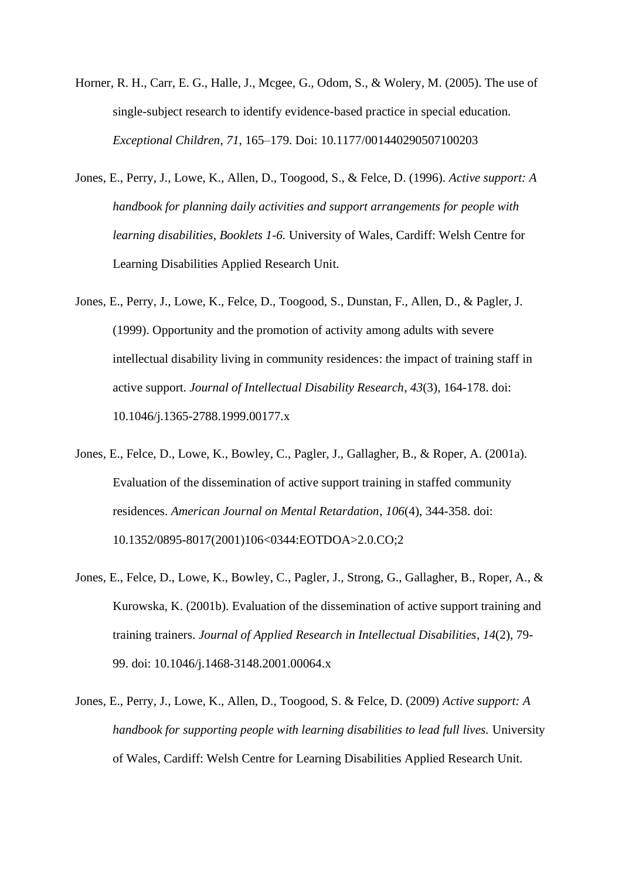Horner, R. H., Carr, E. G., Halle, J., Mcgee, G., Odom, S., & Wolery, M. (2005). The use of single-subject research to identify evidence-based practice in special education. *Exceptional Children*, *71*, 165–179. Doi: 10.1177/001440290507100203

Jones, E., Perry, J., Lowe, K., Allen, D., Toogood, S., & Felce, D. (1996). *Active support: A handbook for planning daily activities and support arrangements for people with learning disabilities, Booklets 1-6.* University of Wales, Cardiff: Welsh Centre for Learning Disabilities Applied Research Unit.

Jones, E., Perry, J., Lowe, K., Felce, D., Toogood, S., Dunstan, F., Allen, D., & Pagler, J. (1999). Opportunity and the promotion of activity among adults with severe intellectual disability living in community residences: the impact of training staff in active support. *Journal of Intellectual Disability Research*, *43*(3), 164-178. doi: 10.1046/j.1365-2788.1999.00177.x

Jones, E., Felce, D., Lowe, K., Bowley, C., Pagler, J., Gallagher, B., & Roper, A. (2001a). Evaluation of the dissemination of active support training in staffed community residences. *American Journal on Mental Retardation*, *106*(4), 344-358. doi: 10.1352/0895-8017(2001)106<0344:EOTDOA>2.0.CO;2

Jones, E., Felce, D., Lowe, K., Bowley, C., Pagler, J., Strong, G., Gallagher, B., Roper, A., & Kurowska, K. (2001b). Evaluation of the dissemination of active support training and training trainers. *Journal of Applied Research in Intellectual Disabilities*, *14*(2), 79-99. doi: 10.1046/j.1468-3148.2001.00064.x

Jones, E., Perry, J., Lowe, K., Allen, D., Toogood, S. & Felce, D. (2009) *Active support: A handbook for supporting people with learning disabilities to lead full lives.* University of Wales, Cardiff: Welsh Centre for Learning Disabilities Applied Research Unit.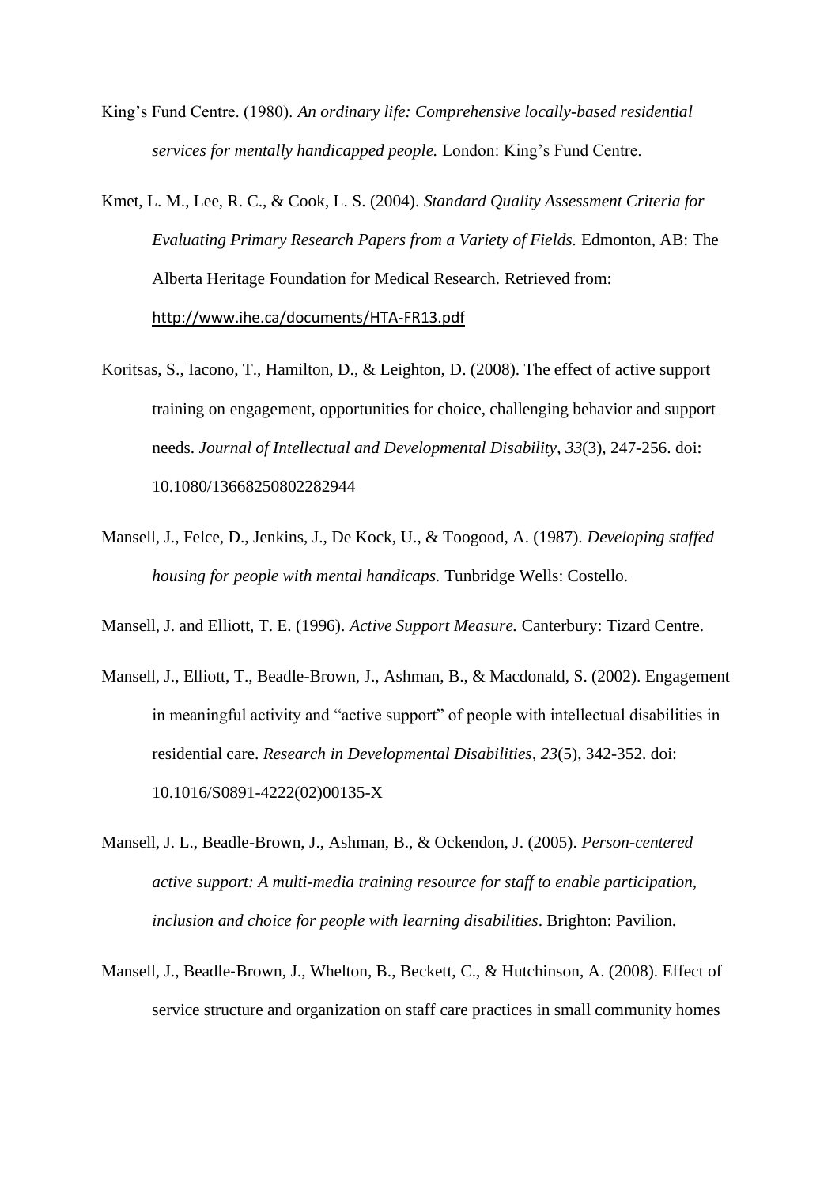King's Fund Centre. (1980). *An ordinary life: Comprehensive locally-based residential services for mentally handicapped people.* London: King's Fund Centre.

Kmet, L. M., Lee, R. C., & Cook, L. S. (2004). *Standard Quality Assessment Criteria for Evaluating Primary Research Papers from a Variety of Fields.* Edmonton, AB: The Alberta Heritage Foundation for Medical Research. Retrieved from: http://www.ihe.ca/documents/HTA-FR13.pdf

Koritsas, S., Iacono, T., Hamilton, D., & Leighton, D. (2008). The effect of active support training on engagement, opportunities for choice, challenging behavior and support needs. *Journal of Intellectual and Developmental Disability*, *33*(3), 247-256. doi: 10.1080/13668250802282944

Mansell, J., Felce, D., Jenkins, J., De Kock, U., & Toogood, A. (1987). *Developing staffed housing for people with mental handicaps.* Tunbridge Wells: Costello.

Mansell, J. and Elliott, T. E. (1996). *Active Support Measure.* Canterbury: Tizard Centre.

Mansell, J., Elliott, T., Beadle-Brown, J., Ashman, B., & Macdonald, S. (2002). Engagement in meaningful activity and "active support" of people with intellectual disabilities in residential care. *Research in Developmental Disabilities*, *23*(5), 342-352. doi: 10.1016/S0891-4222(02)00135-X

Mansell, J. L., Beadle-Brown, J., Ashman, B., & Ockendon, J. (2005). *Person-centered active support: A multi-media training resource for staff to enable participation, inclusion and choice for people with learning disabilities*. Brighton: Pavilion.

Mansell, J., Beadle-Brown, J., Whelton, B., Beckett, C., & Hutchinson, A. (2008). Effect of service structure and organization on staff care practices in small community homes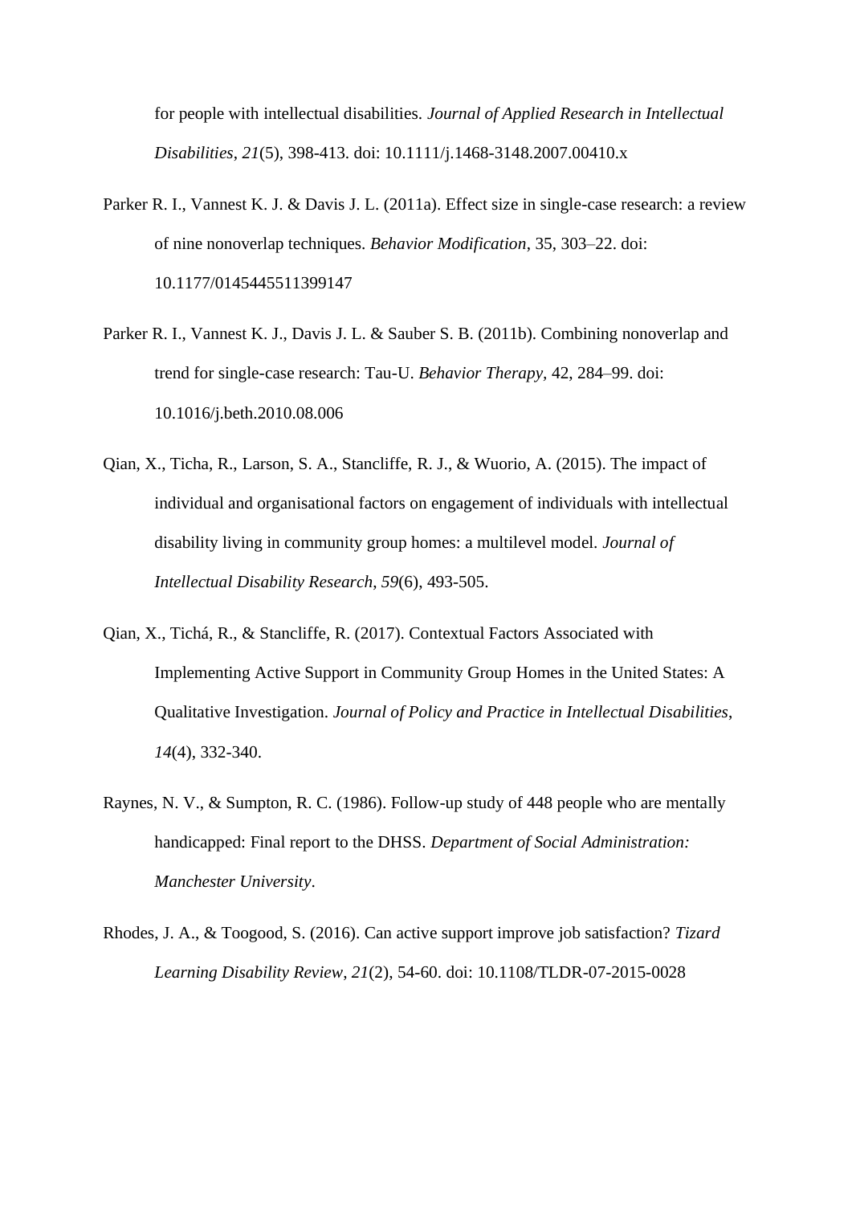for people with intellectual disabilities. *Journal of Applied Research in Intellectual Disabilities*, *21*(5), 398-413. doi: 10.1111/j.1468-3148.2007.00410.x

Parker R. I., Vannest K. J. & Davis J. L. (2011a). Effect size in single-case research: a review of nine nonoverlap techniques. *Behavior Modification*, 35, 303–22. doi: 10.1177/0145445511399147

Parker R. I., Vannest K. J., Davis J. L. & Sauber S. B. (2011b). Combining nonoverlap and trend for single-case research: Tau-U. *Behavior Therapy*, 42, 284–99. doi: 10.1016/j.beth.2010.08.006

Qian, X., Ticha, R., Larson, S. A., Stancliffe, R. J., & Wuorio, A. (2015). The impact of individual and organisational factors on engagement of individuals with intellectual disability living in community group homes: a multilevel model. *Journal of Intellectual Disability Research*, *59*(6), 493-505.

Qian, X., Tichá, R., & Stancliffe, R. (2017). Contextual Factors Associated with Implementing Active Support in Community Group Homes in the United States: A Qualitative Investigation. *Journal of Policy and Practice in Intellectual Disabilities*, *14*(4), 332-340.

Raynes, N. V., & Sumpton, R. C. (1986). Follow-up study of 448 people who are mentally handicapped: Final report to the DHSS. *Department of Social Administration: Manchester University*.

Rhodes, J. A., & Toogood, S. (2016). Can active support improve job satisfaction? *Tizard Learning Disability Review*, *21*(2), 54-60. doi: 10.1108/TLDR-07-2015-0028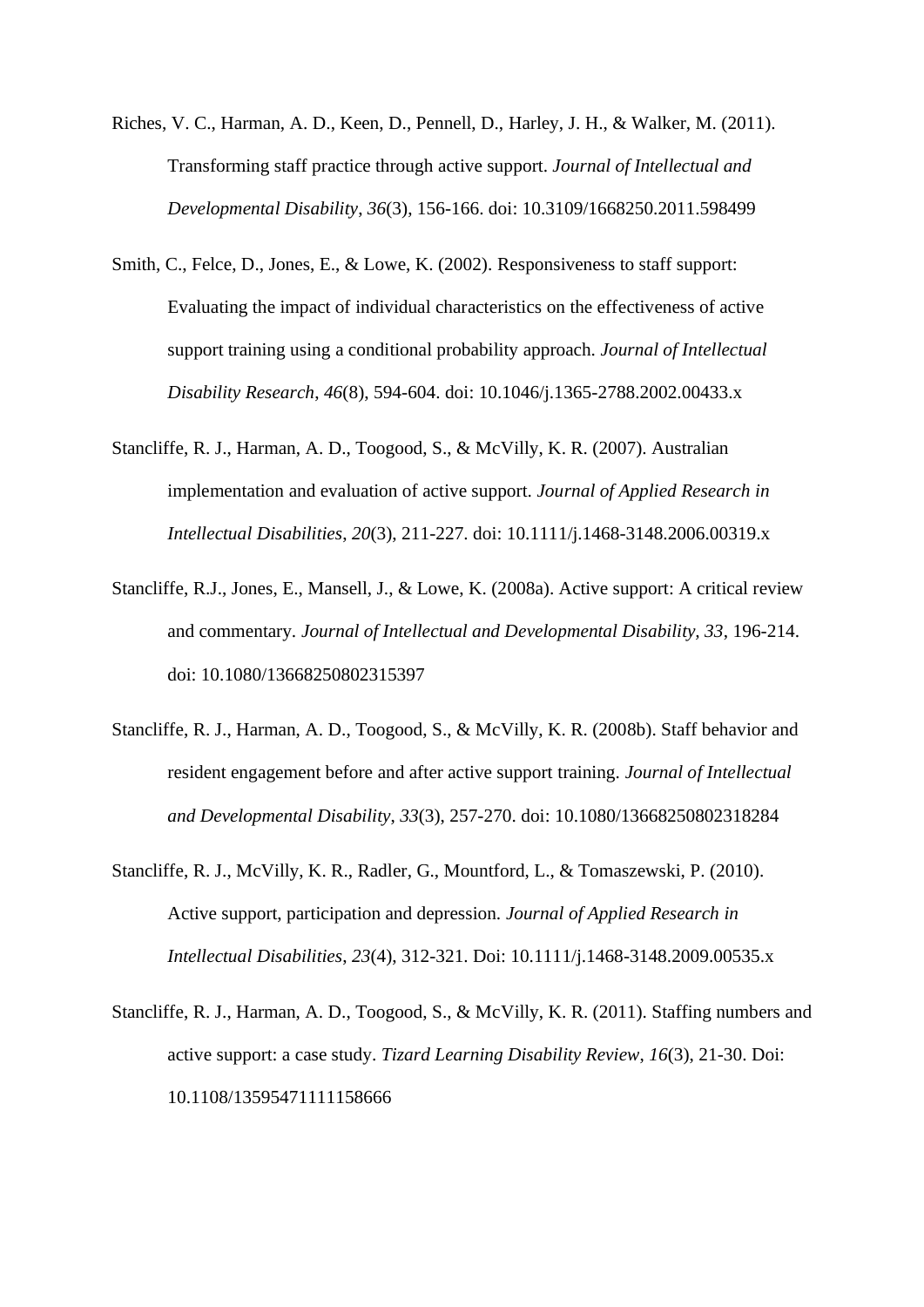Riches, V. C., Harman, A. D., Keen, D., Pennell, D., Harley, J. H., & Walker, M. (2011). Transforming staff practice through active support. *Journal of Intellectual and Developmental Disability*, *36*(3), 156-166. doi: 10.3109/1668250.2011.598499

Smith, C., Felce, D., Jones, E., & Lowe, K. (2002). Responsiveness to staff support: Evaluating the impact of individual characteristics on the effectiveness of active support training using a conditional probability approach. *Journal of Intellectual Disability Research*, *46*(8), 594-604. doi: 10.1046/j.1365-2788.2002.00433.x

Stancliffe, R. J., Harman, A. D., Toogood, S., & McVilly, K. R. (2007). Australian implementation and evaluation of active support. *Journal of Applied Research in Intellectual Disabilities*, *20*(3), 211-227. doi: 10.1111/j.1468-3148.2006.00319.x

Stancliffe, R.J., Jones, E., Mansell, J., & Lowe, K. (2008a). Active support: A critical review and commentary. *Journal of Intellectual and Developmental Disability, 33*, 196-214. doi: 10.1080/13668250802315397

Stancliffe, R. J., Harman, A. D., Toogood, S., & McVilly, K. R. (2008b). Staff behavior and resident engagement before and after active support training. *Journal of Intellectual and Developmental Disability*, *33*(3), 257-270. doi: 10.1080/13668250802318284

Stancliffe, R. J., McVilly, K. R., Radler, G., Mountford, L., & Tomaszewski, P. (2010). Active support, participation and depression. *Journal of Applied Research in Intellectual Disabilities*, *23*(4), 312-321. Doi: 10.1111/j.1468-3148.2009.00535.x

Stancliffe, R. J., Harman, A. D., Toogood, S., & McVilly, K. R. (2011). Staffing numbers and active support: a case study. *Tizard Learning Disability Review*, *16*(3), 21-30. Doi: 10.1108/13595471111158666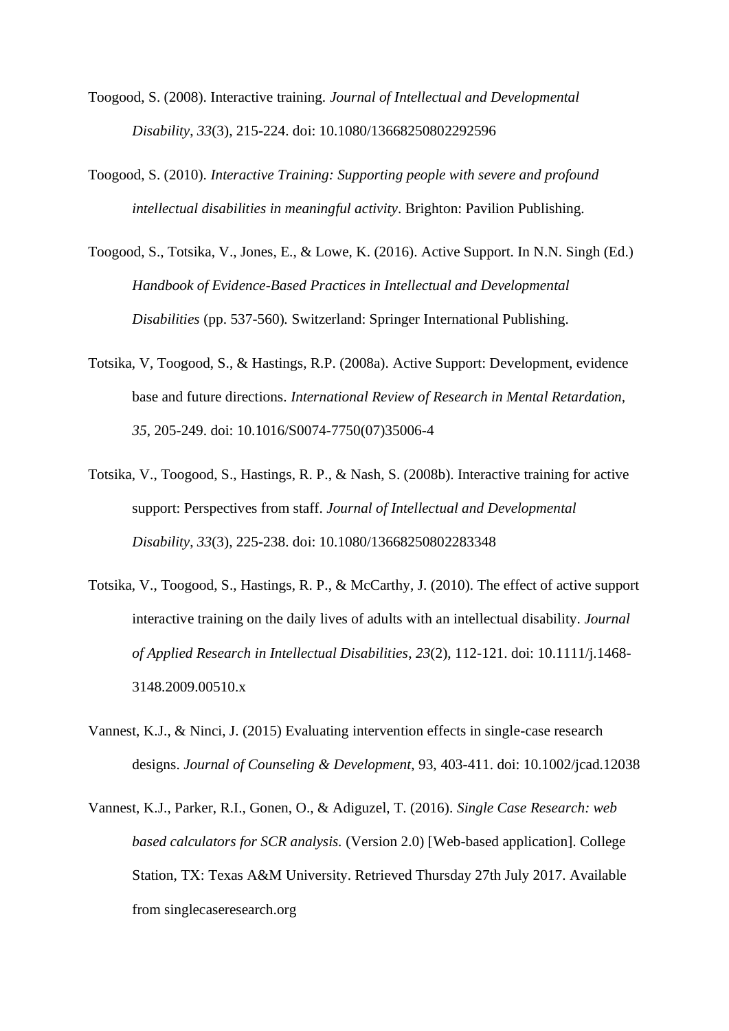Toogood, S. (2008). Interactive training. *Journal of Intellectual and Developmental Disability*, *33*(3), 215-224. doi: 10.1080/13668250802292596

Toogood, S. (2010). *Interactive Training: Supporting people with severe and profound intellectual disabilities in meaningful activity*. Brighton: Pavilion Publishing.

Toogood, S., Totsika, V., Jones, E., & Lowe, K. (2016). Active Support. In N.N. Singh (Ed.) *Handbook of Evidence-Based Practices in Intellectual and Developmental Disabilities* (pp. 537-560). Switzerland: Springer International Publishing.

Totsika, V, Toogood, S., & Hastings, R.P. (2008a). Active Support: Development, evidence base and future directions. *International Review of Research in Mental Retardation, 35*, 205-249. doi: 10.1016/S0074-7750(07)35006-4

Totsika, V., Toogood, S., Hastings, R. P., & Nash, S. (2008b). Interactive training for active support: Perspectives from staff. *Journal of Intellectual and Developmental Disability*, *33*(3), 225-238. doi: 10.1080/13668250802283348

Totsika, V., Toogood, S., Hastings, R. P., & McCarthy, J. (2010). The effect of active support interactive training on the daily lives of adults with an intellectual disability. *Journal of Applied Research in Intellectual Disabilities*, *23*(2), 112-121. doi: 10.1111/j.1468-3148.2009.00510.x

Vannest, K.J., & Ninci, J. (2015) Evaluating intervention effects in single-case research designs. *Journal of Counseling & Development*, 93, 403-411. doi: 10.1002/jcad.12038

Vannest, K.J., Parker, R.I., Gonen, O., & Adiguzel, T. (2016). *Single Case Research: web based calculators for SCR analysis.* (Version 2.0) [Web-based application]. College Station, TX: Texas A&M University. Retrieved Thursday 27th July 2017. Available from singlecaseresearch.org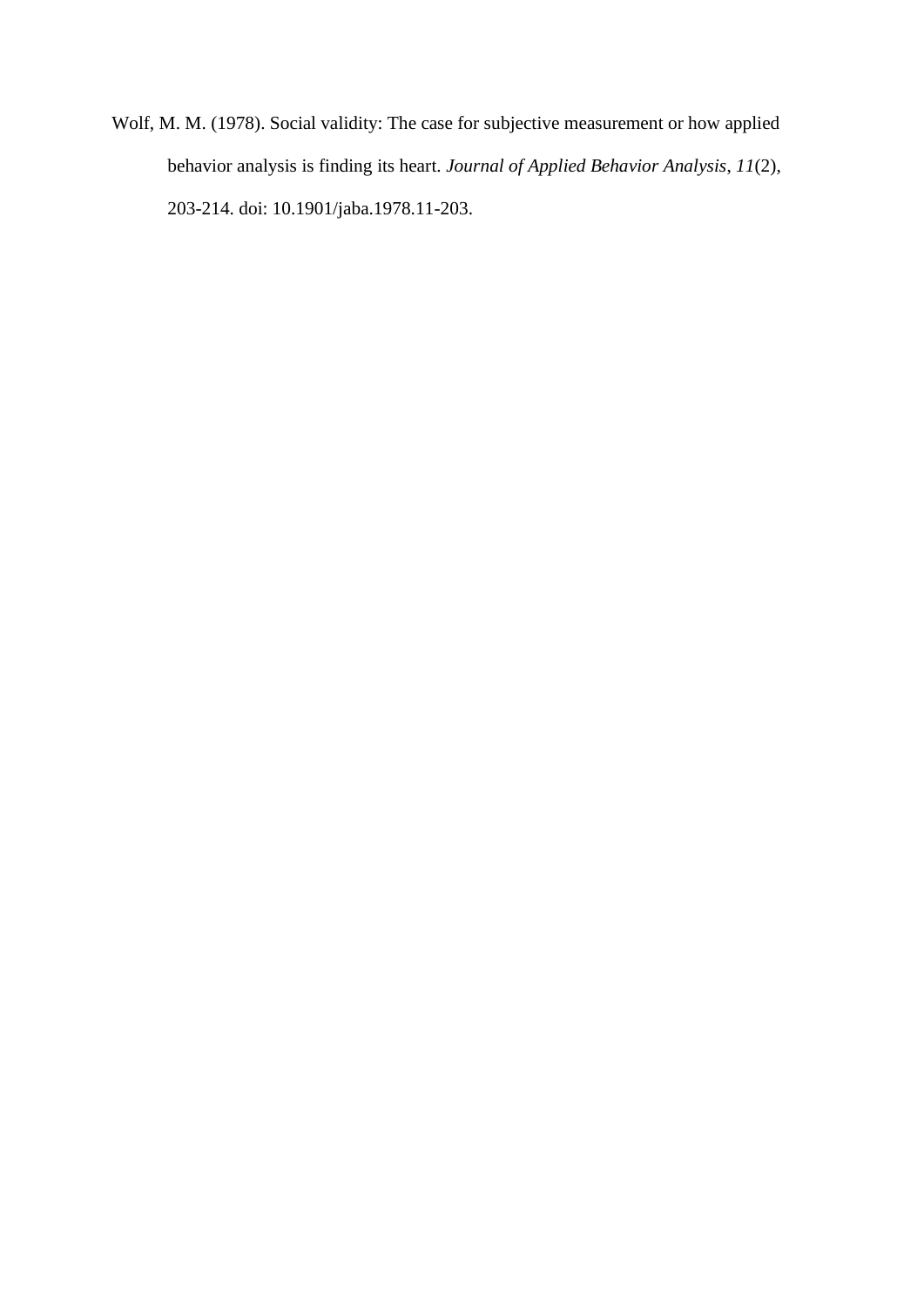Wolf, M. M. (1978). Social validity: The case for subjective measurement or how applied behavior analysis is finding its heart. *Journal of Applied Behavior Analysis*, *11*(2), 203-214. doi: 10.1901/jaba.1978.11-203.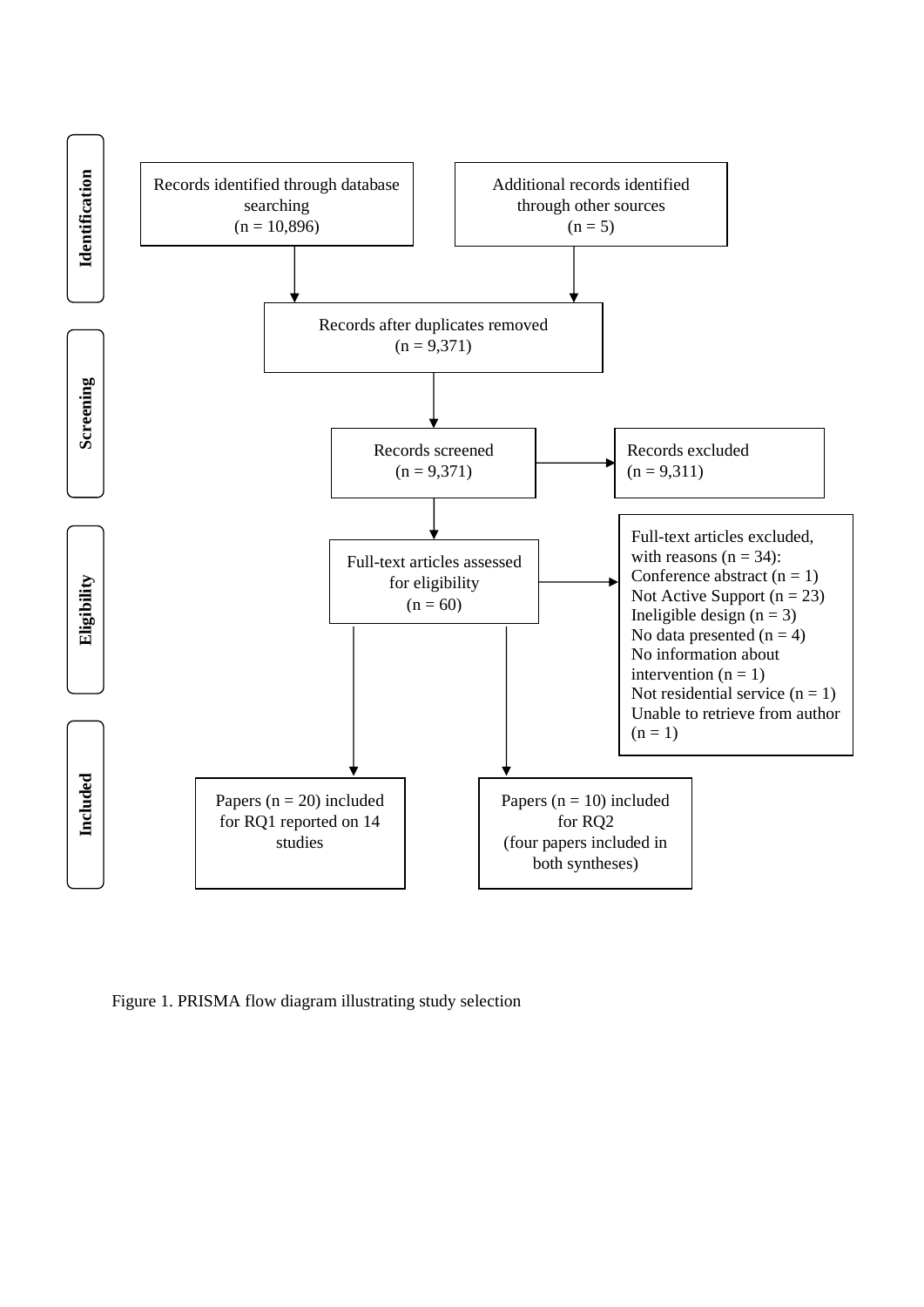**Identification**

Records identified through database searching
(n = 10,896)

Additional records identified through other sources
(n = 5)

Records after duplicates removed
(n = 9,371)

**Screening**

Records screened
(n = 9,371)

Records excluded
(n = 9,311)

**Eligibility**

Full-text articles assessed for eligibility
(n = 60)

Full-text articles excluded, with reasons (n = 34):
Conference abstract (n = 1)
Not Active Support (n = 23)
Ineligible design (n = 3)
No data presented (n = 4)
No information about intervention (n = 1)
Not residential service (n = 1)
Unable to retrieve from author (n = 1)

**Included**

Papers (n = 20) included for RQ1 reported on 14 studies

Papers (n = 10) included for RQ2
(four papers included in both syntheses)

Figure 1. PRISMA flow diagram illustrating study selection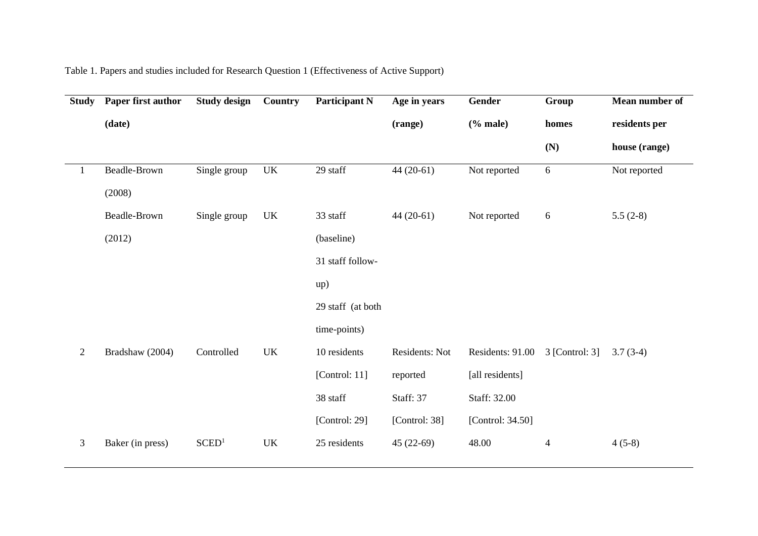Table 1. Papers and studies included for Research Question 1 (Effectiveness of Active Support)

| Study | Paper first author (date) | Study design | Country | Participant N | Age in years (range) | Gender (% male) | Group homes (N) | Mean number of residents per house (range) |
|---|---|---|---|---|---|---|---|---|
| 1 | Beadle-Brown (2008) | Single group | UK | 29 staff | 44 (20-61) | Not reported | 6 | Not reported |
| | Beadle-Brown (2012) | Single group | UK | 33 staff (baseline) 31 staff follow-up) 29 staff (at both time-points) | 44 (20-61) | Not reported | 6 | 5.5 (2-8) |
| 2 | Bradshaw (2004) | Controlled | UK | 10 residents [Control: 11] 38 staff [Control: 29] | Residents: Not reported Staff: 37 [Control: 38] | Residents: 91.00 [all residents] Staff: 32.00 [Control: 34.50] | 3 [Control: 3] | 3.7 (3-4) |
| 3 | Baker (in press) | SCED[1] | UK | 25 residents | 45 (22-69) | 48.00 | 4 | 4 (5-8) |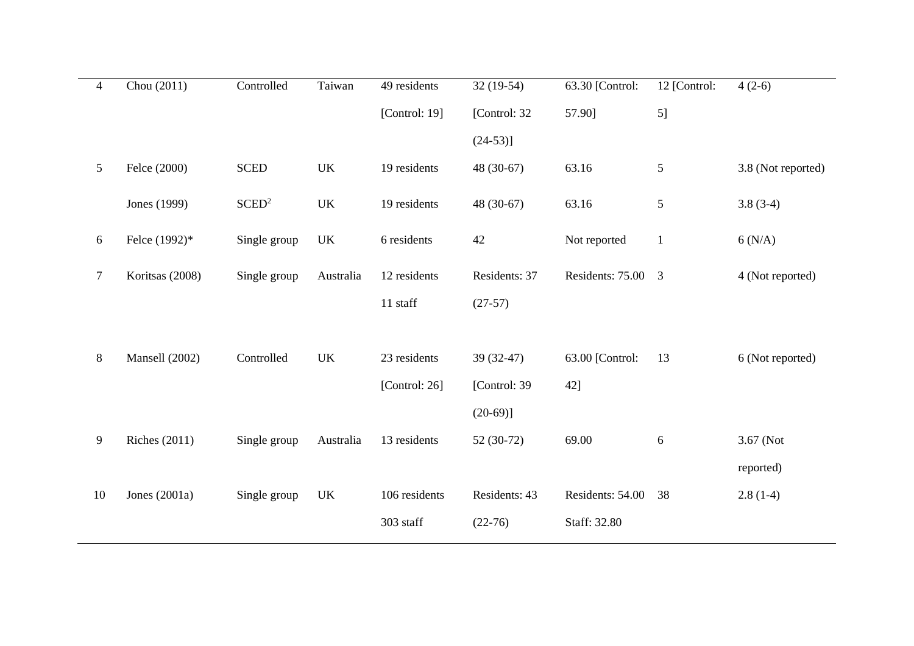| | | | | | | | | |
|---|---|---|---|---|---|---|---|---|
| 4 | Chou (2011) | Controlled | Taiwan | 49 residents [Control: 19] | 32 (19-54) [Control: 32 (24-53)] | 63.30 [Control: 57.90] | 12 [Control: 5] | 4 (2-6) |
| 5 | Felce (2000) | SCED | UK | 19 residents | 48 (30-67) | 63.16 | 5 | 3.8 (Not reported) |
| | Jones (1999) | SCED[2] | UK | 19 residents | 48 (30-67) | 63.16 | 5 | 3.8 (3-4) |
| 6 | Felce (1992)* | Single group | UK | 6 residents | 42 | Not reported | 1 | 6 (N/A) |
| 7 | Koritsas (2008) | Single group | Australia | 12 residents 11 staff | Residents: 37 (27-57) | Residents: 75.00 | 3 | 4 (Not reported) |
| 8 | Mansell (2002) | Controlled | UK | 23 residents [Control: 26] | 39 (32-47) [Control: 39 (20-69)] | 63.00 [Control: 42] | 13 | 6 (Not reported) |
| 9 | Riches (2011) | Single group | Australia | 13 residents | 52 (30-72) | 69.00 | 6 | 3.67 (Not reported) |
| 10 | Jones (2001a) | Single group | UK | 106 residents 303 staff | Residents: 43 (22-76) | Residents: 54.00 Staff: 32.80 | 38 | 2.8 (1-4) |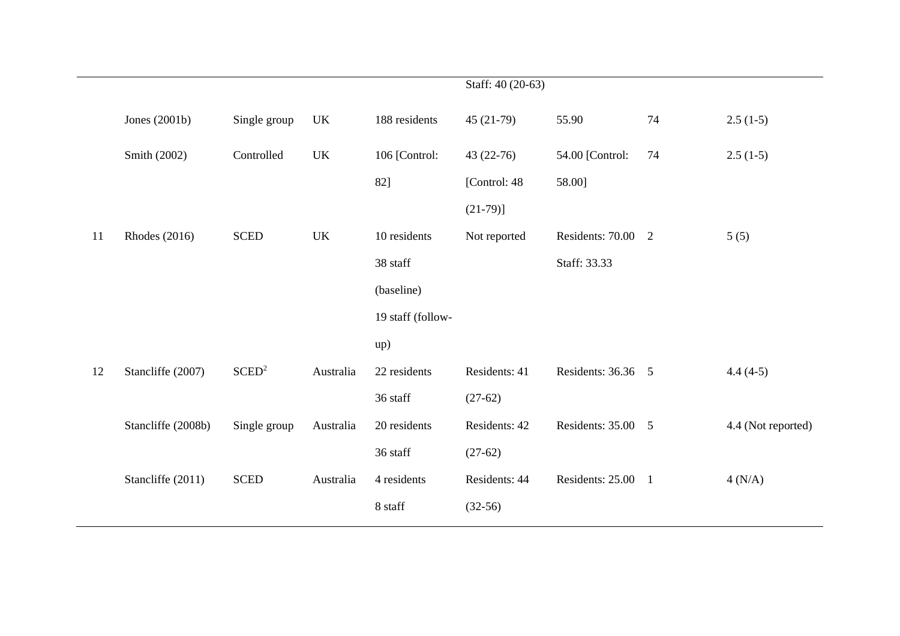| | | | | | | | | |
|---|---|---|---|---|---|---|---|---|
| | | | | | Staff: 40 (20-63) | | | |
| | Jones (2001b) | Single group | UK | 188 residents | 45 (21-79) | 55.90 | 74 | 2.5 (1-5) |
| | Smith (2002) | Controlled | UK | 106 [Control: 82] | 43 (22-76) [Control: 48 (21-79)] | 54.00 [Control: 58.00] | 74 | 2.5 (1-5) |
| 11 | Rhodes (2016) | SCED | UK | 10 residents 38 staff (baseline) 19 staff (follow-up) | Not reported | Residents: 70.00 Staff: 33.33 | 2 | 5 (5) |
| 12 | Stancliffe (2007) | SCED[2] | Australia | 22 residents 36 staff | Residents: 41 (27-62) | Residents: 36.36 | 5 | 4.4 (4-5) |
| | Stancliffe (2008b) | Single group | Australia | 20 residents 36 staff | Residents: 42 (27-62) | Residents: 35.00 | 5 | 4.4 (Not reported) |
| | Stancliffe (2011) | SCED | Australia | 4 residents 8 staff | Residents: 44 (32-56) | Residents: 25.00 | 1 | 4 (N/A) |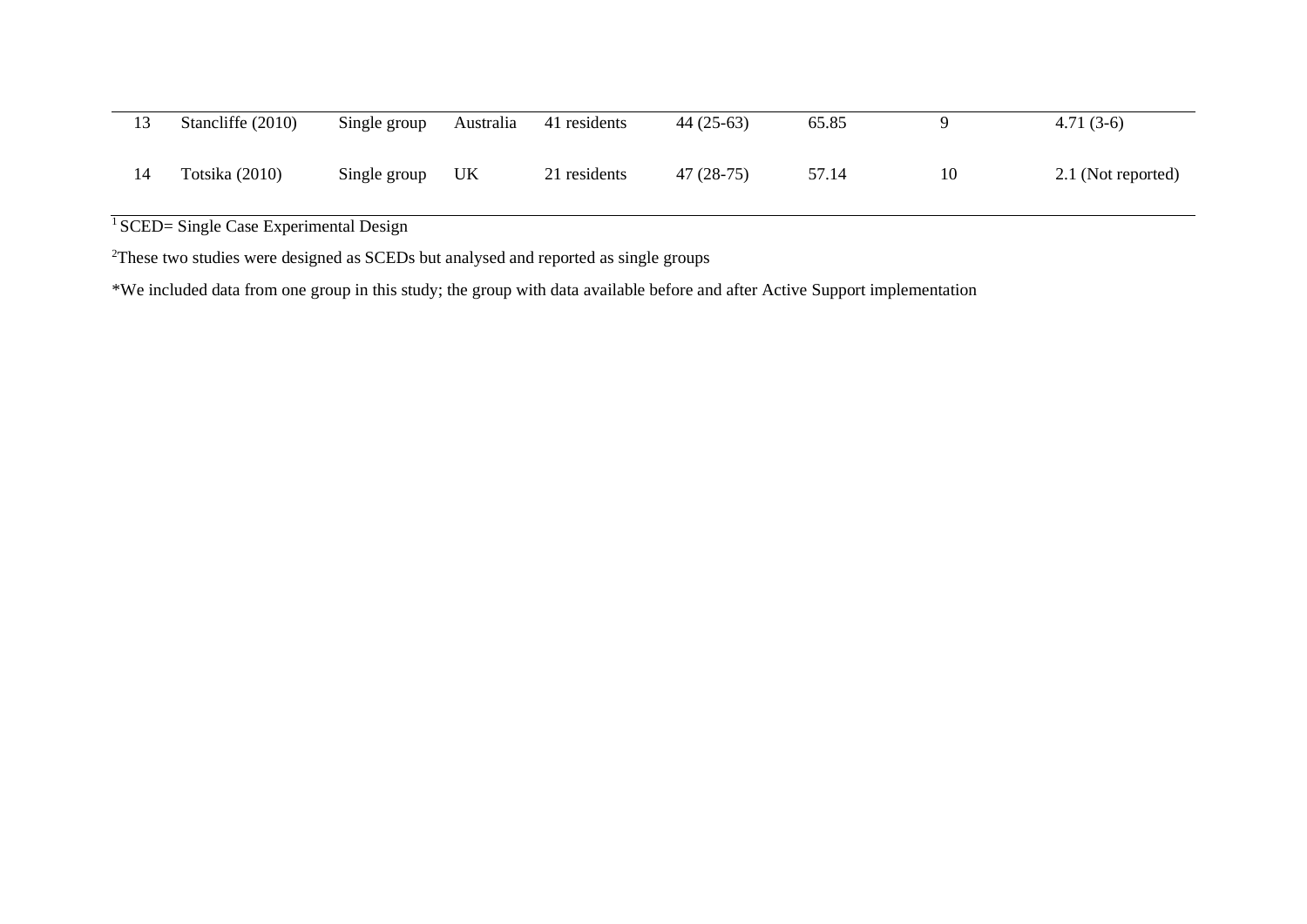| | | | | | | | | |
|---|---|---|---|---|---|---|---|---|
| 13 | Stancliffe (2010) | Single group | Australia | 41 residents | 44 (25-63) | 65.85 | 9 | 4.71 (3-6) |
| 14 | Totsika (2010) | Single group | UK | 21 residents | 47 (28-75) | 57.14 | 10 | 2.1 (Not reported) |

[1] SCED= Single Case Experimental Design

[2]These two studies were designed as SCEDs but analysed and reported as single groups

*We included data from one group in this study; the group with data available before and after Active Support implementation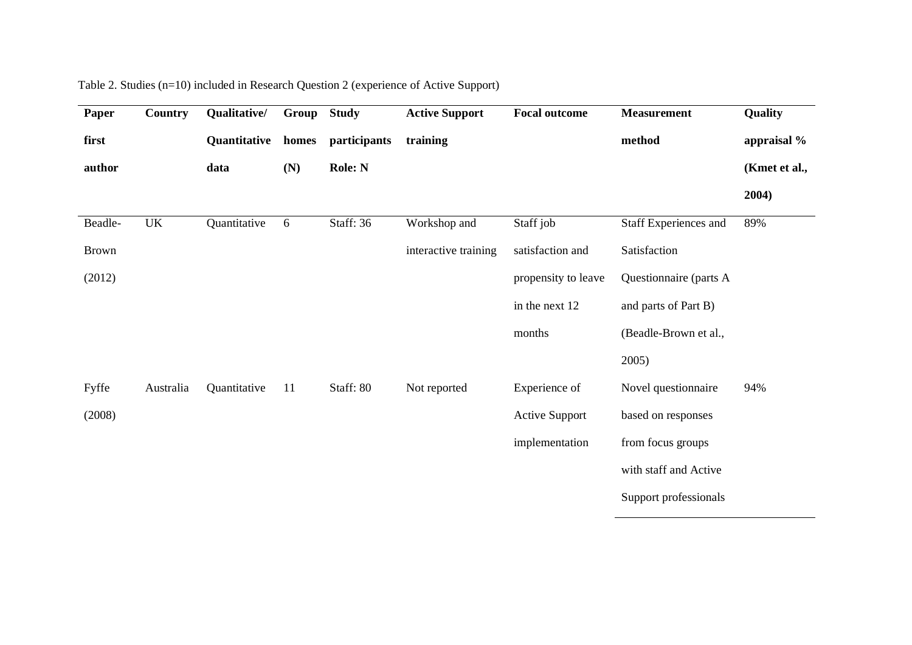Table 2. Studies (n=10) included in Research Question 2 (experience of Active Support)

| Paper first author | Country | Qualitative/ Quantitative data | Group homes (N) | Study participants Role: N | Active Support training | Focal outcome | Measurement method | Quality appraisal % (Kmet et al., 2004) |
|---|---|---|---|---|---|---|---|---|
| Beadle-Brown (2012) | UK | Quantitative | 6 | Staff: 36 | Workshop and interactive training | Staff job satisfaction and propensity to leave in the next 12 months | Staff Experiences and Satisfaction Questionnaire (parts A and parts of Part B) (Beadle-Brown et al., 2005) | 89% |
| Fyffe (2008) | Australia | Quantitative | 11 | Staff: 80 | Not reported | Experience of Active Support implementation | Novel questionnaire based on responses from focus groups with staff and Active Support professionals | 94% |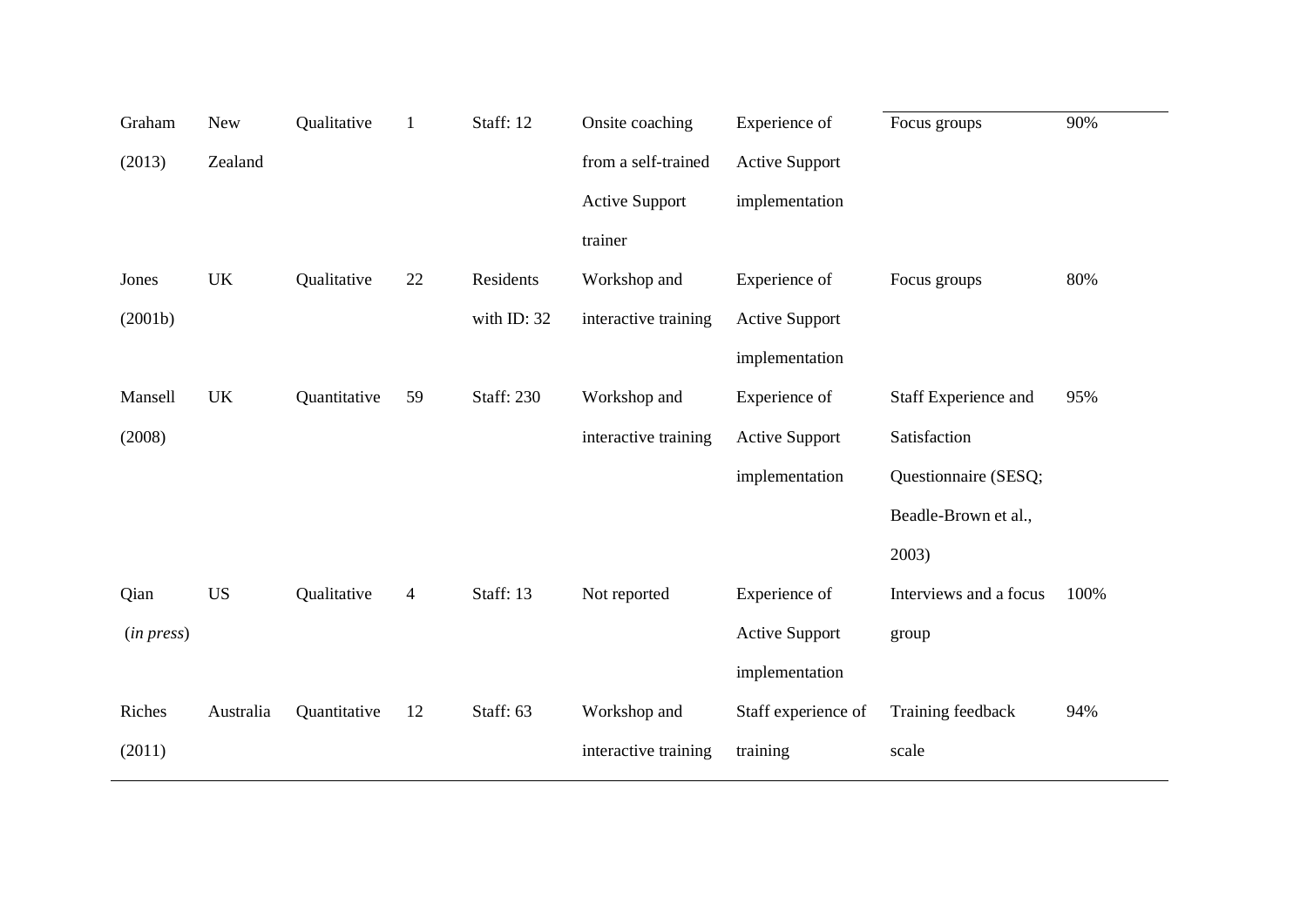| | | | | | | | | |
|---|---|---|---|---|---|---|---|---|
| Graham (2013) | New Zealand | Qualitative | 1 | Staff: 12 | Onsite coaching from a self-trained Active Support trainer | Experience of Active Support implementation | Focus groups | 90% |
| Jones (2001b) | UK | Qualitative | 22 | Residents with ID: 32 | Workshop and interactive training | Experience of Active Support implementation | Focus groups | 80% |
| Mansell (2008) | UK | Quantitative | 59 | Staff: 230 | Workshop and interactive training | Experience of Active Support implementation | Staff Experience and Satisfaction Questionnaire (SESQ; Beadle-Brown et al., 2003) | 95% |
| Qian (*in press*) | US | Qualitative | 4 | Staff: 13 | Not reported | Experience of Active Support implementation | Interviews and a focus group | 100% |
| Riches (2011) | Australia | Quantitative | 12 | Staff: 63 | Workshop and interactive training | Staff experience of training | Training feedback scale | 94% |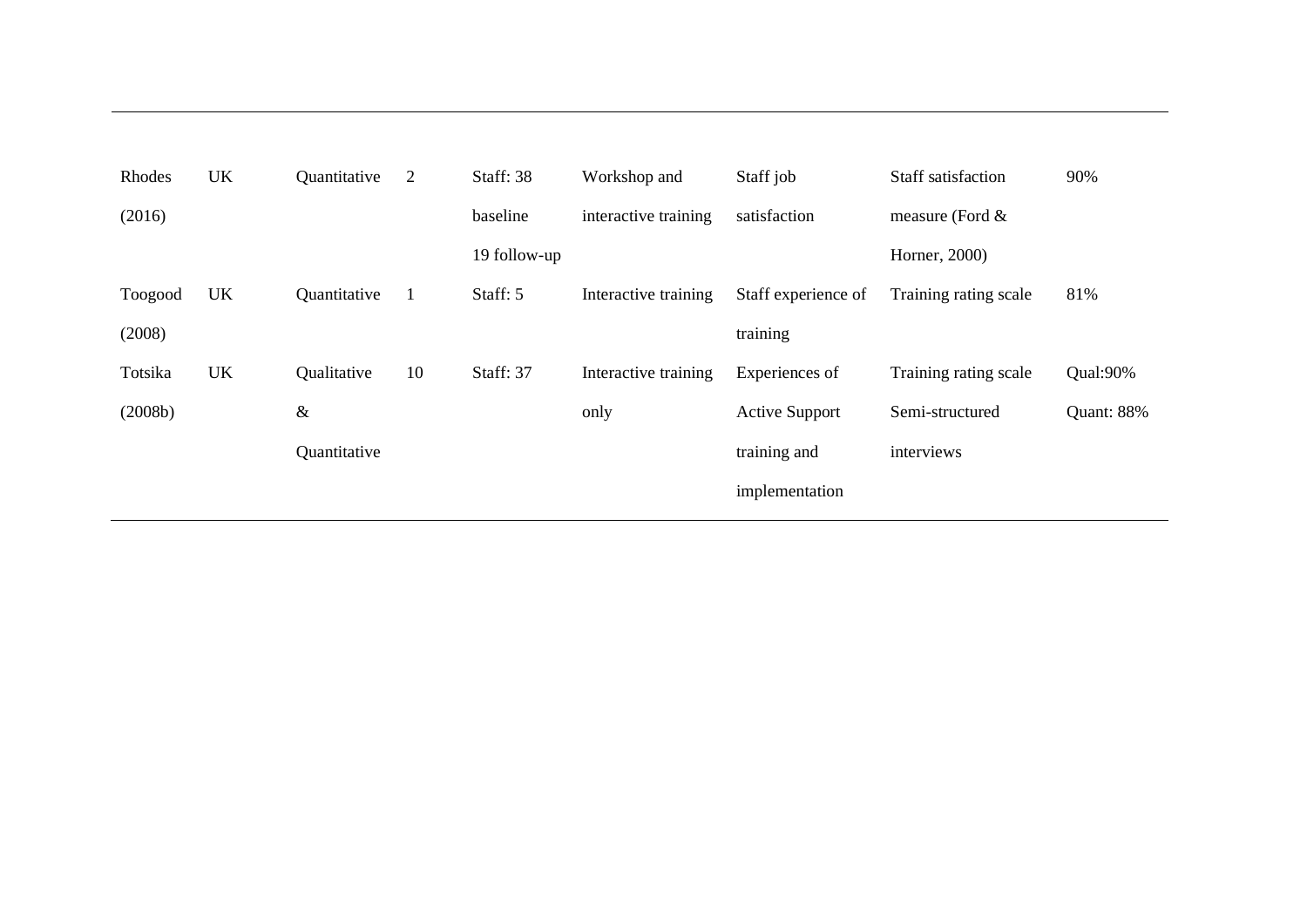| | | | | | | | | |
|---|---|---|---|---|---|---|---|---|
| Rhodes (2016) | UK | Quantitative | 2 | Staff: 38 baseline 19 follow-up | Workshop and interactive training | Staff job satisfaction | Staff satisfaction measure (Ford & Horner, 2000) | 90% |
| Toogood (2008) | UK | Quantitative | 1 | Staff: 5 | Interactive training | Staff experience of training | Training rating scale | 81% |
| Totsika (2008b) | UK | Qualitative & Quantitative | 10 | Staff: 37 | Interactive training only | Experiences of Active Support training and implementation | Training rating scale Semi-structured interviews | Qual:90% Quant: 88% |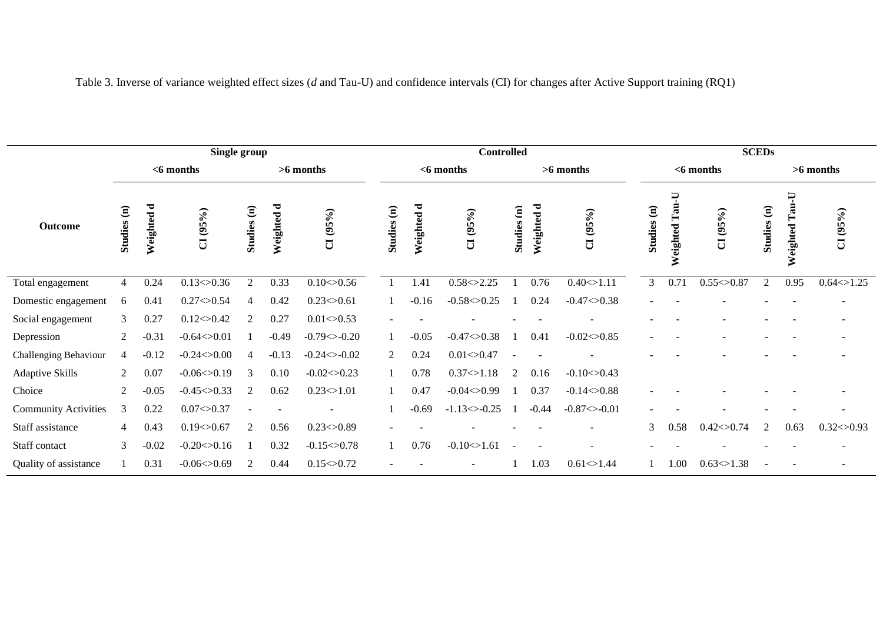Table 3. Inverse of variance weighted effect sizes (*d* and Tau-U) and confidence intervals (CI) for changes after Active Support training (RQ1)

| | Single group | | | | | | Controlled | | | | | | SCEDs | | | | | |
|---|---|---|---|---|---|---|---|---|---|---|---|---|---|---|---|---|---|---|
| | <6 months | | | >6 months | | | <6 months | | | >6 months | | | <6 months | | | >6 months | | |
| **Outcome** | **Studies (n)** | **Weighted d** | **CI (95%)** | **Studies (n)** | **Weighted d** | **CI (95%)** | **Studies (n)** | **Weighted d** | **CI (95%)** | **Studies (n)** | **Weighted d** | **CI (95%)** | **Studies (n)** | **Weighted Tau-U** | **CI (95%)** | **Studies (n)** | **Weighted Tau-U** | **CI (95%)** |
| Total engagement | 4 | 0.24 | 0.13<>0.36 | 2 | 0.33 | 0.10<>0.56 | 1 | 1.41 | 0.58<>2.25 | 1 | 0.76 | 0.40<>1.11 | 3 | 0.71 | 0.55<>0.87 | 2 | 0.95 | 0.64<>1.25 |
| Domestic engagement | 6 | 0.41 | 0.27<>0.54 | 4 | 0.42 | 0.23<>0.61 | 1 | -0.16 | -0.58<>0.25 | 1 | 0.24 | -0.47<>0.38 | - | - | - | - | - | - |
| Social engagement | 3 | 0.27 | 0.12<>0.42 | 2 | 0.27 | 0.01<>0.53 | - | - | - | - | - | - | - | - | - | - | - | - |
| Depression | 2 | -0.31 | -0.64<>0.01 | 1 | -0.49 | -0.79<>-0.20 | 1 | -0.05 | -0.47<>0.38 | 1 | 0.41 | -0.02<>0.85 | - | - | - | - | - | - |
| Challenging Behaviour | 4 | -0.12 | -0.24<>0.00 | 4 | -0.13 | -0.24<>-0.02 | 2 | 0.24 | 0.01<>0.47 | - | - | - | - | - | - | - | - | - |
| Adaptive Skills | 2 | 0.07 | -0.06<>0.19 | 3 | 0.10 | -0.02<>0.23 | 1 | 0.78 | 0.37<>1.18 | 2 | 0.16 | -0.10<>0.43 | | | | | | |
| Choice | 2 | -0.05 | -0.45<>0.33 | 2 | 0.62 | 0.23<>1.01 | 1 | 0.47 | -0.04<>0.99 | 1 | 0.37 | -0.14<>0.88 | - | - | - | - | - | - |
| Community Activities | 3 | 0.22 | 0.07<>0.37 | - | - | - | 1 | -0.69 | -1.13<>-0.25 | 1 | -0.44 | -0.87<>-0.01 | - | - | - | - | - | - |
| Staff assistance | 4 | 0.43 | 0.19<>0.67 | 2 | 0.56 | 0.23<>0.89 | - | - | - | - | - | - | 3 | 0.58 | 0.42<>0.74 | 2 | 0.63 | 0.32<>0.93 |
| Staff contact | 3 | -0.02 | -0.20<>0.16 | 1 | 0.32 | -0.15<>0.78 | 1 | 0.76 | -0.10<>1.61 | - | - | - | - | - | - | - | - | - |
| Quality of assistance | 1 | 0.31 | -0.06<>0.69 | 2 | 0.44 | 0.15<>0.72 | - | - | - | 1 | 1.03 | 0.61<>1.44 | 1 | 1.00 | 0.63<>1.38 | - | - | - |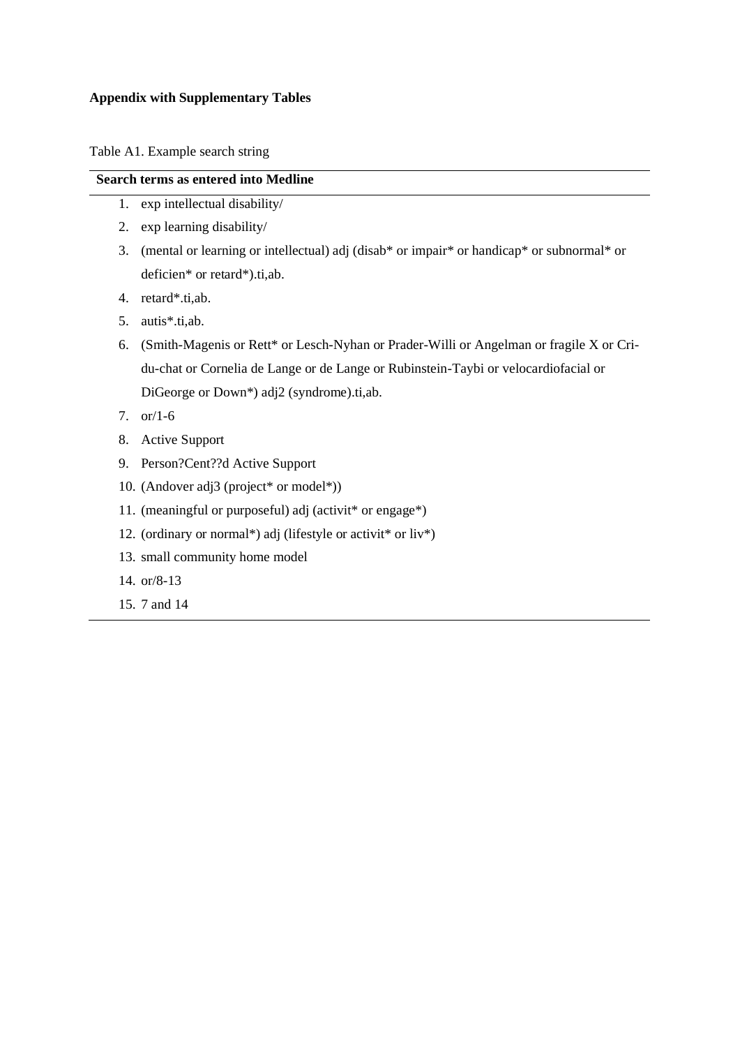**Appendix with Supplementary Tables**

Table A1. Example search string

| Search terms as entered into Medline |
|---|
| 1. exp intellectual disability/ |
| 2. exp learning disability/ |
| 3. (mental or learning or intellectual) adj (disab* or impair* or handicap* or subnormal* or deficien* or retard*).ti,ab. |
| 4. retard*.ti,ab. |
| 5. autis*.ti,ab. |
| 6. (Smith-Magenis or Rett* or Lesch-Nyhan or Prader-Willi or Angelman or fragile X or Cri-du-chat or Cornelia de Lange or de Lange or Rubinstein-Taybi or velocardiofacial or DiGeorge or Down*) adj2 (syndrome).ti,ab. |
| 7. or/1-6 |
| 8. Active Support |
| 9. Person?Cent??d Active Support |
| 10. (Andover adj3 (project* or model*)) |
| 11. (meaningful or purposeful) adj (activit* or engage*) |
| 12. (ordinary or normal*) adj (lifestyle or activit* or liv*) |
| 13. small community home model |
| 14. or/8-13 |
| 15. 7 and 14 |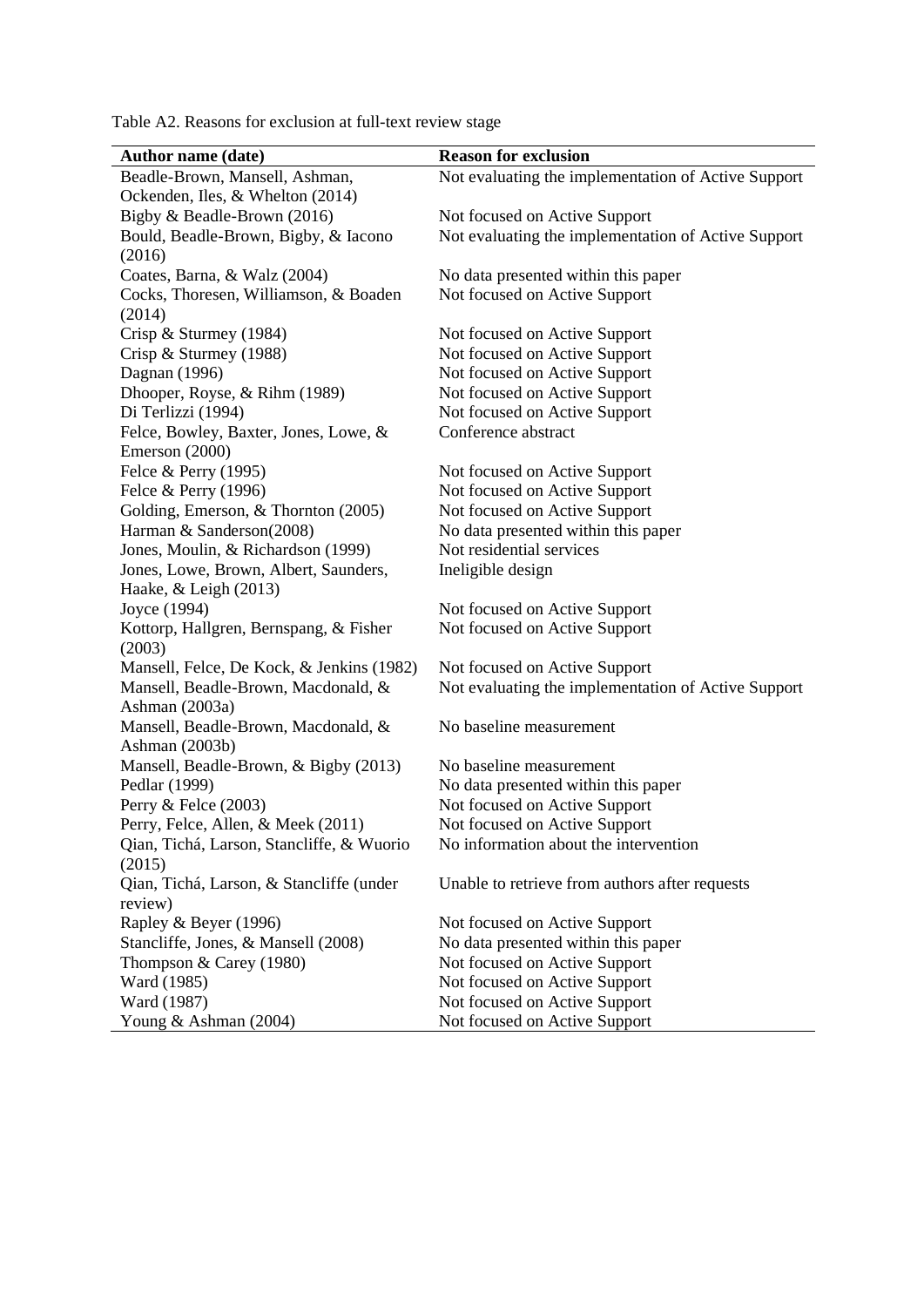Table A2. Reasons for exclusion at full-text review stage

| Author name (date) | Reason for exclusion |
|---|---|
| Beadle-Brown, Mansell, Ashman, Ockenden, Iles, & Whelton (2014) | Not evaluating the implementation of Active Support |
| Bigby & Beadle-Brown (2016) | Not focused on Active Support |
| Bould, Beadle-Brown, Bigby, & Iacono (2016) | Not evaluating the implementation of Active Support |
| Coates, Barna, & Walz (2004) | No data presented within this paper |
| Cocks, Thoresen, Williamson, & Boaden (2014) | Not focused on Active Support |
| Crisp & Sturmey (1984) | Not focused on Active Support |
| Crisp & Sturmey (1988) | Not focused on Active Support |
| Dagnan (1996) | Not focused on Active Support |
| Dhooper, Royse, & Rihm (1989) | Not focused on Active Support |
| Di Terlizzi (1994) | Not focused on Active Support |
| Felce, Bowley, Baxter, Jones, Lowe, & Emerson (2000) | Conference abstract |
| Felce & Perry (1995) | Not focused on Active Support |
| Felce & Perry (1996) | Not focused on Active Support |
| Golding, Emerson, & Thornton (2005) | Not focused on Active Support |
| Harman & Sanderson(2008) | No data presented within this paper |
| Jones, Moulin, & Richardson (1999) | Not residential services |
| Jones, Lowe, Brown, Albert, Saunders, Haake, & Leigh (2013) | Ineligible design |
| Joyce (1994) | Not focused on Active Support |
| Kottorp, Hallgren, Bernspang, & Fisher (2003) | Not focused on Active Support |
| Mansell, Felce, De Kock, & Jenkins (1982) | Not focused on Active Support |
| Mansell, Beadle-Brown, Macdonald, & Ashman (2003a) | Not evaluating the implementation of Active Support |
| Mansell, Beadle-Brown, Macdonald, & Ashman (2003b) | No baseline measurement |
| Mansell, Beadle-Brown, & Bigby (2013) | No baseline measurement |
| Pedlar (1999) | No data presented within this paper |
| Perry & Felce (2003) | Not focused on Active Support |
| Perry, Felce, Allen, & Meek (2011) | Not focused on Active Support |
| Qian, Tichá, Larson, Stancliffe, & Wuorio (2015) | No information about the intervention |
| Qian, Tichá, Larson, & Stancliffe (under review) | Unable to retrieve from authors after requests |
| Rapley & Beyer (1996) | Not focused on Active Support |
| Stancliffe, Jones, & Mansell (2008) | No data presented within this paper |
| Thompson & Carey (1980) | Not focused on Active Support |
| Ward (1985) | Not focused on Active Support |
| Ward (1987) | Not focused on Active Support |
| Young & Ashman (2004) | Not focused on Active Support |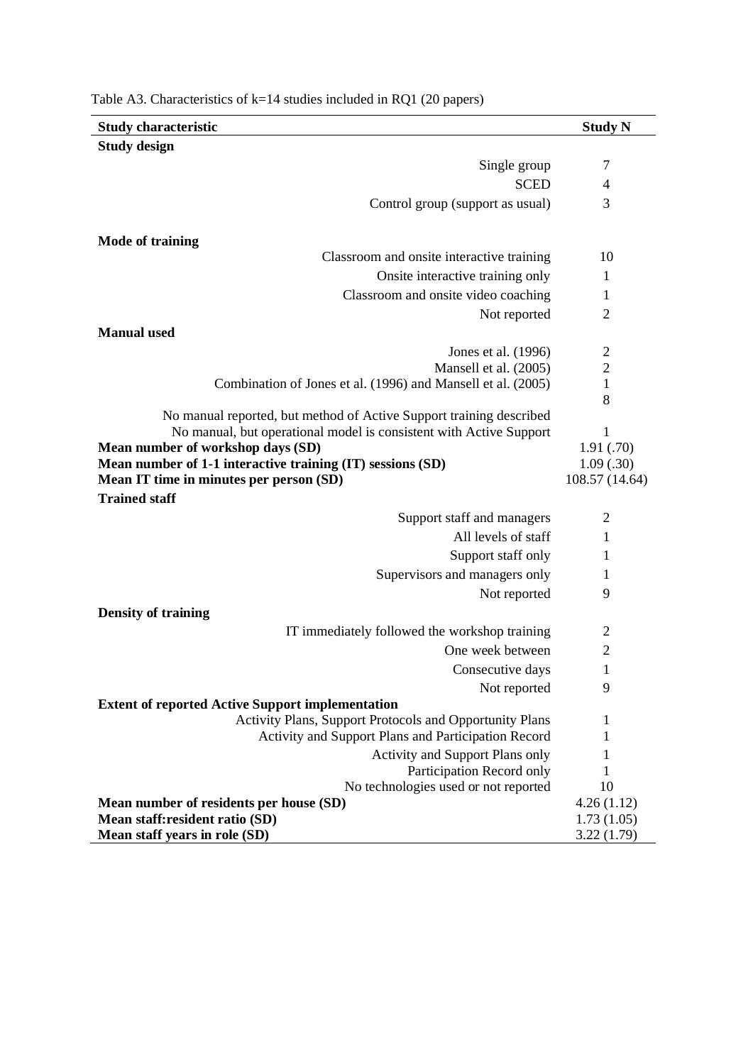Table A3. Characteristics of k=14 studies included in RQ1 (20 papers)

| Study characteristic | Study N |
|---|---|
| **Study design** | |
| Single group | 7 |
| SCED | 4 |
| Control group (support as usual) | 3 |
| **Mode of training** | |
| Classroom and onsite interactive training | 10 |
| Onsite interactive training only | 1 |
| Classroom and onsite video coaching | 1 |
| Not reported | 2 |
| **Manual used** | |
| Jones et al. (1996) | 2 |
| Mansell et al. (2005) | 2 |
| Combination of Jones et al. (1996) and Mansell et al. (2005) | 1 |
| No manual reported, but method of Active Support training described | 8 |
| No manual, but operational model is consistent with Active Support | 1 |
| **Mean number of workshop days (SD)** | 1.91 (.70) |
| **Mean number of 1-1 interactive training (IT) sessions (SD)** | 1.09 (.30) |
| **Mean IT time in minutes per person (SD)** | 108.57 (14.64) |
| **Trained staff** | |
| Support staff and managers | 2 |
| All levels of staff | 1 |
| Support staff only | 1 |
| Supervisors and managers only | 1 |
| Not reported | 9 |
| **Density of training** | |
| IT immediately followed the workshop training | 2 |
| One week between | 2 |
| Consecutive days | 1 |
| Not reported | 9 |
| **Extent of reported Active Support implementation** | |
| Activity Plans, Support Protocols and Opportunity Plans | 1 |
| Activity and Support Plans and Participation Record | 1 |
| Activity and Support Plans only | 1 |
| Participation Record only | 1 |
| No technologies used or not reported | 10 |
| **Mean number of residents per house (SD)** | 4.26 (1.12) |
| **Mean staff:resident ratio (SD)** | 1.73 (1.05) |
| **Mean staff years in role (SD)** | 3.22 (1.79) |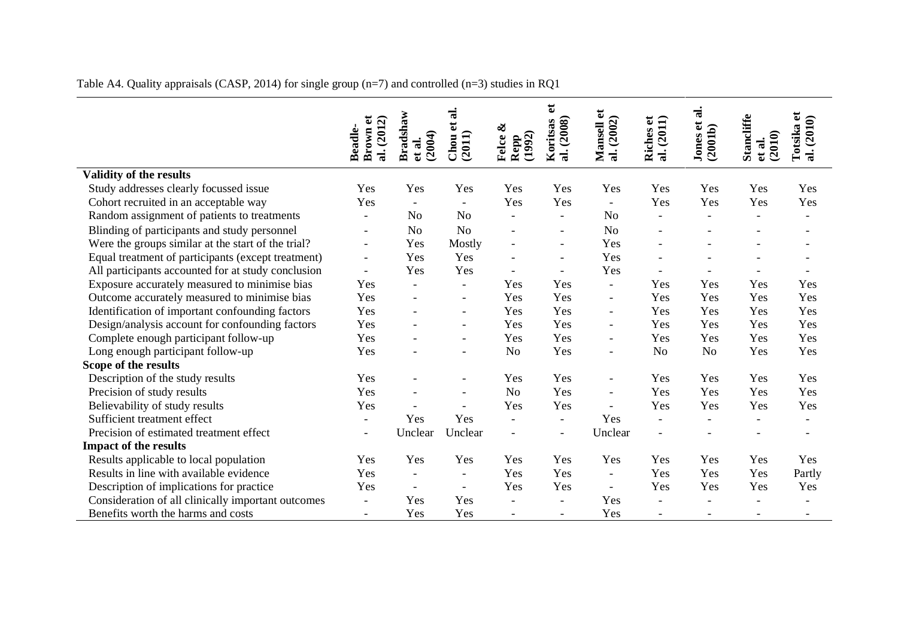Table A4. Quality appraisals (CASP, 2014) for single group (n=7) and controlled (n=3) studies in RQ1

| | Beadle-Brown et al. (2012) | Bradshaw et al. (2004) | Chou et al. (2011) | Felce & Repp (1992) | Koritsas et al. (2008) | Mansell et al. (2002) | Riches et al. (2011) | Jones et al. (2001b) | Stancliffe et al. (2010) | Totsika et al. (2010) |
|---|---|---|---|---|---|---|---|---|---|---|
| **Validity of the results** | | | | | | | | | | |
| Study addresses clearly focussed issue | Yes | Yes | Yes | Yes | Yes | Yes | Yes | Yes | Yes | Yes |
| Cohort recruited in an acceptable way | Yes | - | - | Yes | Yes | - | Yes | Yes | Yes | Yes |
| Random assignment of patients to treatments | - | No | No | - | - | No | - | - | - | - |
| Blinding of participants and study personnel | - | No | No | - | - | No | - | - | - | - |
| Were the groups similar at the start of the trial? | - | Yes | Mostly | - | - | Yes | - | - | - | - |
| Equal treatment of participants (except treatment) | - | Yes | Yes | - | - | Yes | - | - | - | - |
| All participants accounted for at study conclusion | - | Yes | Yes | - | - | Yes | - | - | - | - |
| Exposure accurately measured to minimise bias | Yes | - | - | Yes | Yes | - | Yes | Yes | Yes | Yes |
| Outcome accurately measured to minimise bias | Yes | - | - | Yes | Yes | - | Yes | Yes | Yes | Yes |
| Identification of important confounding factors | Yes | - | - | Yes | Yes | - | Yes | Yes | Yes | Yes |
| Design/analysis account for confounding factors | Yes | - | - | Yes | Yes | - | Yes | Yes | Yes | Yes |
| Complete enough participant follow-up | Yes | - | - | Yes | Yes | - | Yes | Yes | Yes | Yes |
| Long enough participant follow-up | Yes | - | - | No | Yes | - | No | No | Yes | Yes |
| **Scope of the results** | | | | | | | | | | |
| Description of the study results | Yes | - | - | Yes | Yes | - | Yes | Yes | Yes | Yes |
| Precision of study results | Yes | - | - | No | Yes | - | Yes | Yes | Yes | Yes |
| Believability of study results | Yes | - | - | Yes | Yes | - | Yes | Yes | Yes | Yes |
| Sufficient treatment effect | - | Yes | Yes | - | - | Yes | - | - | - | - |
| Precision of estimated treatment effect | - | Unclear | Unclear | - | - | Unclear | - | - | - | - |
| **Impact of the results** | | | | | | | | | | |
| Results applicable to local population | Yes | Yes | Yes | Yes | Yes | Yes | Yes | Yes | Yes | Yes |
| Results in line with available evidence | Yes | - | - | Yes | Yes | - | Yes | Yes | Yes | Partly |
| Description of implications for practice | Yes | - | - | Yes | Yes | - | Yes | Yes | Yes | Yes |
| Consideration of all clinically important outcomes | - | Yes | Yes | - | - | Yes | - | - | - | - |
| Benefits worth the harms and costs | - | Yes | Yes | - | - | Yes | - | - | - | - |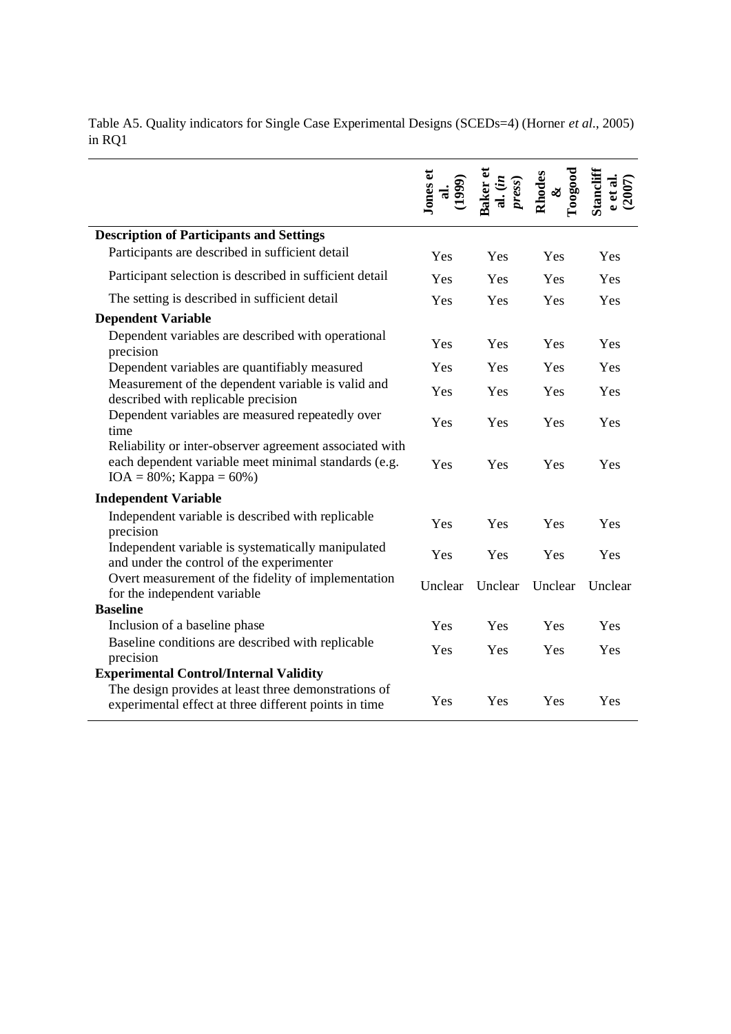Table A5. Quality indicators for Single Case Experimental Designs (SCEDs=4) (Horner *et al.*, 2005) in RQ1

| | **Jones et al. (1999)** | **Baker et al. (*in press*)** | **Rhodes & Toogood** | **Stancliffe et al. (2007)** |
|---|---|---|---|---|
| **Description of Participants and Settings** | | | | |
| Participants are described in sufficient detail | Yes | Yes | Yes | Yes |
| Participant selection is described in sufficient detail | Yes | Yes | Yes | Yes |
| The setting is described in sufficient detail | Yes | Yes | Yes | Yes |
| **Dependent Variable** | | | | |
| Dependent variables are described with operational precision | Yes | Yes | Yes | Yes |
| Dependent variables are quantifiably measured | Yes | Yes | Yes | Yes |
| Measurement of the dependent variable is valid and described with replicable precision | Yes | Yes | Yes | Yes |
| Dependent variables are measured repeatedly over time | Yes | Yes | Yes | Yes |
| Reliability or inter-observer agreement associated with each dependent variable meet minimal standards (e.g. IOA = 80%; Kappa = 60%) | Yes | Yes | Yes | Yes |
| **Independent Variable** | | | | |
| Independent variable is described with replicable precision | Yes | Yes | Yes | Yes |
| Independent variable is systematically manipulated and under the control of the experimenter | Yes | Yes | Yes | Yes |
| Overt measurement of the fidelity of implementation for the independent variable | Unclear | Unclear | Unclear | Unclear |
| **Baseline** | | | | |
| Inclusion of a baseline phase | Yes | Yes | Yes | Yes |
| Baseline conditions are described with replicable precision | Yes | Yes | Yes | Yes |
| **Experimental Control/Internal Validity** | | | | |
| The design provides at least three demonstrations of experimental effect at three different points in time | Yes | Yes | Yes | Yes |